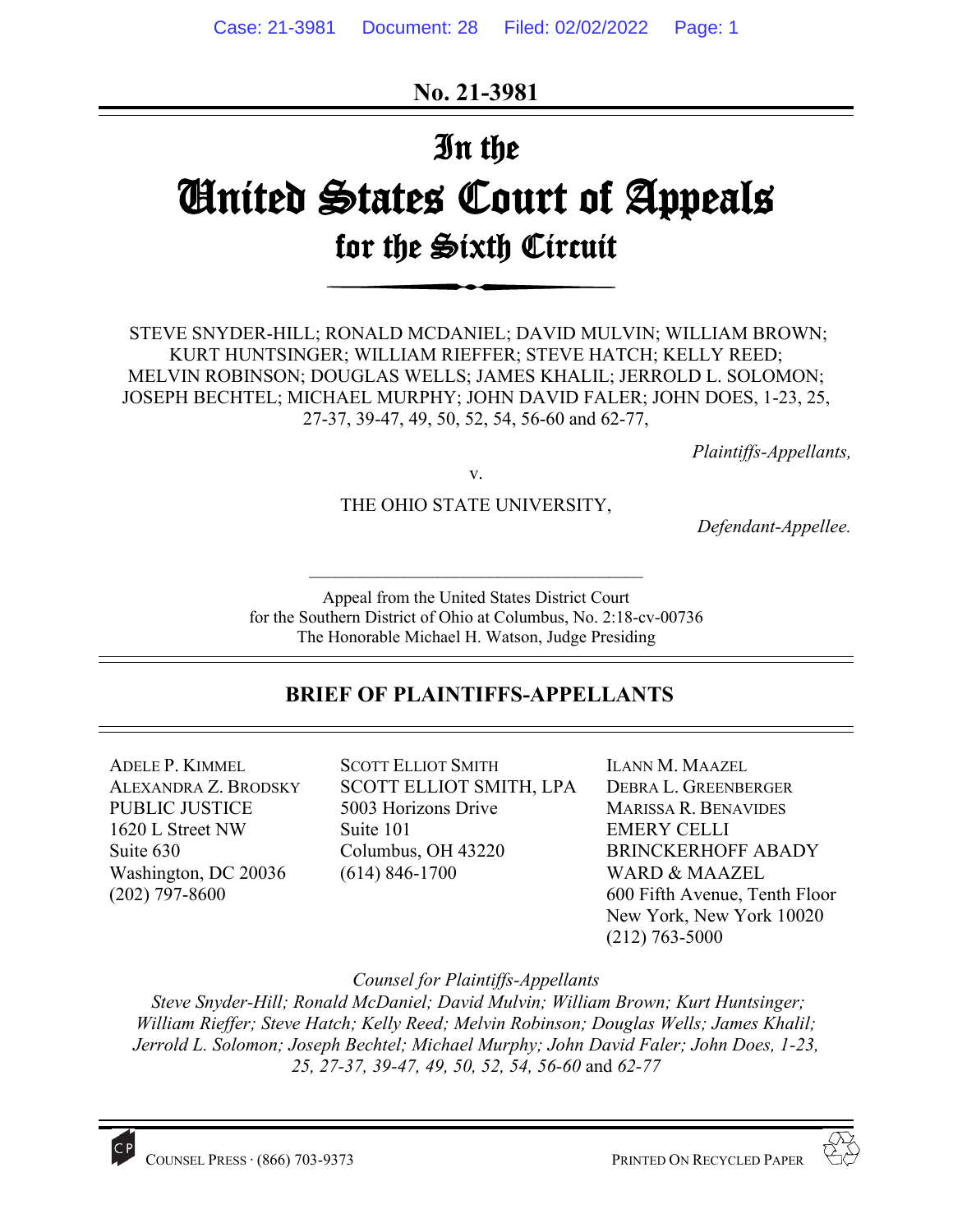**No. 21-3981**

# In the United States Court of Appeals for the Sixth Circuit

STEVE SNYDER-HILL; RONALD MCDANIEL; DAVID MULVIN; WILLIAM BROWN; KURT HUNTSINGER; WILLIAM RIEFFER; STEVE HATCH; KELLY REED; MELVIN ROBINSON; DOUGLAS WELLS; JAMES KHALIL; JERROLD L. SOLOMON; JOSEPH BECHTEL; MICHAEL MURPHY; JOHN DAVID FALER; JOHN DOES, 1-23, 25, 27-37, 39-47, 49, 50, 52, 54, 56-60 and 62-77,

*Plaintiffs-Appellants,*

v.

THE OHIO STATE UNIVERSITY,

*Defendant-Appellee.*

Appeal from the United States District Court for the Southern District of Ohio at Columbus, No. 2:18-cv-00736
The Honorable Michael H. Watson, Judge Presiding

## BRIEF OF PLAINTIFFS-APPELLANTS

ADELE P. KIMMEL
ALEXANDRA Z. BRODSKY
PUBLIC JUSTICE
1620 L Street NW
Suite 630
Washington, DC 20036
(202) 797-8600

SCOTT ELLIOT SMITH
SCOTT ELLIOT SMITH, LPA
5003 Horizons Drive
Suite 101
Columbus, OH 43220
(614) 846-1700

ILANN M. MAAZEL
DEBRA L. GREENBERGER
MARISSA R. BENAVIDES
EMERY CELLI BRINCKERHOFF ABADY WARD & MAAZEL
600 Fifth Avenue, Tenth Floor
New York, New York 10020
(212) 763-5000

*Counsel for Plaintiffs-Appellants*
*Steve Snyder-Hill; Ronald McDaniel; David Mulvin; William Brown; Kurt Huntsinger; William Rieffer; Steve Hatch; Kelly Reed; Melvin Robinson; Douglas Wells; James Khalil; Jerrold L. Solomon; Joseph Bechtel; Michael Murphy; John David Faler; John Does, 1-23, 25, 27-37, 39-47, 49, 50, 52, 54, 56-60* and *62-77*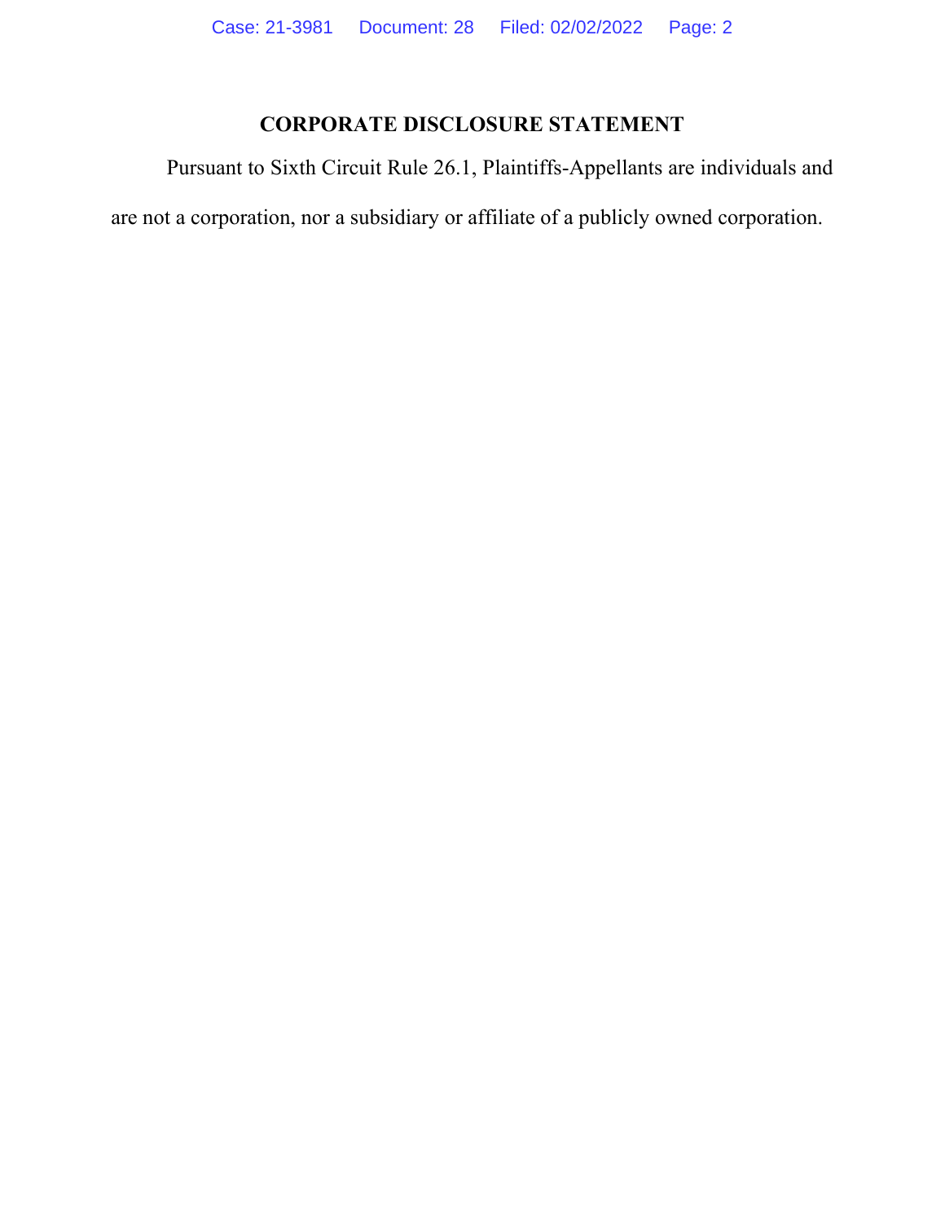## CORPORATE DISCLOSURE STATEMENT

Pursuant to Sixth Circuit Rule 26.1, Plaintiffs-Appellants are individuals and are not a corporation, nor a subsidiary or affiliate of a publicly owned corporation.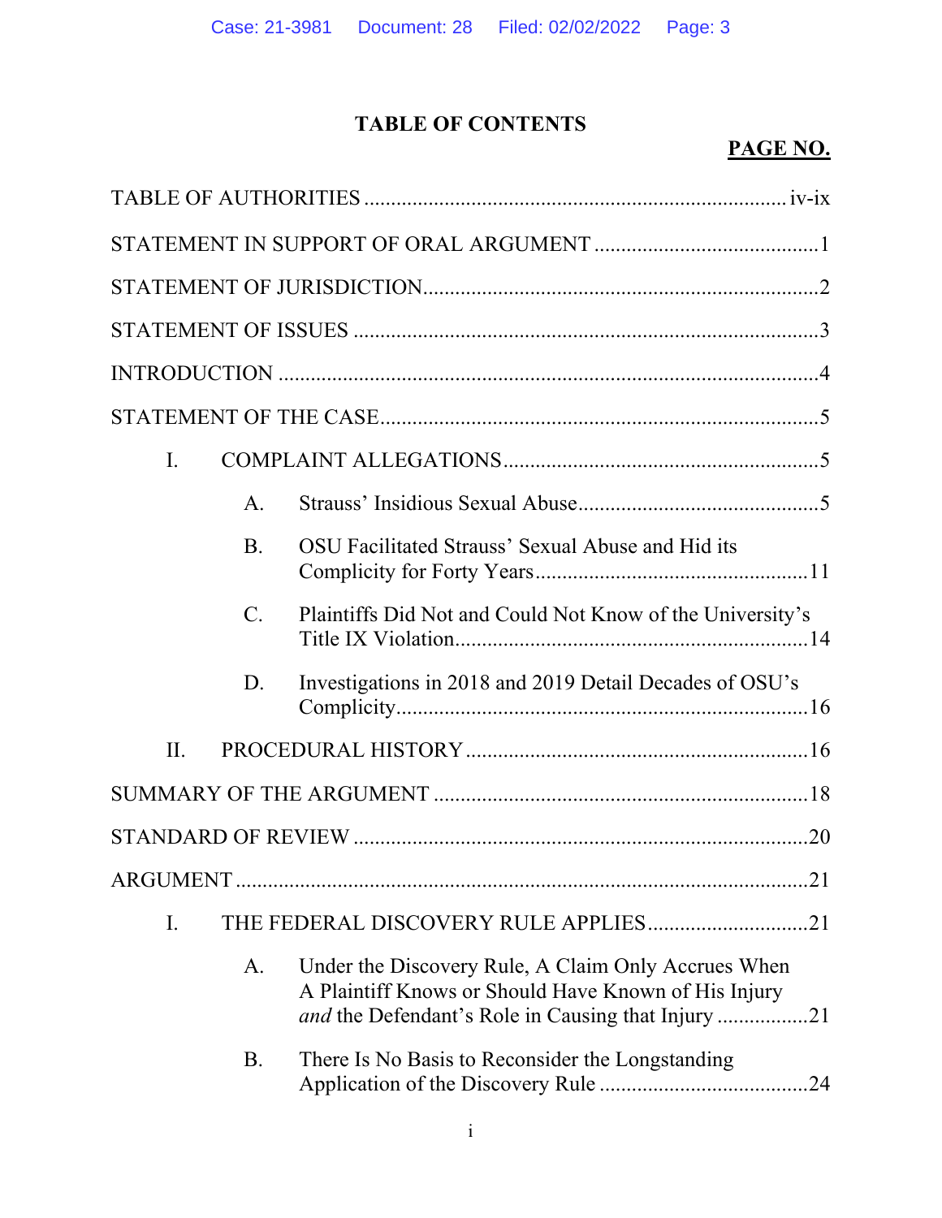# TABLE OF CONTENTS

**PAGE NO.**

TABLE OF AUTHORITIES .............................................................................. iv-ix

STATEMENT IN SUPPORT OF ORAL ARGUMENT ..........................................1

STATEMENT OF JURISDICTION........................................................................2

STATEMENT OF ISSUES .....................................................................................3

INTRODUCTION ...................................................................................................4

STATEMENT OF THE CASE.................................................................................5

- I. COMPLAINT ALLEGATIONS..........................................................5
  - A. Strauss' Insidious Sexual Abuse.............................................5
  - B. OSU Facilitated Strauss' Sexual Abuse and Hid its Complicity for Forty Years..................................................11
  - C. Plaintiffs Did Not and Could Not Know of the University's Title IX Violation.................................................................14
  - D. Investigations in 2018 and 2019 Detail Decades of OSU's Complicity............................................................................16
- II. PROCEDURAL HISTORY...............................................................16

SUMMARY OF THE ARGUMENT .....................................................................18

STANDARD OF REVIEW ....................................................................................20

ARGUMENT ..........................................................................................................21

- I. THE FEDERAL DISCOVERY RULE APPLIES..............................21
  - A. Under the Discovery Rule, A Claim Only Accrues When A Plaintiff Knows or Should Have Known of His Injury *and* the Defendant's Role in Causing that Injury .................21
  - B. There Is No Basis to Reconsider the Longstanding Application of the Discovery Rule .......................................24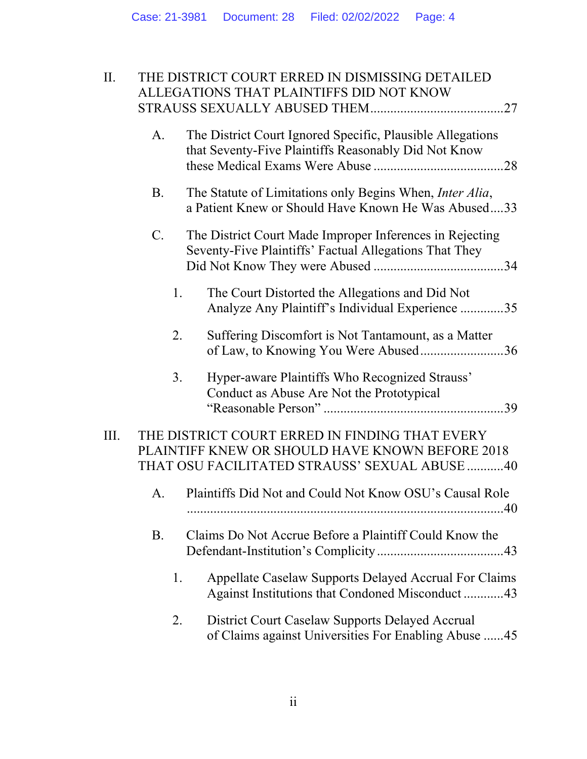II. THE DISTRICT COURT ERRED IN DISMISSING DETAILED ALLEGATIONS THAT PLAINTIFFS DID NOT KNOW STRAUSS SEXUALLY ABUSED THEM .......................................27

  A. The District Court Ignored Specific, Plausible Allegations that Seventy-Five Plaintiffs Reasonably Did Not Know these Medical Exams Were Abuse .......................................28

  B. The Statute of Limitations only Begins When, *Inter Alia*, a Patient Knew or Should Have Known He Was Abused....33

  C. The District Court Made Improper Inferences in Rejecting Seventy-Five Plaintiffs' Factual Allegations That They Did Not Know They were Abused .......................................34

    1. The Court Distorted the Allegations and Did Not Analyze Any Plaintiff's Individual Experience .............35

    2. Suffering Discomfort is Not Tantamount, as a Matter of Law, to Knowing You Were Abused.........................36

    3. Hyper-aware Plaintiffs Who Recognized Strauss' Conduct as Abuse Are Not the Prototypical "Reasonable Person" .....................................................39

III. THE DISTRICT COURT ERRED IN FINDING THAT EVERY PLAINTIFF KNEW OR SHOULD HAVE KNOWN BEFORE 2018 THAT OSU FACILITATED STRAUSS' SEXUAL ABUSE ...........40

  A. Plaintiffs Did Not and Could Not Know OSU's Causal Role ..............................................................................................40

  B. Claims Do Not Accrue Before a Plaintiff Could Know the Defendant-Institution's Complicity .....................................43

    1. Appellate Caselaw Supports Delayed Accrual For Claims Against Institutions that Condoned Misconduct ...........43

    2. District Court Caselaw Supports Delayed Accrual of Claims against Universities For Enabling Abuse ......45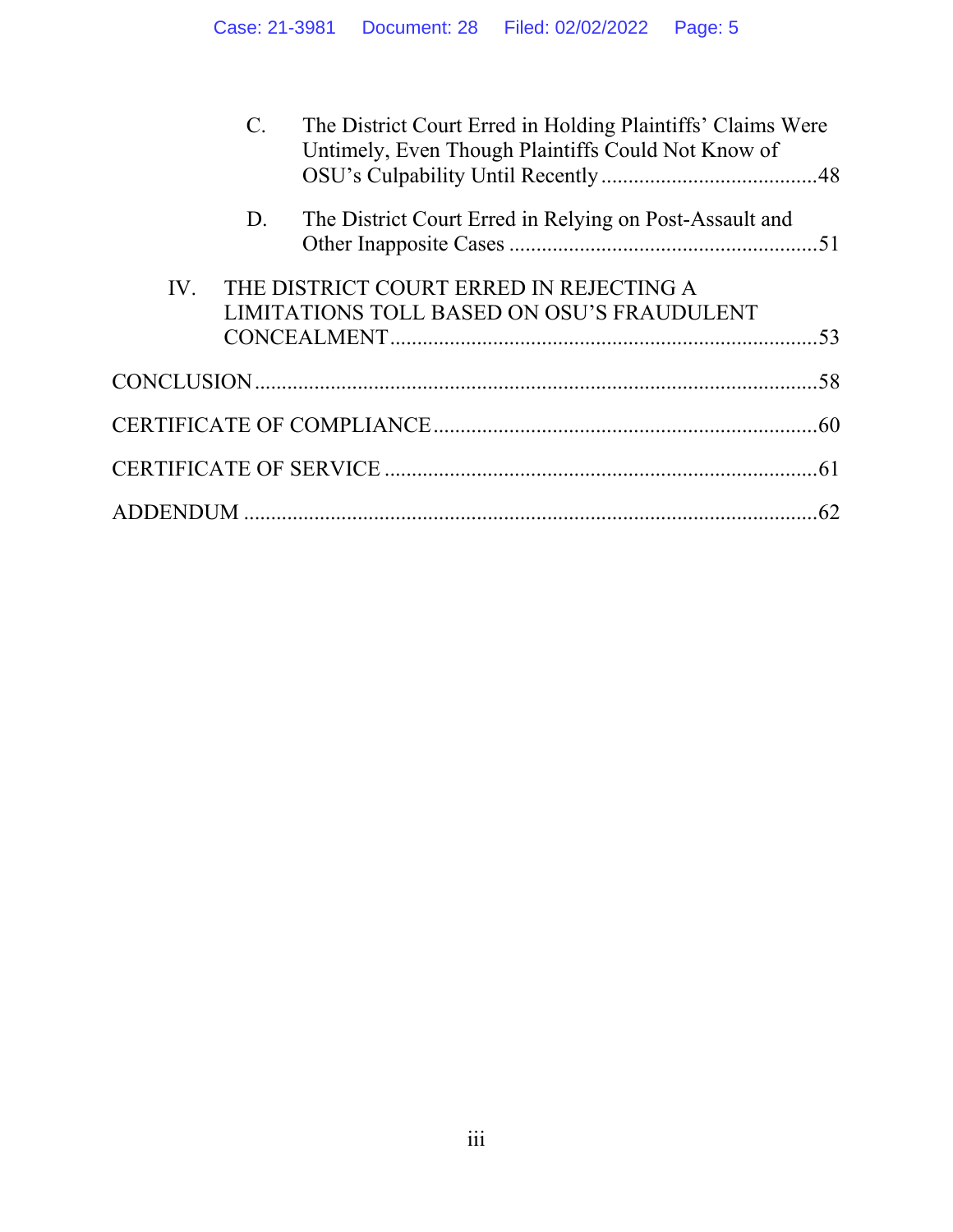C. The District Court Erred in Holding Plaintiffs' Claims Were Untimely, Even Though Plaintiffs Could Not Know of OSU's Culpability Until Recently ........................................48

D. The District Court Erred in Relying on Post-Assault and Other Inapposite Cases .........................................................51

IV. THE DISTRICT COURT ERRED IN REJECTING A LIMITATIONS TOLL BASED ON OSU'S FRAUDULENT CONCEALMENT ..............................................................................53

CONCLUSION ......................................................................................58

CERTIFICATE OF COMPLIANCE ......................................................................60

CERTIFICATE OF SERVICE ................................................................................61

ADDENDUM ..........................................................................................................62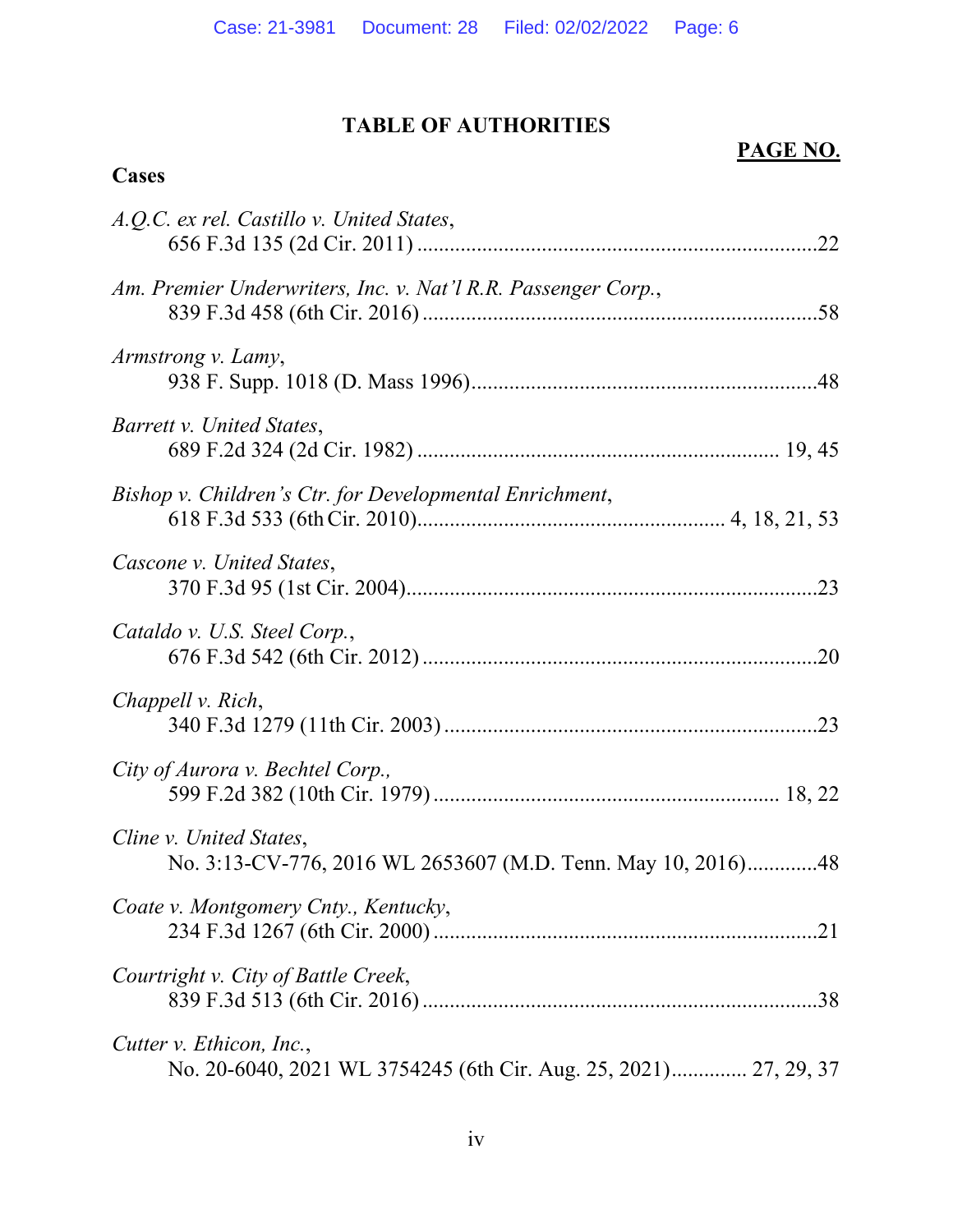# TABLE OF AUTHORITIES

**PAGE NO.**

**Cases**

*A.Q.C. ex rel. Castillo v. United States*,
656 F.3d 135 (2d Cir. 2011) ....................................................................22

*Am. Premier Underwriters, Inc. v. Nat'l R.R. Passenger Corp.*,
839 F.3d 458 (6th Cir. 2016) ....................................................................58

*Armstrong v. Lamy*,
938 F. Supp. 1018 (D. Mass 1996)...........................................................48

*Barrett v. United States*,
689 F.2d 324 (2d Cir. 1982) .............................................................. 19, 45

*Bishop v. Children's Ctr. for Developmental Enrichment*,
618 F.3d 533 (6th Cir. 2010)................................................... 4, 18, 21, 53

*Cascone v. United States*,
370 F.3d 95 (1st Cir. 2004).......................................................................23

*Cataldo v. U.S. Steel Corp.*,
676 F.3d 542 (6th Cir. 2012) ....................................................................20

*Chappell v. Rich*,
340 F.3d 1279 (11th Cir. 2003) ................................................................23

*City of Aurora v. Bechtel Corp.*,
599 F.2d 382 (10th Cir. 1979) ........................................................... 18, 22

*Cline v. United States*,
No. 3:13-CV-776, 2016 WL 2653607 (M.D. Tenn. May 10, 2016).............48

*Coate v. Montgomery Cnty., Kentucky*,
234 F.3d 1267 (6th Cir. 2000) ..................................................................21

*Courtright v. City of Battle Creek*,
839 F.3d 513 (6th Cir. 2016) ....................................................................38

*Cutter v. Ethicon, Inc.*,
No. 20-6040, 2021 WL 3754245 (6th Cir. Aug. 25, 2021).............. 27, 29, 37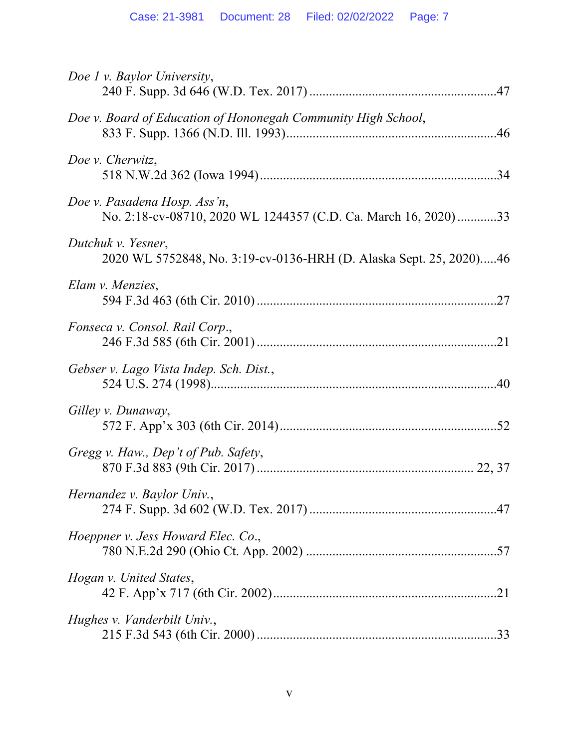*Doe 1 v. Baylor University*,
240 F. Supp. 3d 646 (W.D. Tex. 2017) ........................................................47

*Doe v. Board of Education of Hononegah Community High School*,
833 F. Supp. 1366 (N.D. Ill. 1993)...............................................................46

*Doe v. Cherwitz*,
518 N.W.2d 362 (Iowa 1994).......................................................................34

*Doe v. Pasadena Hosp. Ass'n*,
No. 2:18-cv-08710, 2020 WL 1244357 (C.D. Ca. March 16, 2020)............33

*Dutchuk v. Yesner*,
2020 WL 5752848, No. 3:19-cv-0136-HRH (D. Alaska Sept. 25, 2020).....46

*Elam v. Menzies*,
594 F.3d 463 (6th Cir. 2010) .......................................................................27

*Fonseca v. Consol. Rail Corp.*,
246 F.3d 585 (6th Cir. 2001) .......................................................................21

*Gebser v. Lago Vista Indep. Sch. Dist.*,
524 U.S. 274 (1998).....................................................................................40

*Gilley v. Dunaway*,
572 F. App'x 303 (6th Cir. 2014).................................................................52

*Gregg v. Haw., Dep't of Pub. Safety*,
870 F.3d 883 (9th Cir. 2017) ............................................................. 22, 37

*Hernandez v. Baylor Univ.*,
274 F. Supp. 3d 602 (W.D. Tex. 2017) ........................................................47

*Hoeppner v. Jess Howard Elec. Co.*,
780 N.E.2d 290 (Ohio Ct. App. 2002) .........................................................57

*Hogan v. United States*,
42 F. App'x 717 (6th Cir. 2002)...................................................................21

*Hughes v. Vanderbilt Univ.*,
215 F.3d 543 (6th Cir. 2000) .......................................................................33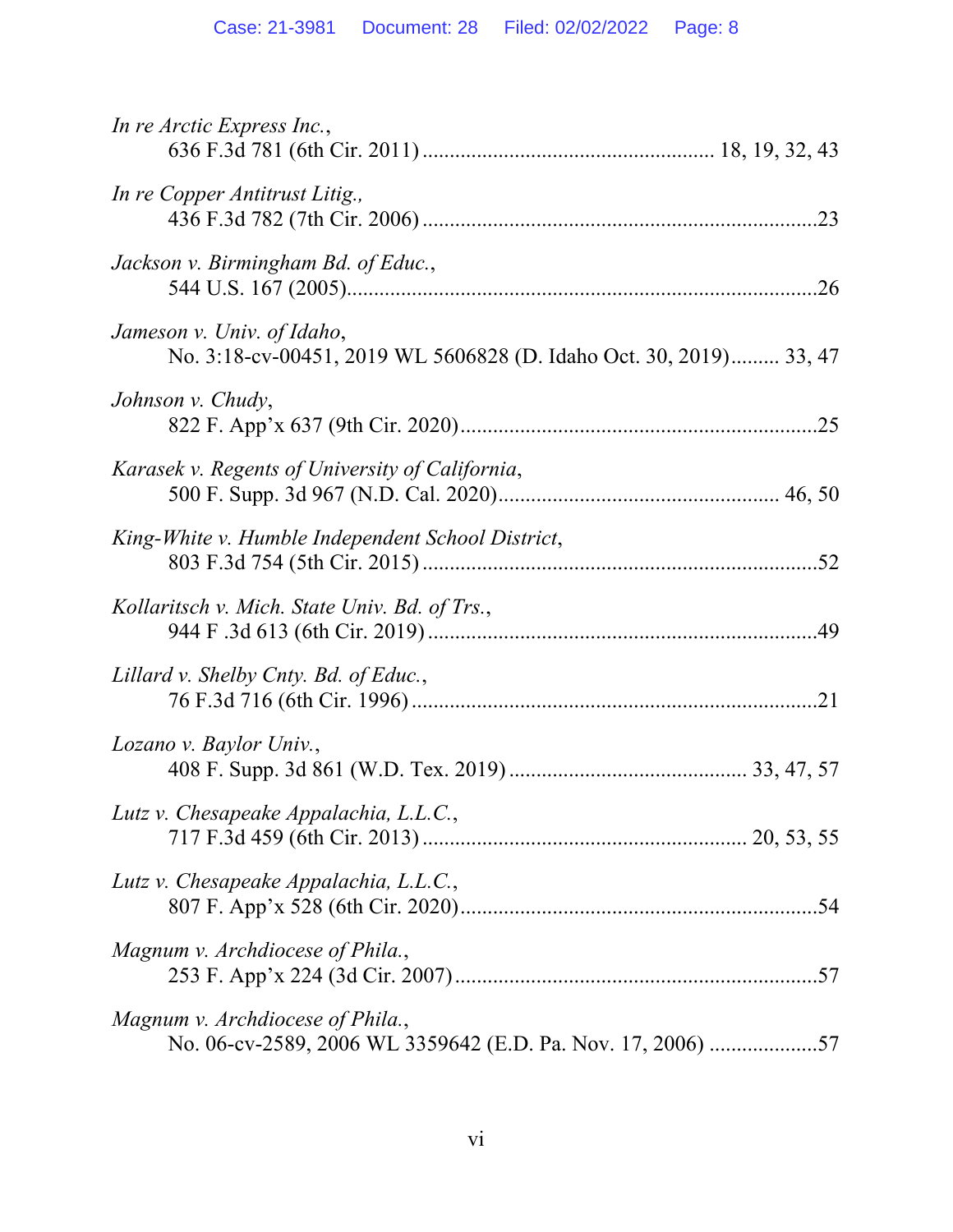*In re Arctic Express Inc.*,
636 F.3d 781 (6th Cir. 2011) ..................................................... 18, 19, 32, 43

*In re Copper Antitrust Litig.,*
436 F.3d 782 (7th Cir. 2006) ........................................................................23

*Jackson v. Birmingham Bd. of Educ.*,
544 U.S. 167 (2005).......................................................................................26

*Jameson v. Univ. of Idaho*,
No. 3:18-cv-00451, 2019 WL 5606828 (D. Idaho Oct. 30, 2019)......... 33, 47

*Johnson v. Chudy*,
822 F. App'x 637 (9th Cir. 2020).................................................................25

*Karasek v. Regents of University of California*,
500 F. Supp. 3d 967 (N.D. Cal. 2020).................................................. 46, 50

*King-White v. Humble Independent School District*,
803 F.3d 754 (5th Cir. 2015) ........................................................................52

*Kollaritsch v. Mich. State Univ. Bd. of Trs.*,
944 F .3d 613 (6th Cir. 2019) .......................................................................49

*Lillard v. Shelby Cnty. Bd. of Educ.*,
76 F.3d 716 (6th Cir. 1996) ..........................................................................21

*Lozano v. Baylor Univ.*,
408 F. Supp. 3d 861 (W.D. Tex. 2019) .......................................... 33, 47, 57

*Lutz v. Chesapeake Appalachia, L.L.C.*,
717 F.3d 459 (6th Cir. 2013) ......................................................... 20, 53, 55

*Lutz v. Chesapeake Appalachia, L.L.C.*,
807 F. App'x 528 (6th Cir. 2020).................................................................54

*Magnum v. Archdiocese of Phila.*,
253 F. App'x 224 (3d Cir. 2007) ..................................................................57

*Magnum v. Archdiocese of Phila.*,
No. 06-cv-2589, 2006 WL 3359642 (E.D. Pa. Nov. 17, 2006) ....................57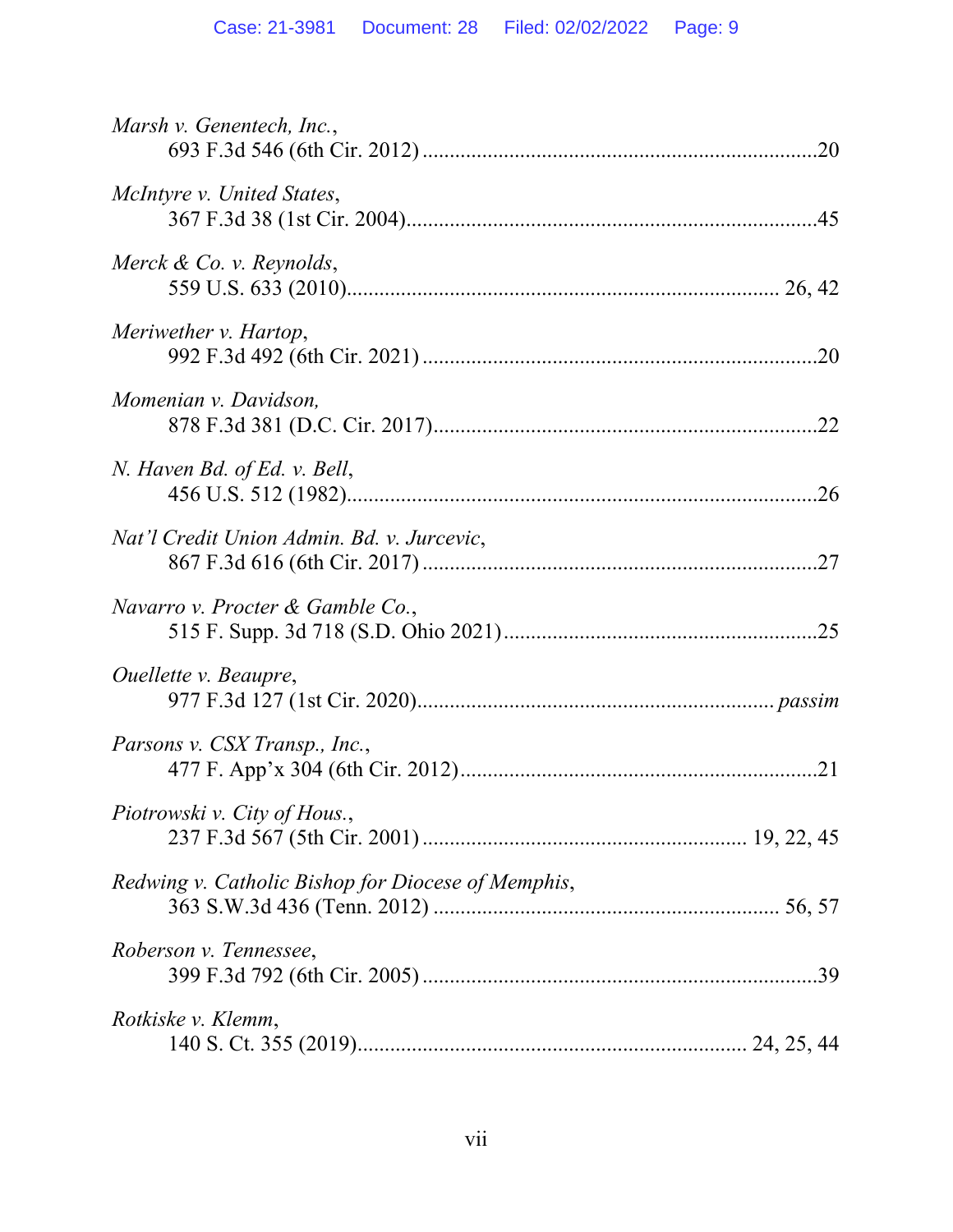*Marsh v. Genentech, Inc.*,
693 F.3d 546 (6th Cir. 2012) ........................................................................20

*McIntyre v. United States*,
367 F.3d 38 (1st Cir. 2004)...........................................................................45

*Merck & Co. v. Reynolds*,
559 U.S. 633 (2010)............................................................................. 26, 42

*Meriwether v. Hartop*,
992 F.3d 492 (6th Cir. 2021) ........................................................................20

*Momenian v. Davidson,*
878 F.3d 381 (D.C. Cir. 2017).......................................................................22

*N. Haven Bd. of Ed. v. Bell*,
456 U.S. 512 (1982).......................................................................................26

*Nat'l Credit Union Admin. Bd. v. Jurcevic*,
867 F.3d 616 (6th Cir. 2017) ........................................................................27

*Navarro v. Procter & Gamble Co.*,
515 F. Supp. 3d 718 (S.D. Ohio 2021) .........................................................25

*Ouellette v. Beaupre*,
977 F.3d 127 (1st Cir. 2020)............................................................... *passim*

*Parsons v. CSX Transp., Inc.*,
477 F. App'x 304 (6th Cir. 2012)..................................................................21

*Piotrowski v. City of Hous.*,
237 F.3d 567 (5th Cir. 2001) ......................................................... 19, 22, 45

*Redwing v. Catholic Bishop for Diocese of Memphis*,
363 S.W.3d 436 (Tenn. 2012) ............................................................ 56, 57

*Roberson v. Tennessee*,
399 F.3d 792 (6th Cir. 2005) ........................................................................39

*Rotkiske v. Klemm*,
140 S. Ct. 355 (2019)...................................................................... 24, 25, 44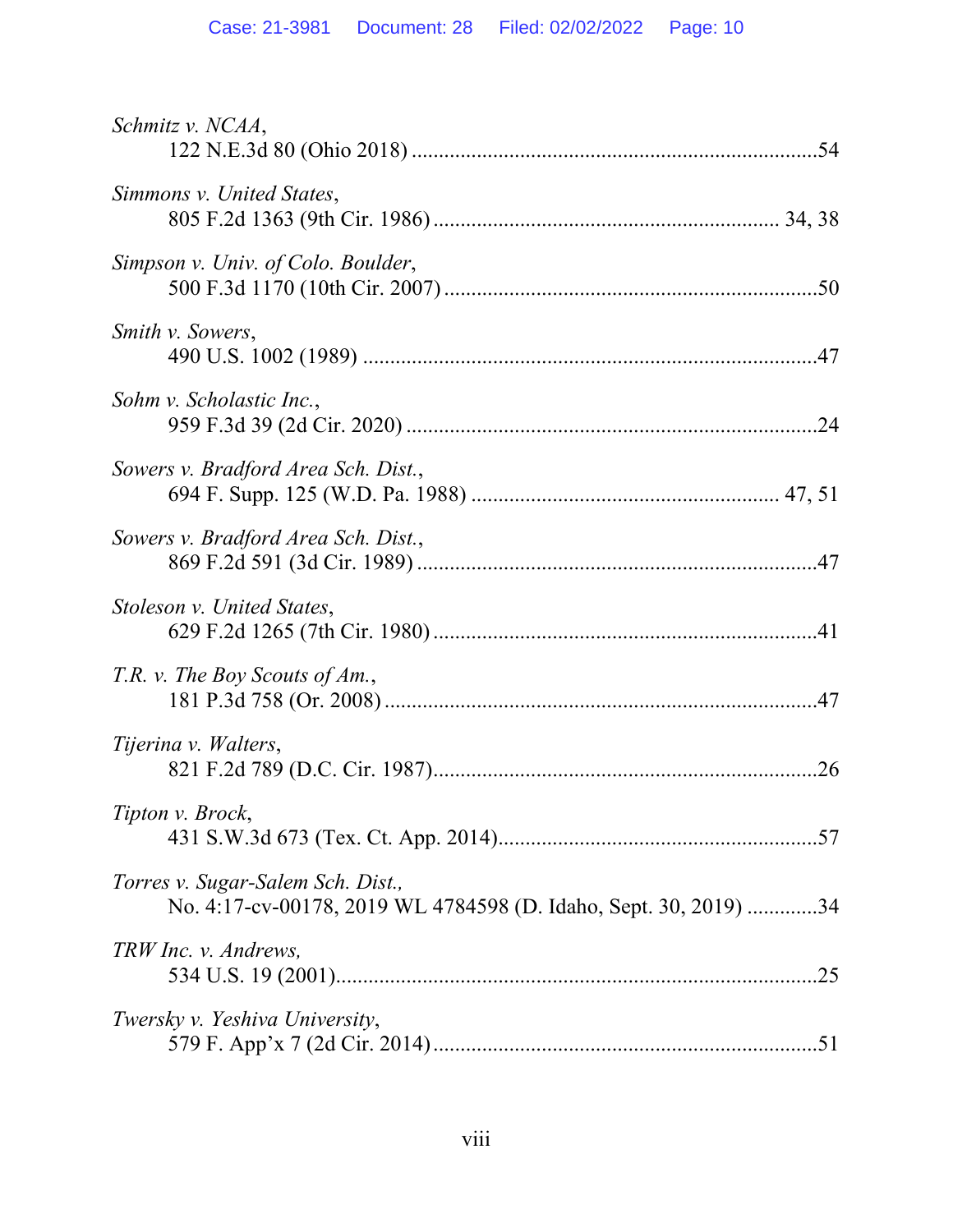*Schmitz v. NCAA*,
122 N.E.3d 80 (Ohio 2018) ..........................................................................54

*Simmons v. United States*,
805 F.2d 1363 (9th Cir. 1986) ............................................................. 34, 38

*Simpson v. Univ. of Colo. Boulder*,
500 F.3d 1170 (10th Cir. 2007) ....................................................................50

*Smith v. Sowers*,
490 U.S. 1002 (1989) ...................................................................................47

*Sohm v. Scholastic Inc.*,
959 F.3d 39 (2d Cir. 2020) ...........................................................................24

*Sowers v. Bradford Area Sch. Dist.*,
694 F. Supp. 125 (W.D. Pa. 1988) ....................................................... 47, 51

*Sowers v. Bradford Area Sch. Dist.*,
869 F.2d 591 (3d Cir. 1989) .........................................................................47

*Stoleson v. United States*,
629 F.2d 1265 (7th Cir. 1980) ......................................................................41

*T.R. v. The Boy Scouts of Am.*,
181 P.3d 758 (Or. 2008) ..............................................................................47

*Tijerina v. Walters*,
821 F.2d 789 (D.C. Cir. 1987).......................................................................26

*Tipton v. Brock*,
431 S.W.3d 673 (Tex. Ct. App. 2014)...........................................................57

*Torres v. Sugar-Salem Sch. Dist.,*
No. 4:17-cv-00178, 2019 WL 4784598 (D. Idaho, Sept. 30, 2019) .............34

*TRW Inc. v. Andrews,*
534 U.S. 19 (2001)........................................................................................25

*Twersky v. Yeshiva University*,
579 F. App'x 7 (2d Cir. 2014) .......................................................................51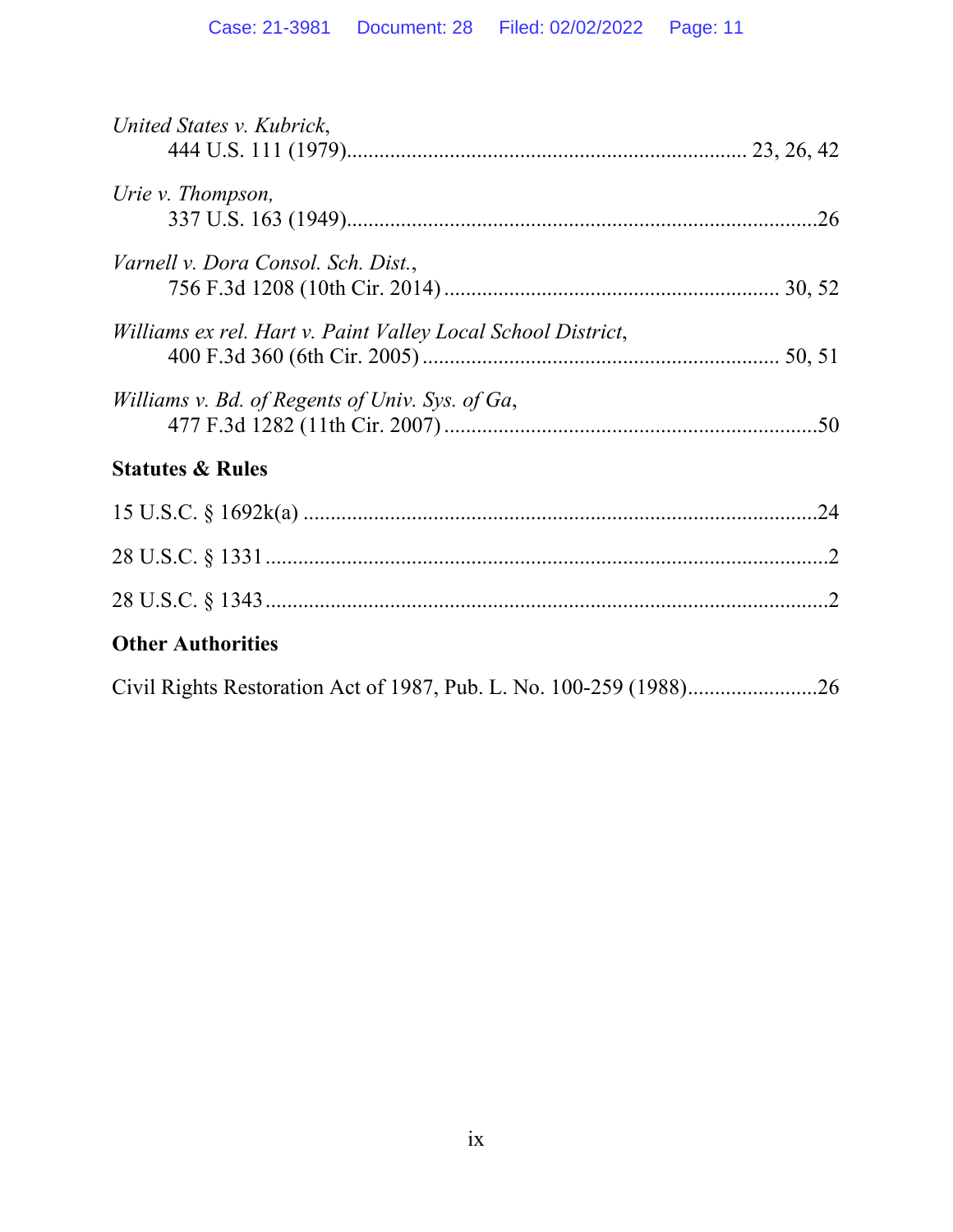*United States v. Kubrick*,
444 U.S. 111 (1979)........................................................................ 23, 26, 42

*Urie v. Thompson,*
337 U.S. 163 (1949)..........................................................................................26

*Varnell v. Dora Consol. Sch. Dist.*,
756 F.3d 1208 (10th Cir. 2014) ............................................................ 30, 52

*Williams ex rel. Hart v. Paint Valley Local School District*,
400 F.3d 360 (6th Cir. 2005) ................................................................ 50, 51

*Williams v. Bd. of Regents of Univ. Sys. of Ga*,
477 F.3d 1282 (11th Cir. 2007) ....................................................................50

**Statutes & Rules**

15 U.S.C. § 1692k(a) ...............................................................................................24

28 U.S.C. § 1331........................................................................................................2

28 U.S.C. § 1343........................................................................................................2

**Other Authorities**

Civil Rights Restoration Act of 1987, Pub. L. No. 100-259 (1988)........................26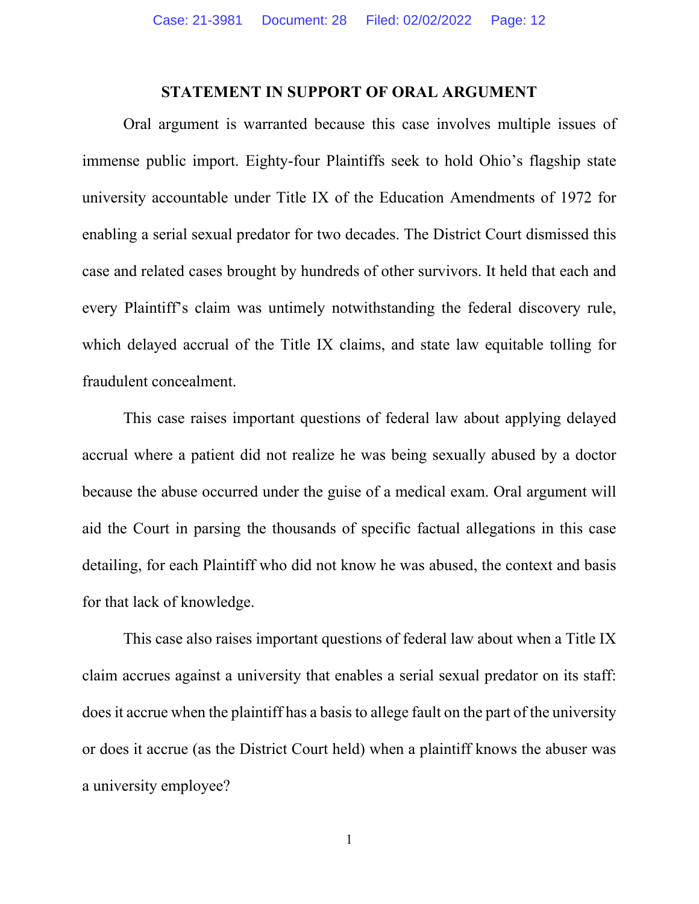## STATEMENT IN SUPPORT OF ORAL ARGUMENT

Oral argument is warranted because this case involves multiple issues of immense public import. Eighty-four Plaintiffs seek to hold Ohio's flagship state university accountable under Title IX of the Education Amendments of 1972 for enabling a serial sexual predator for two decades. The District Court dismissed this case and related cases brought by hundreds of other survivors. It held that each and every Plaintiff's claim was untimely notwithstanding the federal discovery rule, which delayed accrual of the Title IX claims, and state law equitable tolling for fraudulent concealment.

This case raises important questions of federal law about applying delayed accrual where a patient did not realize he was being sexually abused by a doctor because the abuse occurred under the guise of a medical exam. Oral argument will aid the Court in parsing the thousands of specific factual allegations in this case detailing, for each Plaintiff who did not know he was abused, the context and basis for that lack of knowledge.

This case also raises important questions of federal law about when a Title IX claim accrues against a university that enables a serial sexual predator on its staff: does it accrue when the plaintiff has a basis to allege fault on the part of the university or does it accrue (as the District Court held) when a plaintiff knows the abuser was a university employee?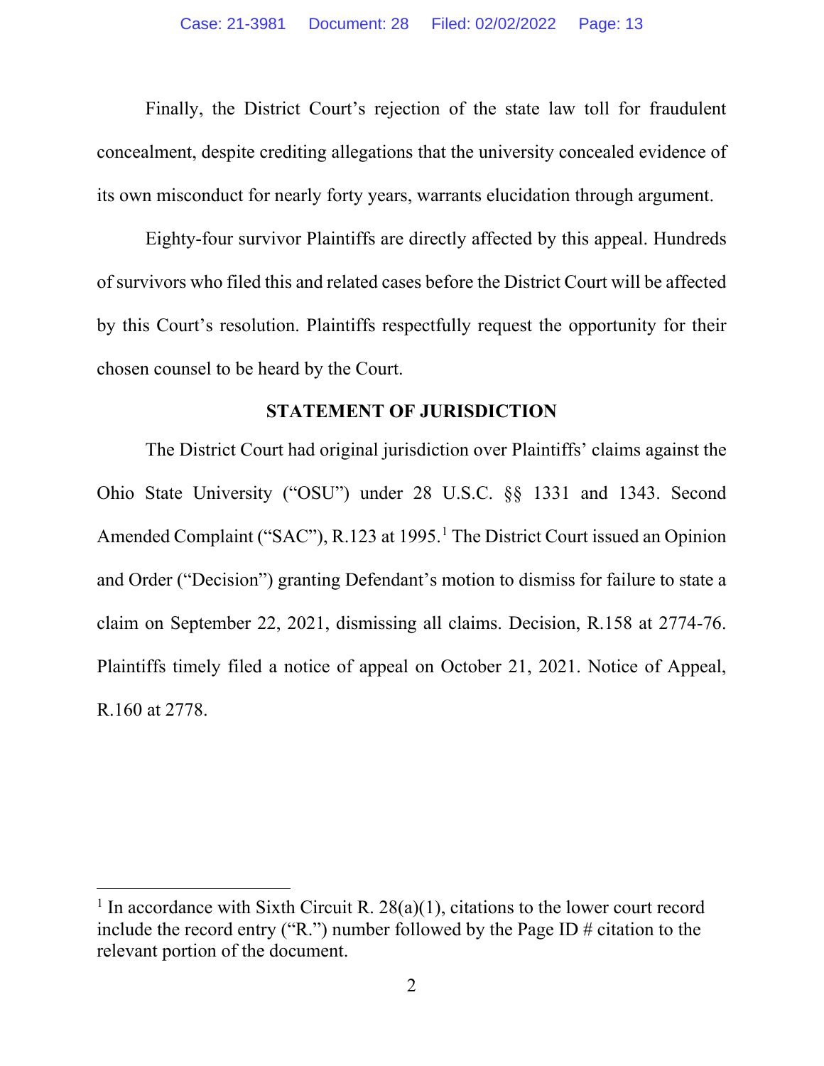Finally, the District Court's rejection of the state law toll for fraudulent concealment, despite crediting allegations that the university concealed evidence of its own misconduct for nearly forty years, warrants elucidation through argument.

Eighty-four survivor Plaintiffs are directly affected by this appeal. Hundreds of survivors who filed this and related cases before the District Court will be affected by this Court's resolution. Plaintiffs respectfully request the opportunity for their chosen counsel to be heard by the Court.

## STATEMENT OF JURISDICTION

The District Court had original jurisdiction over Plaintiffs' claims against the Ohio State University ("OSU") under 28 U.S.C. §§ 1331 and 1343. Second Amended Complaint ("SAC"), R.123 at 1995.[1] The District Court issued an Opinion and Order ("Decision") granting Defendant's motion to dismiss for failure to state a claim on September 22, 2021, dismissing all claims. Decision, R.158 at 2774-76. Plaintiffs timely filed a notice of appeal on October 21, 2021. Notice of Appeal, R.160 at 2778.

[1] In accordance with Sixth Circuit R. 28(a)(1), citations to the lower court record include the record entry ("R.") number followed by the Page ID # citation to the relevant portion of the document.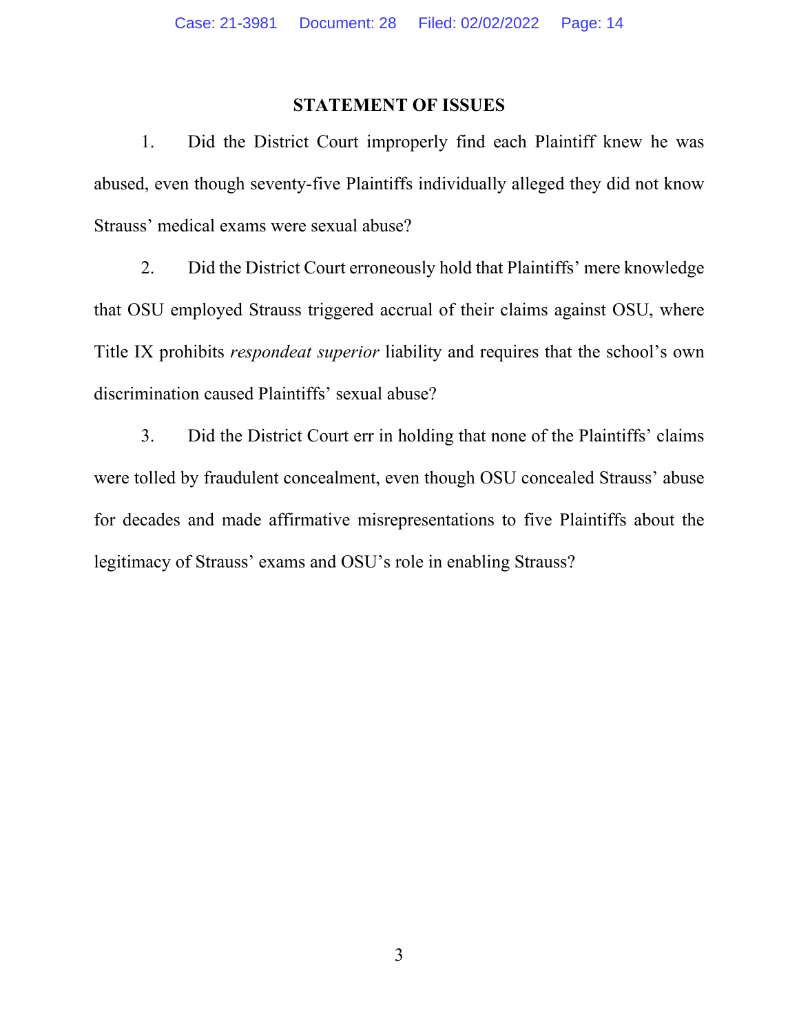## STATEMENT OF ISSUES

1. Did the District Court improperly find each Plaintiff knew he was abused, even though seventy-five Plaintiffs individually alleged they did not know Strauss' medical exams were sexual abuse?

2. Did the District Court erroneously hold that Plaintiffs' mere knowledge that OSU employed Strauss triggered accrual of their claims against OSU, where Title IX prohibits *respondeat superior* liability and requires that the school's own discrimination caused Plaintiffs' sexual abuse?

3. Did the District Court err in holding that none of the Plaintiffs' claims were tolled by fraudulent concealment, even though OSU concealed Strauss' abuse for decades and made affirmative misrepresentations to five Plaintiffs about the legitimacy of Strauss' exams and OSU's role in enabling Strauss?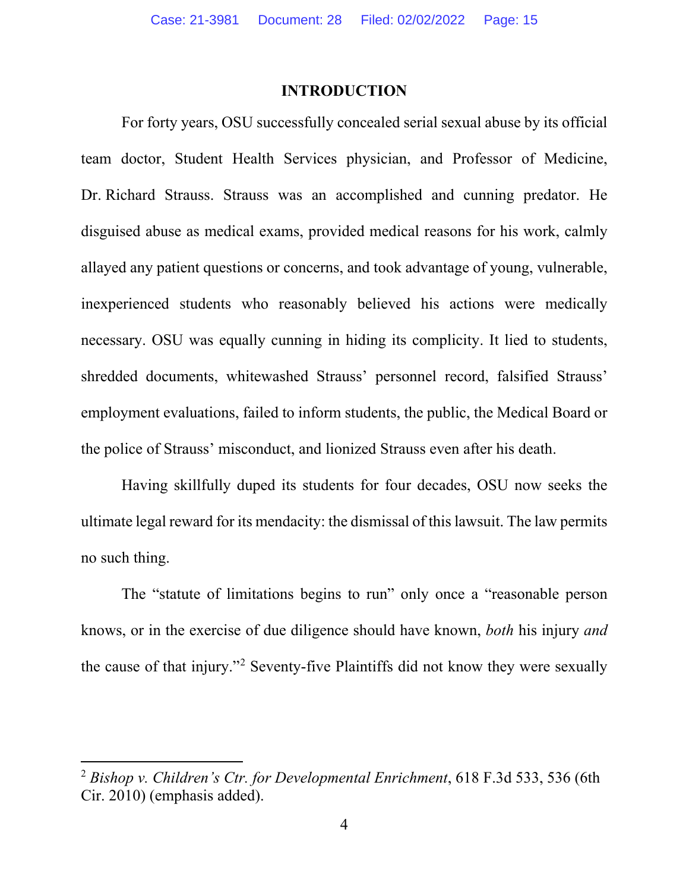# INTRODUCTION

For forty years, OSU successfully concealed serial sexual abuse by its official team doctor, Student Health Services physician, and Professor of Medicine, Dr. Richard Strauss. Strauss was an accomplished and cunning predator. He disguised abuse as medical exams, provided medical reasons for his work, calmly allayed any patient questions or concerns, and took advantage of young, vulnerable, inexperienced students who reasonably believed his actions were medically necessary. OSU was equally cunning in hiding its complicity. It lied to students, shredded documents, whitewashed Strauss' personnel record, falsified Strauss' employment evaluations, failed to inform students, the public, the Medical Board or the police of Strauss' misconduct, and lionized Strauss even after his death.

Having skillfully duped its students for four decades, OSU now seeks the ultimate legal reward for its mendacity: the dismissal of this lawsuit. The law permits no such thing.

The "statute of limitations begins to run" only once a "reasonable person knows, or in the exercise of due diligence should have known, *both* his injury *and* the cause of that injury."[2] Seventy-five Plaintiffs did not know they were sexually

[2] *Bishop v. Children's Ctr. for Developmental Enrichment*, 618 F.3d 533, 536 (6th Cir. 2010) (emphasis added).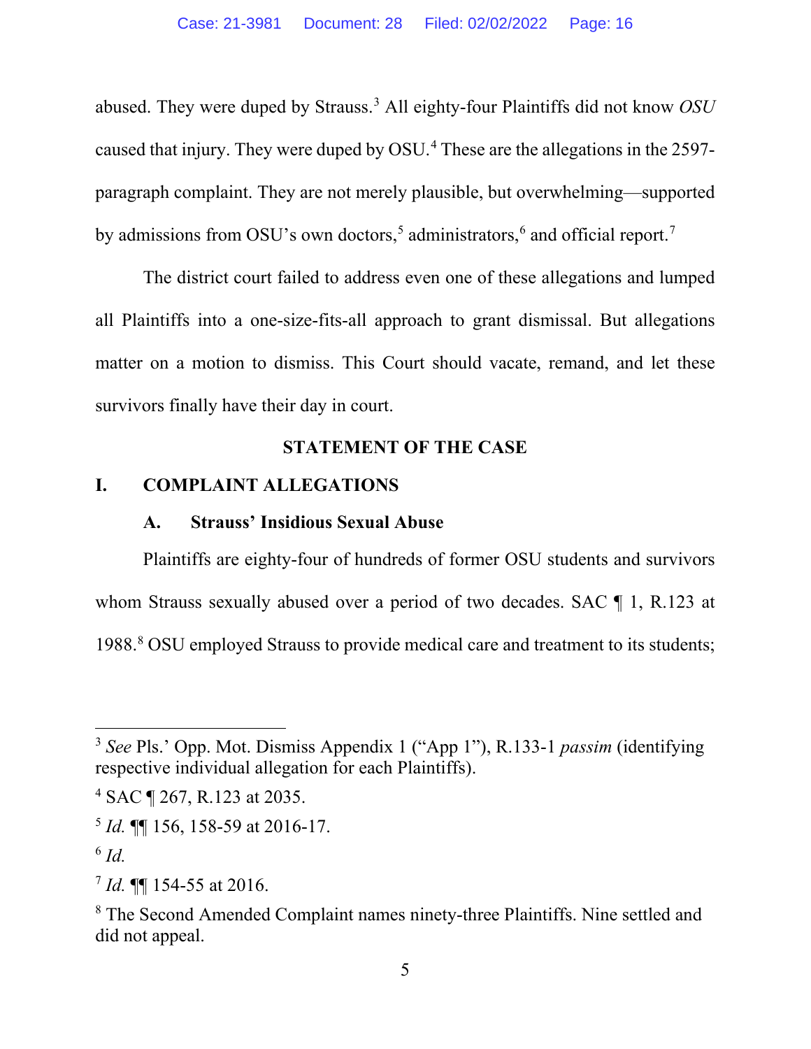abused. They were duped by Strauss.[3] All eighty-four Plaintiffs did not know *OSU* caused that injury. They were duped by OSU.[4] These are the allegations in the 2597-paragraph complaint. They are not merely plausible, but overwhelming—supported by admissions from OSU's own doctors,[5] administrators,[6] and official report.[7]

The district court failed to address even one of these allegations and lumped all Plaintiffs into a one-size-fits-all approach to grant dismissal. But allegations matter on a motion to dismiss. This Court should vacate, remand, and let these survivors finally have their day in court.

## STATEMENT OF THE CASE

### I. COMPLAINT ALLEGATIONS

#### A. Strauss' Insidious Sexual Abuse

Plaintiffs are eighty-four of hundreds of former OSU students and survivors whom Strauss sexually abused over a period of two decades. SAC ¶ 1, R.123 at 1988.[8] OSU employed Strauss to provide medical care and treatment to its students;

---

[3] *See* Pls.' Opp. Mot. Dismiss Appendix 1 ("App 1"), R.133-1 *passim* (identifying respective individual allegation for each Plaintiffs).

[4] SAC ¶ 267, R.123 at 2035.

[5] *Id.* ¶¶ 156, 158-59 at 2016-17.

[6] *Id.*

[7] *Id.* ¶¶ 154-55 at 2016.

[8] The Second Amended Complaint names ninety-three Plaintiffs. Nine settled and did not appeal.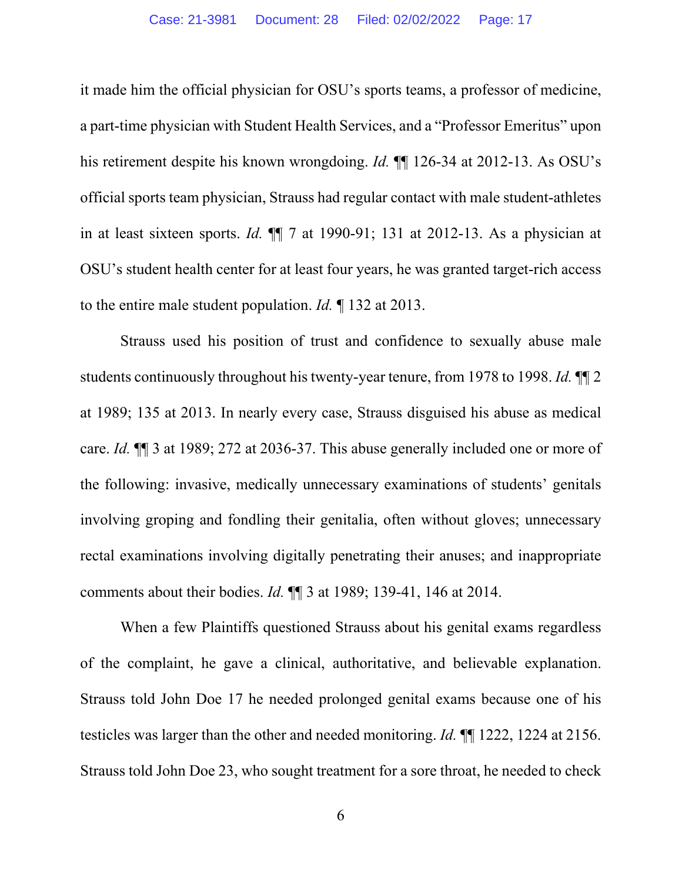it made him the official physician for OSU's sports teams, a professor of medicine, a part-time physician with Student Health Services, and a "Professor Emeritus" upon his retirement despite his known wrongdoing. *Id.* ¶¶ 126-34 at 2012-13. As OSU's official sports team physician, Strauss had regular contact with male student-athletes in at least sixteen sports. *Id.* ¶¶ 7 at 1990-91; 131 at 2012-13. As a physician at OSU's student health center for at least four years, he was granted target-rich access to the entire male student population. *Id.* ¶ 132 at 2013.

Strauss used his position of trust and confidence to sexually abuse male students continuously throughout his twenty-year tenure, from 1978 to 1998. *Id.* ¶¶ 2 at 1989; 135 at 2013. In nearly every case, Strauss disguised his abuse as medical care. *Id.* ¶¶ 3 at 1989; 272 at 2036-37. This abuse generally included one or more of the following: invasive, medically unnecessary examinations of students' genitals involving groping and fondling their genitalia, often without gloves; unnecessary rectal examinations involving digitally penetrating their anuses; and inappropriate comments about their bodies. *Id.* ¶¶ 3 at 1989; 139-41, 146 at 2014.

When a few Plaintiffs questioned Strauss about his genital exams regardless of the complaint, he gave a clinical, authoritative, and believable explanation. Strauss told John Doe 17 he needed prolonged genital exams because one of his testicles was larger than the other and needed monitoring. *Id.* ¶¶ 1222, 1224 at 2156. Strauss told John Doe 23, who sought treatment for a sore throat, he needed to check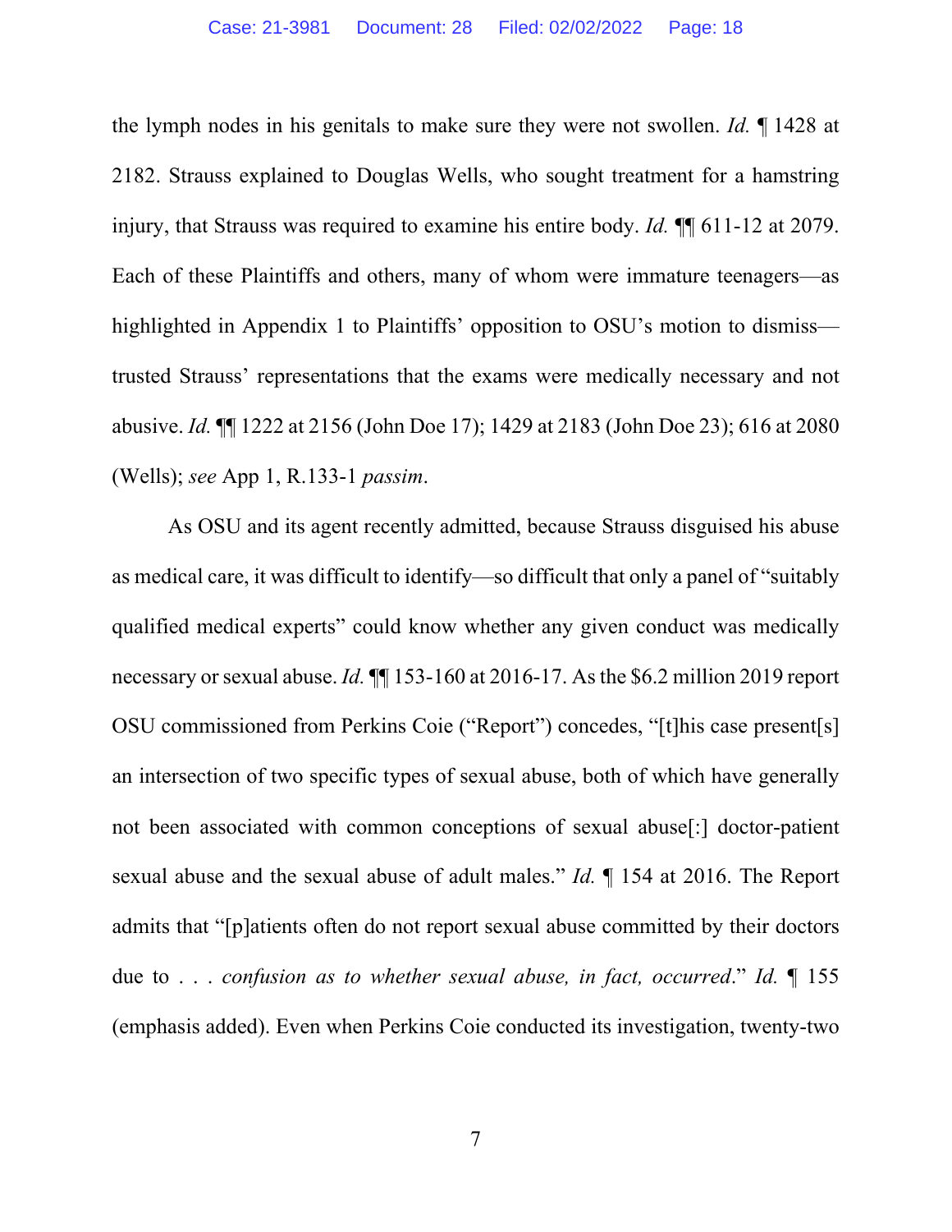the lymph nodes in his genitals to make sure they were not swollen. *Id.* ¶ 1428 at 2182. Strauss explained to Douglas Wells, who sought treatment for a hamstring injury, that Strauss was required to examine his entire body. *Id.* ¶¶ 611-12 at 2079. Each of these Plaintiffs and others, many of whom were immature teenagers—as highlighted in Appendix 1 to Plaintiffs' opposition to OSU's motion to dismiss—trusted Strauss' representations that the exams were medically necessary and not abusive. *Id.* ¶¶ 1222 at 2156 (John Doe 17); 1429 at 2183 (John Doe 23); 616 at 2080 (Wells); *see* App 1, R.133-1 *passim*.

As OSU and its agent recently admitted, because Strauss disguised his abuse as medical care, it was difficult to identify—so difficult that only a panel of "suitably qualified medical experts" could know whether any given conduct was medically necessary or sexual abuse. *Id.* ¶¶ 153-160 at 2016-17. As the $6.2 million 2019 report OSU commissioned from Perkins Coie ("Report") concedes, "[t]his case present[s] an intersection of two specific types of sexual abuse, both of which have generally not been associated with common conceptions of sexual abuse[:] doctor-patient sexual abuse and the sexual abuse of adult males." *Id.* ¶ 154 at 2016. The Report admits that "[p]atients often do not report sexual abuse committed by their doctors due to . . . *confusion as to whether sexual abuse, in fact, occurred*." *Id.* ¶ 155 (emphasis added). Even when Perkins Coie conducted its investigation, twenty-two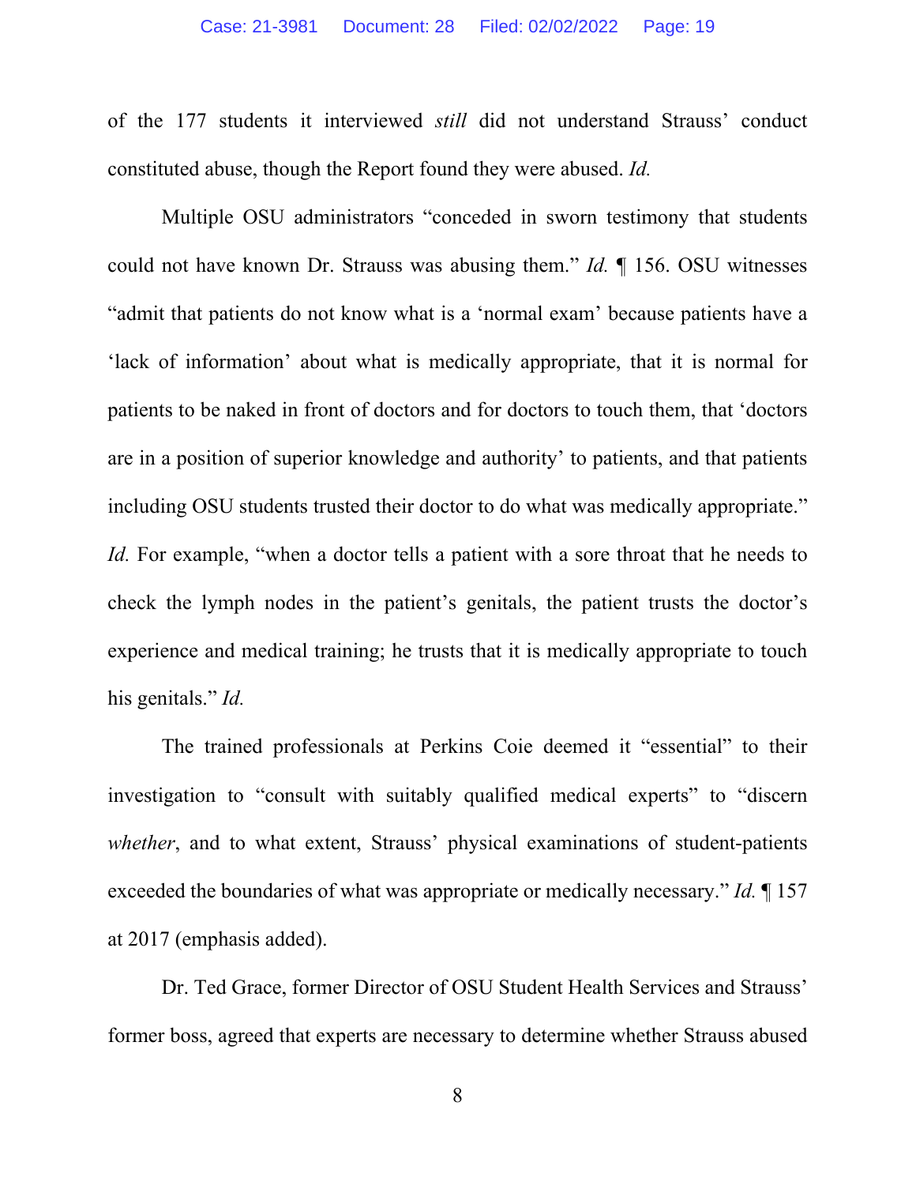of the 177 students it interviewed *still* did not understand Strauss' conduct constituted abuse, though the Report found they were abused. *Id.*

Multiple OSU administrators "conceded in sworn testimony that students could not have known Dr. Strauss was abusing them." *Id.* ¶ 156. OSU witnesses "admit that patients do not know what is a 'normal exam' because patients have a 'lack of information' about what is medically appropriate, that it is normal for patients to be naked in front of doctors and for doctors to touch them, that 'doctors are in a position of superior knowledge and authority' to patients, and that patients including OSU students trusted their doctor to do what was medically appropriate." *Id.* For example, "when a doctor tells a patient with a sore throat that he needs to check the lymph nodes in the patient's genitals, the patient trusts the doctor's experience and medical training; he trusts that it is medically appropriate to touch his genitals." *Id.*

The trained professionals at Perkins Coie deemed it "essential" to their investigation to "consult with suitably qualified medical experts" to "discern *whether*, and to what extent, Strauss' physical examinations of student-patients exceeded the boundaries of what was appropriate or medically necessary." *Id.* ¶ 157 at 2017 (emphasis added).

Dr. Ted Grace, former Director of OSU Student Health Services and Strauss' former boss, agreed that experts are necessary to determine whether Strauss abused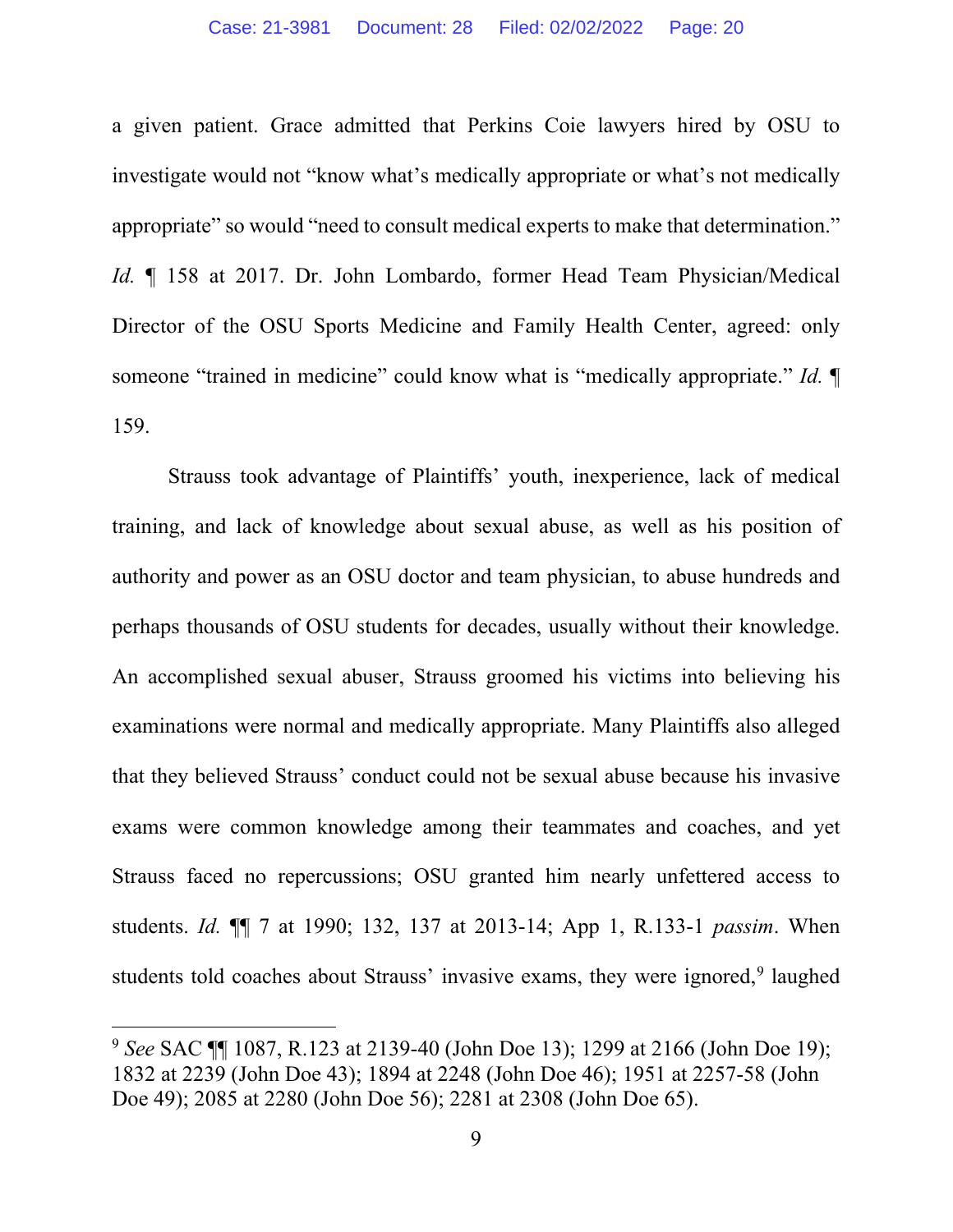a given patient. Grace admitted that Perkins Coie lawyers hired by OSU to investigate would not "know what's medically appropriate or what's not medically appropriate" so would "need to consult medical experts to make that determination." *Id.* ¶ 158 at 2017. Dr. John Lombardo, former Head Team Physician/Medical Director of the OSU Sports Medicine and Family Health Center, agreed: only someone "trained in medicine" could know what is "medically appropriate." *Id.* ¶ 159.

Strauss took advantage of Plaintiffs' youth, inexperience, lack of medical training, and lack of knowledge about sexual abuse, as well as his position of authority and power as an OSU doctor and team physician, to abuse hundreds and perhaps thousands of OSU students for decades, usually without their knowledge. An accomplished sexual abuser, Strauss groomed his victims into believing his examinations were normal and medically appropriate. Many Plaintiffs also alleged that they believed Strauss' conduct could not be sexual abuse because his invasive exams were common knowledge among their teammates and coaches, and yet Strauss faced no repercussions; OSU granted him nearly unfettered access to students. *Id.* ¶¶ 7 at 1990; 132, 137 at 2013-14; App 1, R.133-1 *passim*. When students told coaches about Strauss' invasive exams, they were ignored,[9] laughed

[9] *See* SAC ¶¶ 1087, R.123 at 2139-40 (John Doe 13); 1299 at 2166 (John Doe 19); 1832 at 2239 (John Doe 43); 1894 at 2248 (John Doe 46); 1951 at 2257-58 (John Doe 49); 2085 at 2280 (John Doe 56); 2281 at 2308 (John Doe 65).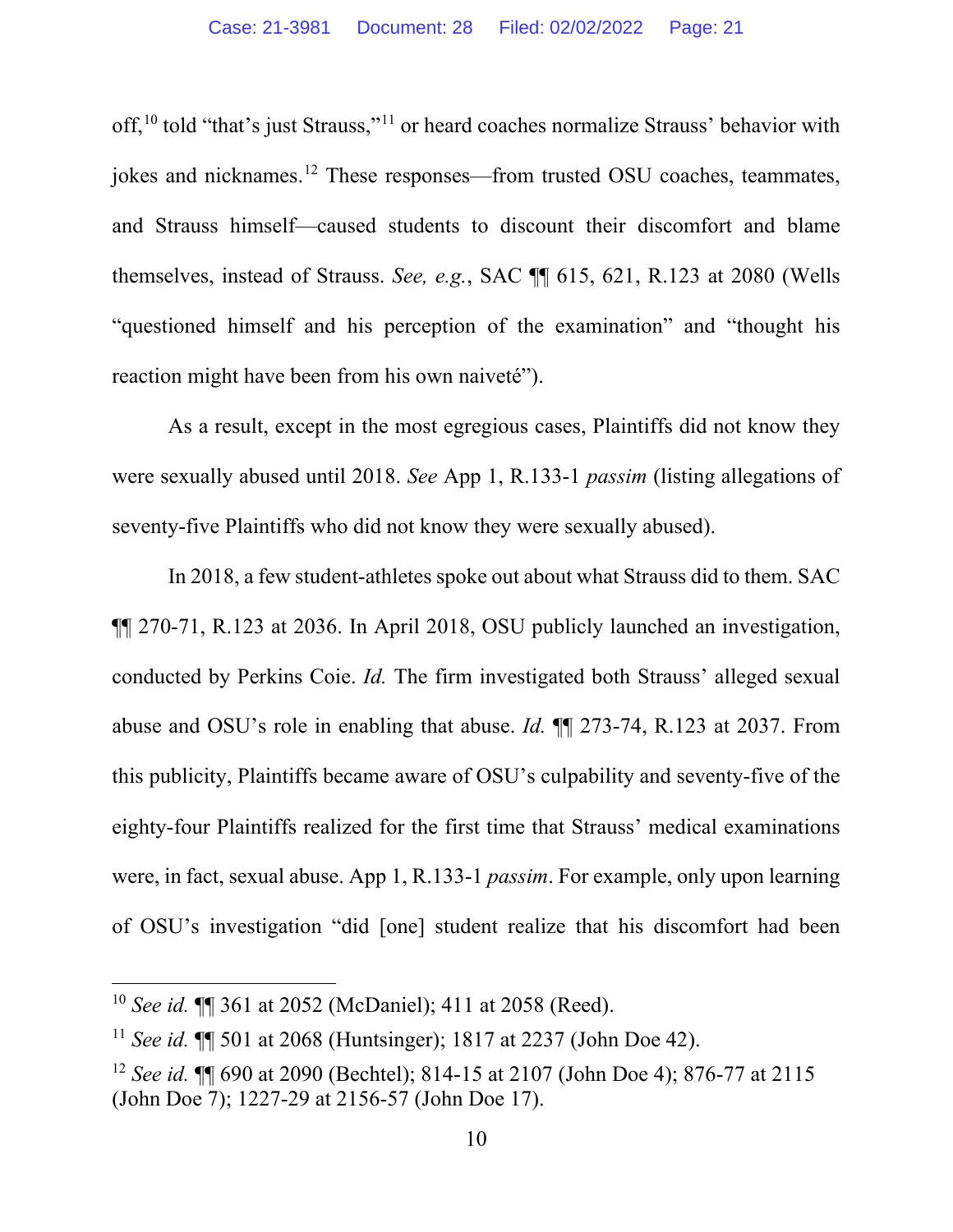off,[10] told "that's just Strauss,"[11] or heard coaches normalize Strauss' behavior with jokes and nicknames.[12] These responses—from trusted OSU coaches, teammates, and Strauss himself—caused students to discount their discomfort and blame themselves, instead of Strauss. *See, e.g.*, SAC ¶¶ 615, 621, R.123 at 2080 (Wells "questioned himself and his perception of the examination" and "thought his reaction might have been from his own naiveté").

As a result, except in the most egregious cases, Plaintiffs did not know they were sexually abused until 2018. *See* App 1, R.133-1 *passim* (listing allegations of seventy-five Plaintiffs who did not know they were sexually abused).

In 2018, a few student-athletes spoke out about what Strauss did to them. SAC ¶¶ 270-71, R.123 at 2036. In April 2018, OSU publicly launched an investigation, conducted by Perkins Coie. *Id.* The firm investigated both Strauss' alleged sexual abuse and OSU's role in enabling that abuse. *Id.* ¶¶ 273-74, R.123 at 2037. From this publicity, Plaintiffs became aware of OSU's culpability and seventy-five of the eighty-four Plaintiffs realized for the first time that Strauss' medical examinations were, in fact, sexual abuse. App 1, R.133-1 *passim*. For example, only upon learning of OSU's investigation "did [one] student realize that his discomfort had been

---

[10] *See id.* ¶¶ 361 at 2052 (McDaniel); 411 at 2058 (Reed).

[11] *See id.* ¶¶ 501 at 2068 (Huntsinger); 1817 at 2237 (John Doe 42).

[12] *See id.* ¶¶ 690 at 2090 (Bechtel); 814-15 at 2107 (John Doe 4); 876-77 at 2115 (John Doe 7); 1227-29 at 2156-57 (John Doe 17).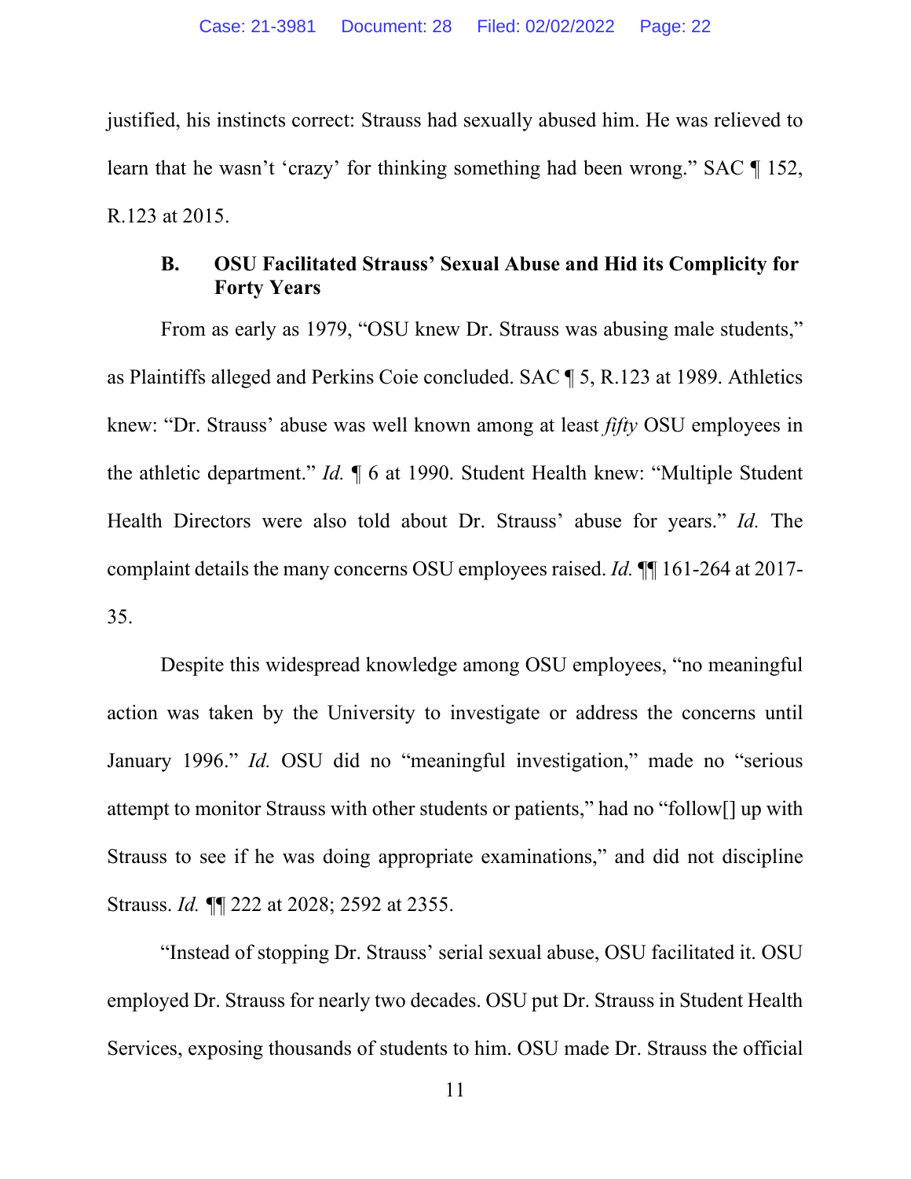justified, his instincts correct: Strauss had sexually abused him. He was relieved to learn that he wasn't 'crazy' for thinking something had been wrong." SAC ¶ 152, R.123 at 2015.

### B. OSU Facilitated Strauss' Sexual Abuse and Hid its Complicity for Forty Years

From as early as 1979, "OSU knew Dr. Strauss was abusing male students," as Plaintiffs alleged and Perkins Coie concluded. SAC ¶ 5, R.123 at 1989. Athletics knew: "Dr. Strauss' abuse was well known among at least *fifty* OSU employees in the athletic department." *Id.* ¶ 6 at 1990. Student Health knew: "Multiple Student Health Directors were also told about Dr. Strauss' abuse for years." *Id.* The complaint details the many concerns OSU employees raised. *Id.* ¶¶ 161-264 at 2017-35.

Despite this widespread knowledge among OSU employees, "no meaningful action was taken by the University to investigate or address the concerns until January 1996." *Id.* OSU did no "meaningful investigation," made no "serious attempt to monitor Strauss with other students or patients," had no "follow[] up with Strauss to see if he was doing appropriate examinations," and did not discipline Strauss. *Id.* ¶¶ 222 at 2028; 2592 at 2355.

"Instead of stopping Dr. Strauss' serial sexual abuse, OSU facilitated it. OSU employed Dr. Strauss for nearly two decades. OSU put Dr. Strauss in Student Health Services, exposing thousands of students to him. OSU made Dr. Strauss the official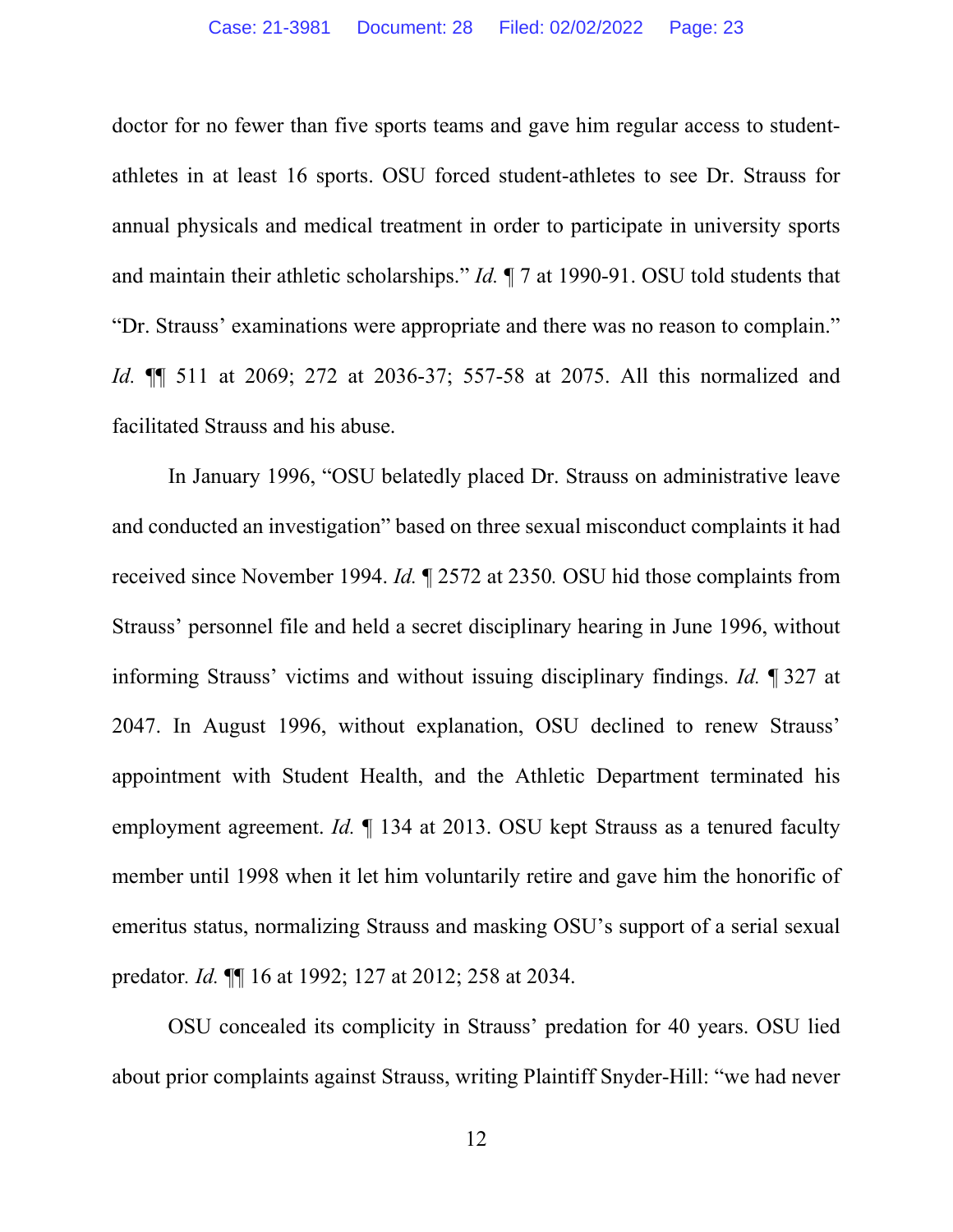doctor for no fewer than five sports teams and gave him regular access to student-athletes in at least 16 sports. OSU forced student-athletes to see Dr. Strauss for annual physicals and medical treatment in order to participate in university sports and maintain their athletic scholarships." *Id.* ¶ 7 at 1990-91. OSU told students that "Dr. Strauss' examinations were appropriate and there was no reason to complain." *Id.* ¶¶ 511 at 2069; 272 at 2036-37; 557-58 at 2075. All this normalized and facilitated Strauss and his abuse.

In January 1996, "OSU belatedly placed Dr. Strauss on administrative leave and conducted an investigation" based on three sexual misconduct complaints it had received since November 1994. *Id.* ¶ 2572 at 2350. OSU hid those complaints from Strauss' personnel file and held a secret disciplinary hearing in June 1996, without informing Strauss' victims and without issuing disciplinary findings. *Id.* ¶ 327 at 2047. In August 1996, without explanation, OSU declined to renew Strauss' appointment with Student Health, and the Athletic Department terminated his employment agreement. *Id.* ¶ 134 at 2013. OSU kept Strauss as a tenured faculty member until 1998 when it let him voluntarily retire and gave him the honorific of emeritus status, normalizing Strauss and masking OSU's support of a serial sexual predator. *Id.* ¶¶ 16 at 1992; 127 at 2012; 258 at 2034.

OSU concealed its complicity in Strauss' predation for 40 years. OSU lied about prior complaints against Strauss, writing Plaintiff Snyder-Hill: "we had never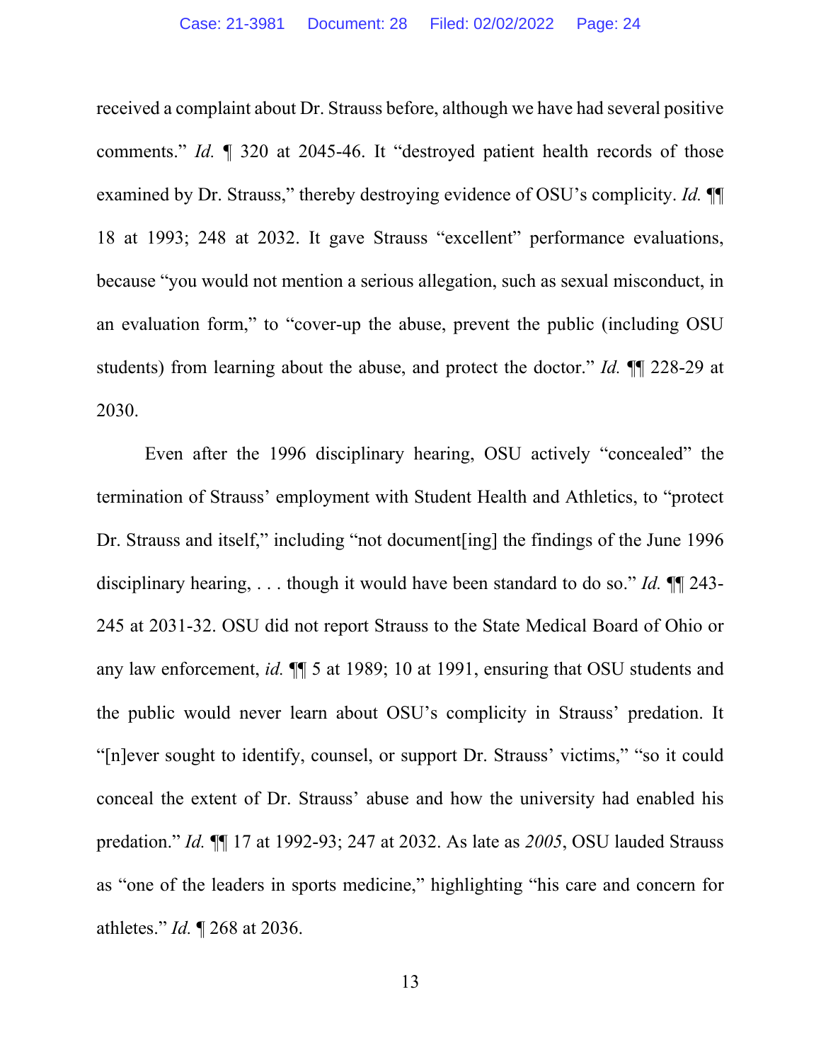received a complaint about Dr. Strauss before, although we have had several positive comments." *Id.* ¶ 320 at 2045-46. It "destroyed patient health records of those examined by Dr. Strauss," thereby destroying evidence of OSU's complicity. *Id.* ¶¶ 18 at 1993; 248 at 2032. It gave Strauss "excellent" performance evaluations, because "you would not mention a serious allegation, such as sexual misconduct, in an evaluation form," to "cover-up the abuse, prevent the public (including OSU students) from learning about the abuse, and protect the doctor." *Id.* ¶¶ 228-29 at 2030.

Even after the 1996 disciplinary hearing, OSU actively "concealed" the termination of Strauss' employment with Student Health and Athletics, to "protect Dr. Strauss and itself," including "not document[ing] the findings of the June 1996 disciplinary hearing, . . . though it would have been standard to do so." *Id.* ¶¶ 243-245 at 2031-32. OSU did not report Strauss to the State Medical Board of Ohio or any law enforcement, *id.* ¶¶ 5 at 1989; 10 at 1991, ensuring that OSU students and the public would never learn about OSU's complicity in Strauss' predation. It "[n]ever sought to identify, counsel, or support Dr. Strauss' victims," "so it could conceal the extent of Dr. Strauss' abuse and how the university had enabled his predation." *Id.* ¶¶ 17 at 1992-93; 247 at 2032. As late as *2005*, OSU lauded Strauss as "one of the leaders in sports medicine," highlighting "his care and concern for athletes." *Id.* ¶ 268 at 2036.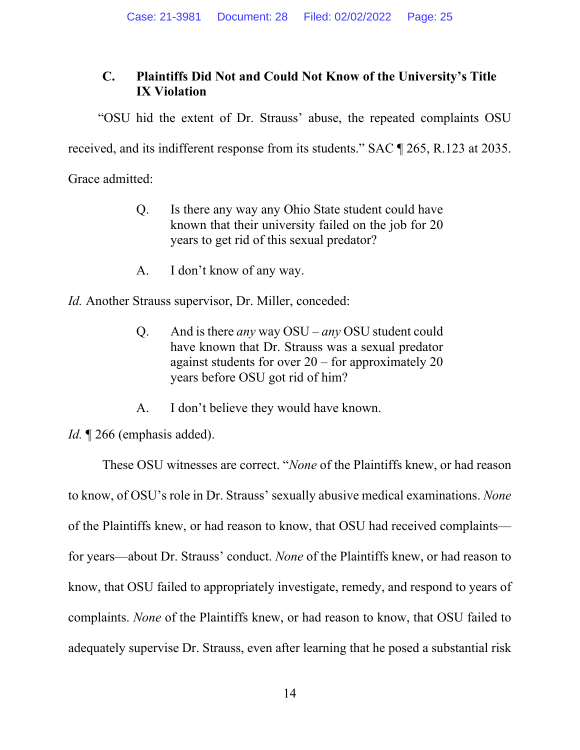### C. Plaintiffs Did Not and Could Not Know of the University's Title IX Violation

"OSU hid the extent of Dr. Strauss' abuse, the repeated complaints OSU received, and its indifferent response from its students." SAC ¶ 265, R.123 at 2035. Grace admitted:

> Q. Is there any way any Ohio State student could have known that their university failed on the job for 20 years to get rid of this sexual predator?
>
> A. I don't know of any way.

*Id.* Another Strauss supervisor, Dr. Miller, conceded:

> Q. And is there *any* way OSU – *any* OSU student could have known that Dr. Strauss was a sexual predator against students for over 20 – for approximately 20 years before OSU got rid of him?
>
> A. I don't believe they would have known.

*Id.* ¶ 266 (emphasis added).

These OSU witnesses are correct. "*None* of the Plaintiffs knew, or had reason to know, of OSU's role in Dr. Strauss' sexually abusive medical examinations. *None* of the Plaintiffs knew, or had reason to know, that OSU had received complaints—for years—about Dr. Strauss' conduct. *None* of the Plaintiffs knew, or had reason to know, that OSU failed to appropriately investigate, remedy, and respond to years of complaints. *None* of the Plaintiffs knew, or had reason to know, that OSU failed to adequately supervise Dr. Strauss, even after learning that he posed a substantial risk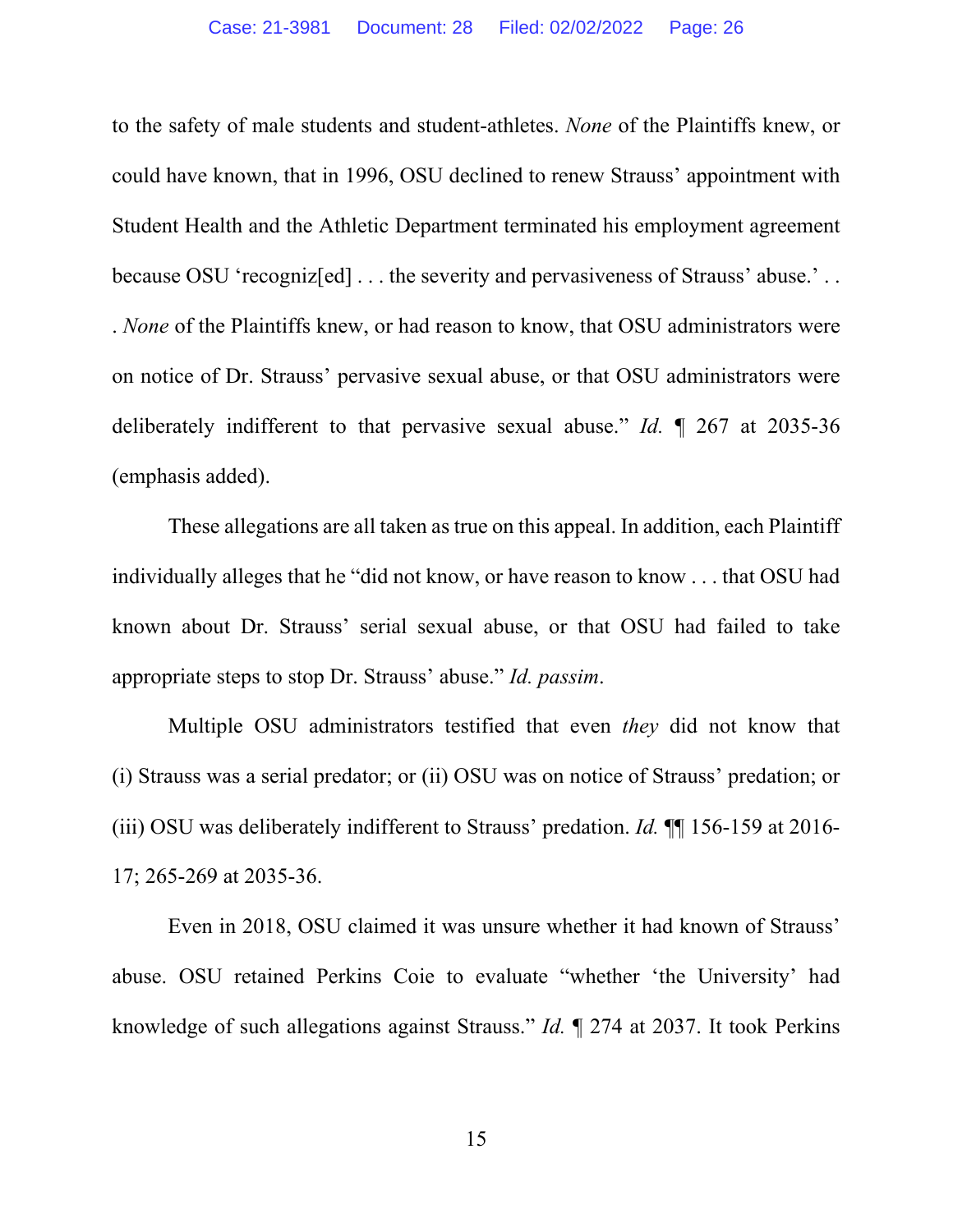to the safety of male students and student-athletes. *None* of the Plaintiffs knew, or could have known, that in 1996, OSU declined to renew Strauss' appointment with Student Health and the Athletic Department terminated his employment agreement because OSU 'recogniz[ed] . . . the severity and pervasiveness of Strauss' abuse.' . . . *None* of the Plaintiffs knew, or had reason to know, that OSU administrators were on notice of Dr. Strauss' pervasive sexual abuse, or that OSU administrators were deliberately indifferent to that pervasive sexual abuse." *Id.* ¶ 267 at 2035-36 (emphasis added).

These allegations are all taken as true on this appeal. In addition, each Plaintiff individually alleges that he "did not know, or have reason to know . . . that OSU had known about Dr. Strauss' serial sexual abuse, or that OSU had failed to take appropriate steps to stop Dr. Strauss' abuse." *Id. passim*.

Multiple OSU administrators testified that even *they* did not know that (i) Strauss was a serial predator; or (ii) OSU was on notice of Strauss' predation; or (iii) OSU was deliberately indifferent to Strauss' predation. *Id.* ¶¶ 156-159 at 2016-17; 265-269 at 2035-36.

Even in 2018, OSU claimed it was unsure whether it had known of Strauss' abuse. OSU retained Perkins Coie to evaluate "whether 'the University' had knowledge of such allegations against Strauss." *Id.* ¶ 274 at 2037. It took Perkins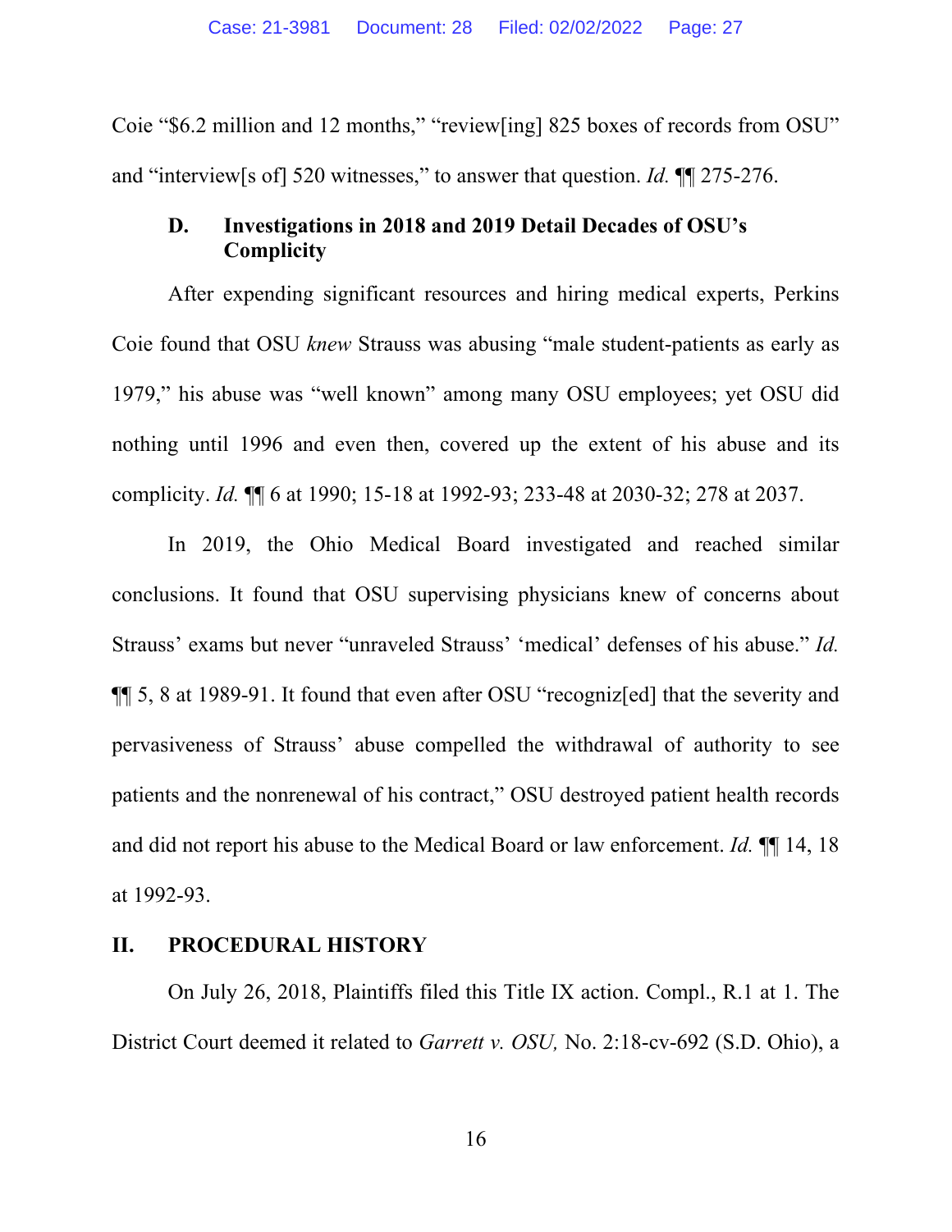Coie "$6.2 million and 12 months," "review[ing] 825 boxes of records from OSU" and "interview[s of] 520 witnesses," to answer that question. *Id.* ¶¶ 275-276.

### D. Investigations in 2018 and 2019 Detail Decades of OSU's Complicity

After expending significant resources and hiring medical experts, Perkins Coie found that OSU *knew* Strauss was abusing "male student-patients as early as 1979," his abuse was "well known" among many OSU employees; yet OSU did nothing until 1996 and even then, covered up the extent of his abuse and its complicity. *Id.* ¶¶ 6 at 1990; 15-18 at 1992-93; 233-48 at 2030-32; 278 at 2037.

In 2019, the Ohio Medical Board investigated and reached similar conclusions. It found that OSU supervising physicians knew of concerns about Strauss' exams but never "unraveled Strauss' 'medical' defenses of his abuse." *Id.* ¶¶ 5, 8 at 1989-91. It found that even after OSU "recogniz[ed] that the severity and pervasiveness of Strauss' abuse compelled the withdrawal of authority to see patients and the nonrenewal of his contract," OSU destroyed patient health records and did not report his abuse to the Medical Board or law enforcement. *Id.* ¶¶ 14, 18 at 1992-93.

## II. PROCEDURAL HISTORY

On July 26, 2018, Plaintiffs filed this Title IX action. Compl., R.1 at 1. The District Court deemed it related to *Garrett v. OSU,* No. 2:18-cv-692 (S.D. Ohio), a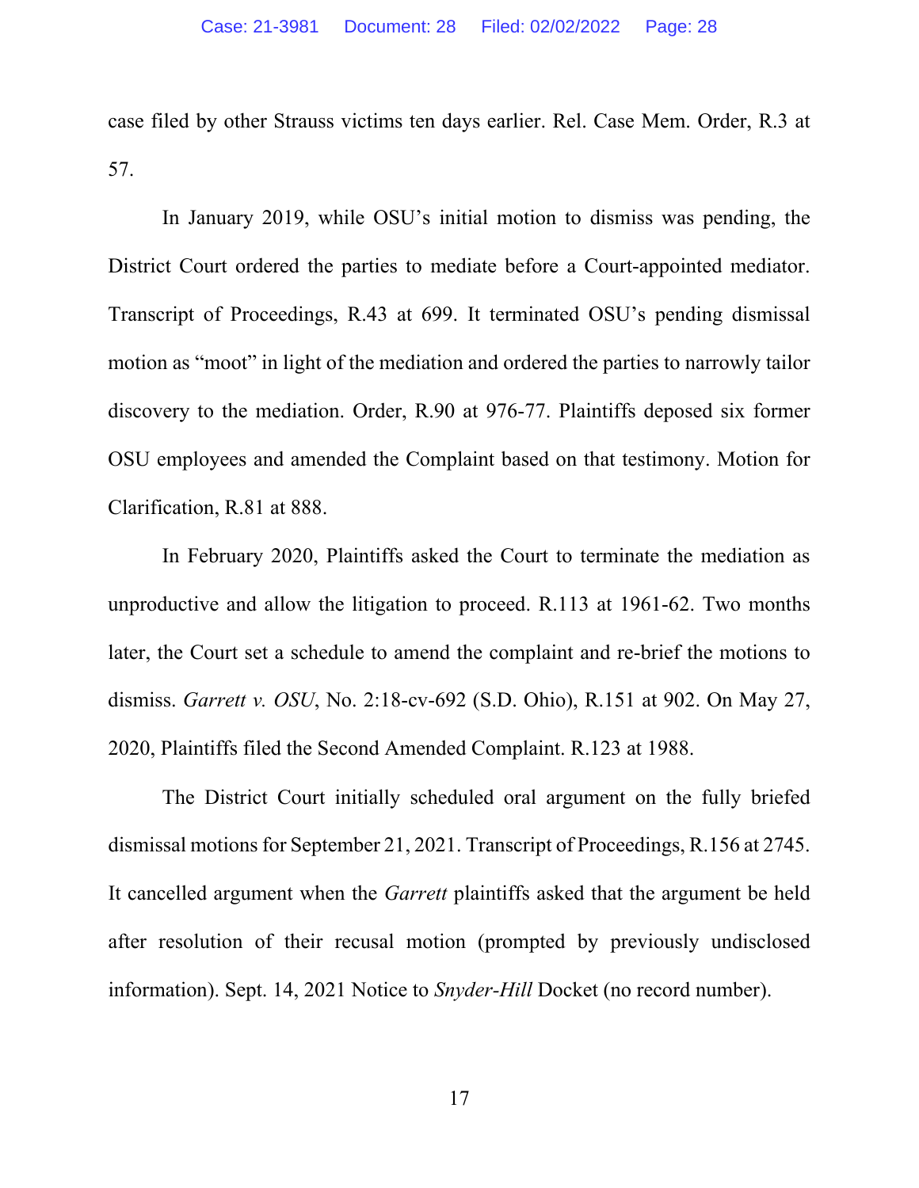case filed by other Strauss victims ten days earlier. Rel. Case Mem. Order, R.3 at 57.

In January 2019, while OSU's initial motion to dismiss was pending, the District Court ordered the parties to mediate before a Court-appointed mediator. Transcript of Proceedings, R.43 at 699. It terminated OSU's pending dismissal motion as "moot" in light of the mediation and ordered the parties to narrowly tailor discovery to the mediation. Order, R.90 at 976-77. Plaintiffs deposed six former OSU employees and amended the Complaint based on that testimony. Motion for Clarification, R.81 at 888.

In February 2020, Plaintiffs asked the Court to terminate the mediation as unproductive and allow the litigation to proceed. R.113 at 1961-62. Two months later, the Court set a schedule to amend the complaint and re-brief the motions to dismiss. *Garrett v. OSU*, No. 2:18-cv-692 (S.D. Ohio), R.151 at 902. On May 27, 2020, Plaintiffs filed the Second Amended Complaint. R.123 at 1988.

The District Court initially scheduled oral argument on the fully briefed dismissal motions for September 21, 2021. Transcript of Proceedings, R.156 at 2745. It cancelled argument when the *Garrett* plaintiffs asked that the argument be held after resolution of their recusal motion (prompted by previously undisclosed information). Sept. 14, 2021 Notice to *Snyder-Hill* Docket (no record number).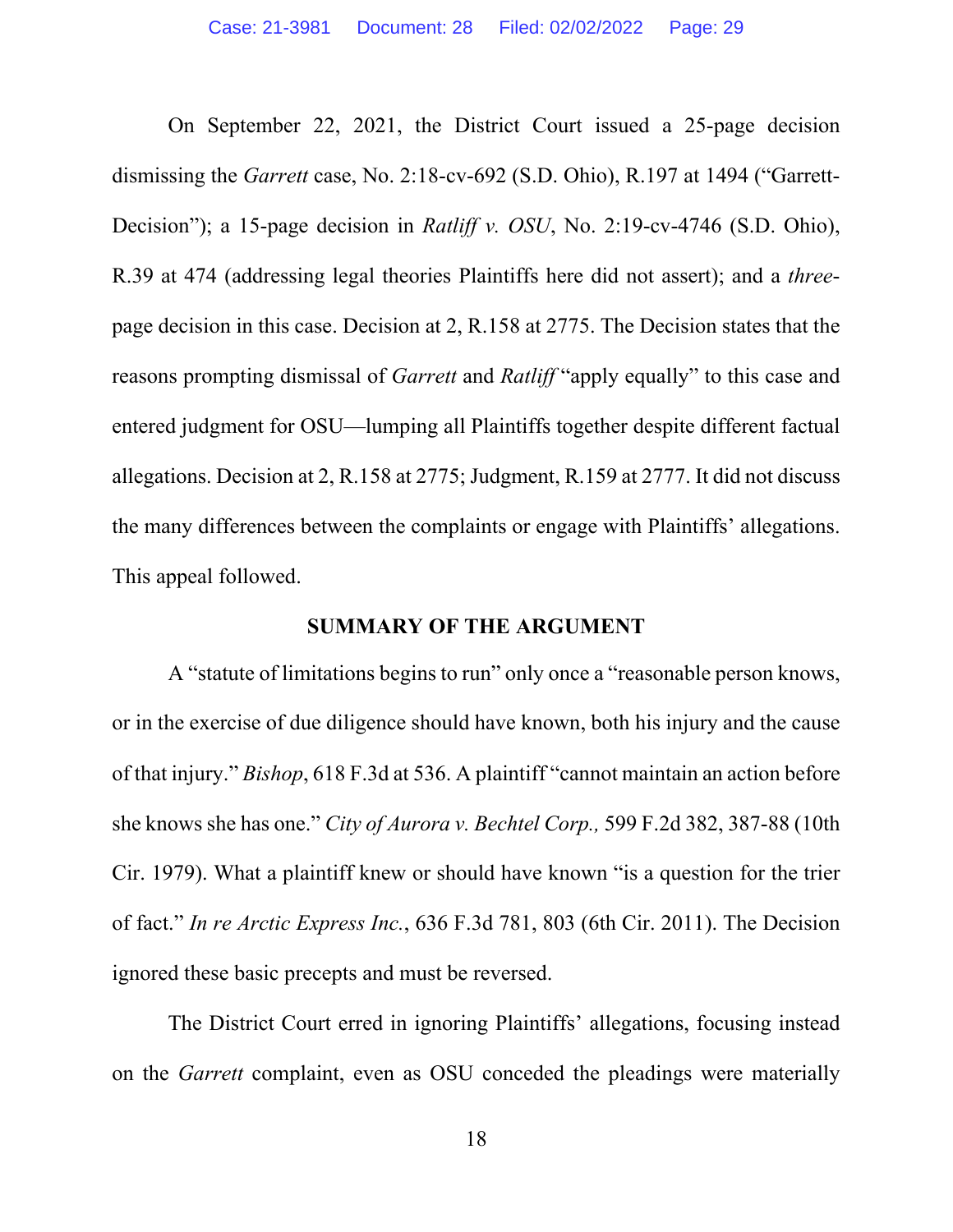On September 22, 2021, the District Court issued a 25-page decision dismissing the *Garrett* case, No. 2:18-cv-692 (S.D. Ohio), R.197 at 1494 ("Garrett-Decision"); a 15-page decision in *Ratliff v. OSU*, No. 2:19-cv-4746 (S.D. Ohio), R.39 at 474 (addressing legal theories Plaintiffs here did not assert); and a *three*-page decision in this case. Decision at 2, R.158 at 2775. The Decision states that the reasons prompting dismissal of *Garrett* and *Ratliff* "apply equally" to this case and entered judgment for OSU—lumping all Plaintiffs together despite different factual allegations. Decision at 2, R.158 at 2775; Judgment, R.159 at 2777. It did not discuss the many differences between the complaints or engage with Plaintiffs' allegations. This appeal followed.

## SUMMARY OF THE ARGUMENT

A "statute of limitations begins to run" only once a "reasonable person knows, or in the exercise of due diligence should have known, both his injury and the cause of that injury." *Bishop*, 618 F.3d at 536. A plaintiff "cannot maintain an action before she knows she has one." *City of Aurora v. Bechtel Corp.,* 599 F.2d 382, 387-88 (10th Cir. 1979). What a plaintiff knew or should have known "is a question for the trier of fact." *In re Arctic Express Inc.*, 636 F.3d 781, 803 (6th Cir. 2011). The Decision ignored these basic precepts and must be reversed.

The District Court erred in ignoring Plaintiffs' allegations, focusing instead on the *Garrett* complaint, even as OSU conceded the pleadings were materially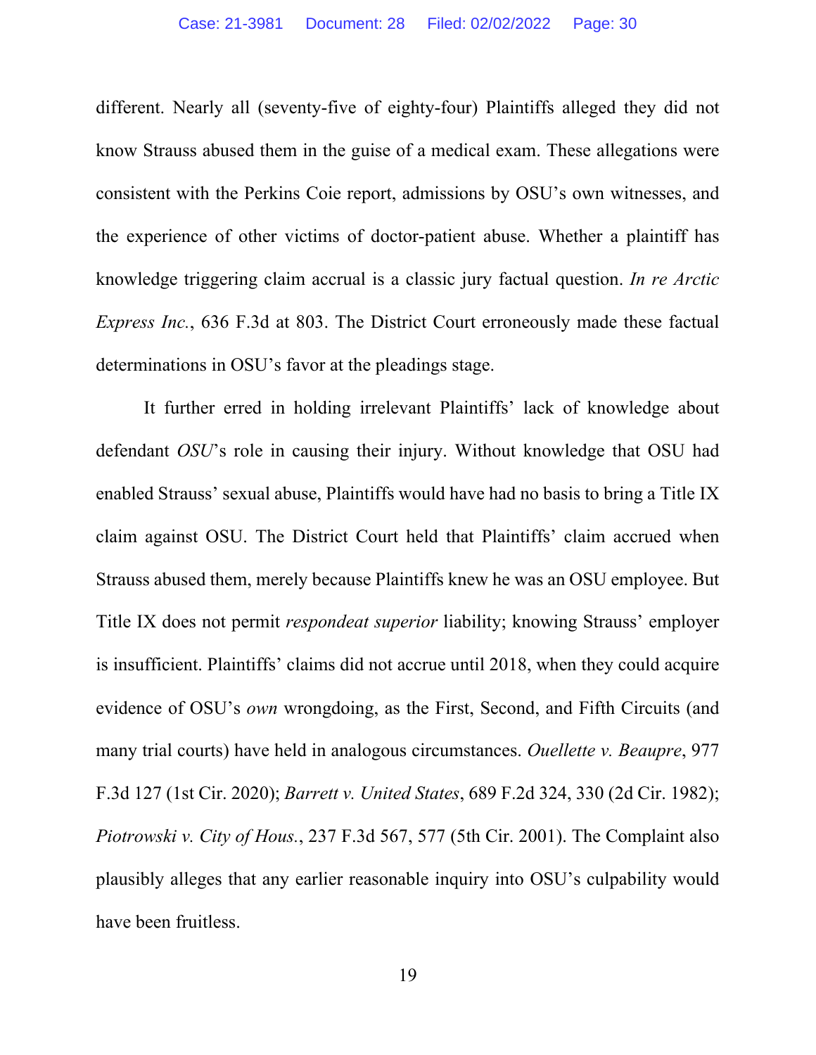different. Nearly all (seventy-five of eighty-four) Plaintiffs alleged they did not know Strauss abused them in the guise of a medical exam. These allegations were consistent with the Perkins Coie report, admissions by OSU's own witnesses, and the experience of other victims of doctor-patient abuse. Whether a plaintiff has knowledge triggering claim accrual is a classic jury factual question. *In re Arctic Express Inc.*, 636 F.3d at 803. The District Court erroneously made these factual determinations in OSU's favor at the pleadings stage.

It further erred in holding irrelevant Plaintiffs' lack of knowledge about defendant *OSU*'s role in causing their injury. Without knowledge that OSU had enabled Strauss' sexual abuse, Plaintiffs would have had no basis to bring a Title IX claim against OSU. The District Court held that Plaintiffs' claim accrued when Strauss abused them, merely because Plaintiffs knew he was an OSU employee. But Title IX does not permit *respondeat superior* liability; knowing Strauss' employer is insufficient. Plaintiffs' claims did not accrue until 2018, when they could acquire evidence of OSU's *own* wrongdoing, as the First, Second, and Fifth Circuits (and many trial courts) have held in analogous circumstances. *Ouellette v. Beaupre*, 977 F.3d 127 (1st Cir. 2020); *Barrett v. United States*, 689 F.2d 324, 330 (2d Cir. 1982); *Piotrowski v. City of Hous.*, 237 F.3d 567, 577 (5th Cir. 2001). The Complaint also plausibly alleges that any earlier reasonable inquiry into OSU's culpability would have been fruitless.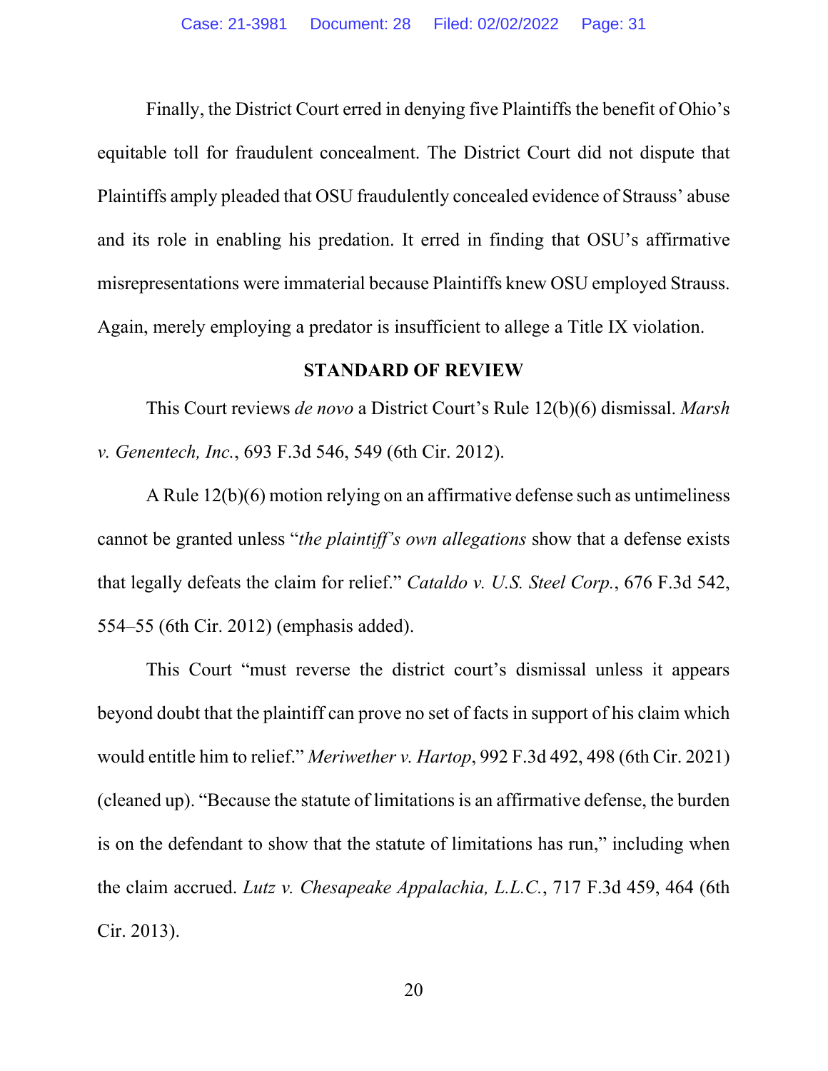Finally, the District Court erred in denying five Plaintiffs the benefit of Ohio's equitable toll for fraudulent concealment. The District Court did not dispute that Plaintiffs amply pleaded that OSU fraudulently concealed evidence of Strauss' abuse and its role in enabling his predation. It erred in finding that OSU's affirmative misrepresentations were immaterial because Plaintiffs knew OSU employed Strauss. Again, merely employing a predator is insufficient to allege a Title IX violation.

## STANDARD OF REVIEW

This Court reviews *de novo* a District Court's Rule 12(b)(6) dismissal. *Marsh v. Genentech, Inc.*, 693 F.3d 546, 549 (6th Cir. 2012).

A Rule 12(b)(6) motion relying on an affirmative defense such as untimeliness cannot be granted unless "*the plaintiff's own allegations* show that a defense exists that legally defeats the claim for relief." *Cataldo v. U.S. Steel Corp.*, 676 F.3d 542, 554–55 (6th Cir. 2012) (emphasis added).

This Court "must reverse the district court's dismissal unless it appears beyond doubt that the plaintiff can prove no set of facts in support of his claim which would entitle him to relief." *Meriwether v. Hartop*, 992 F.3d 492, 498 (6th Cir. 2021) (cleaned up). "Because the statute of limitations is an affirmative defense, the burden is on the defendant to show that the statute of limitations has run," including when the claim accrued. *Lutz v. Chesapeake Appalachia, L.L.C.*, 717 F.3d 459, 464 (6th Cir. 2013).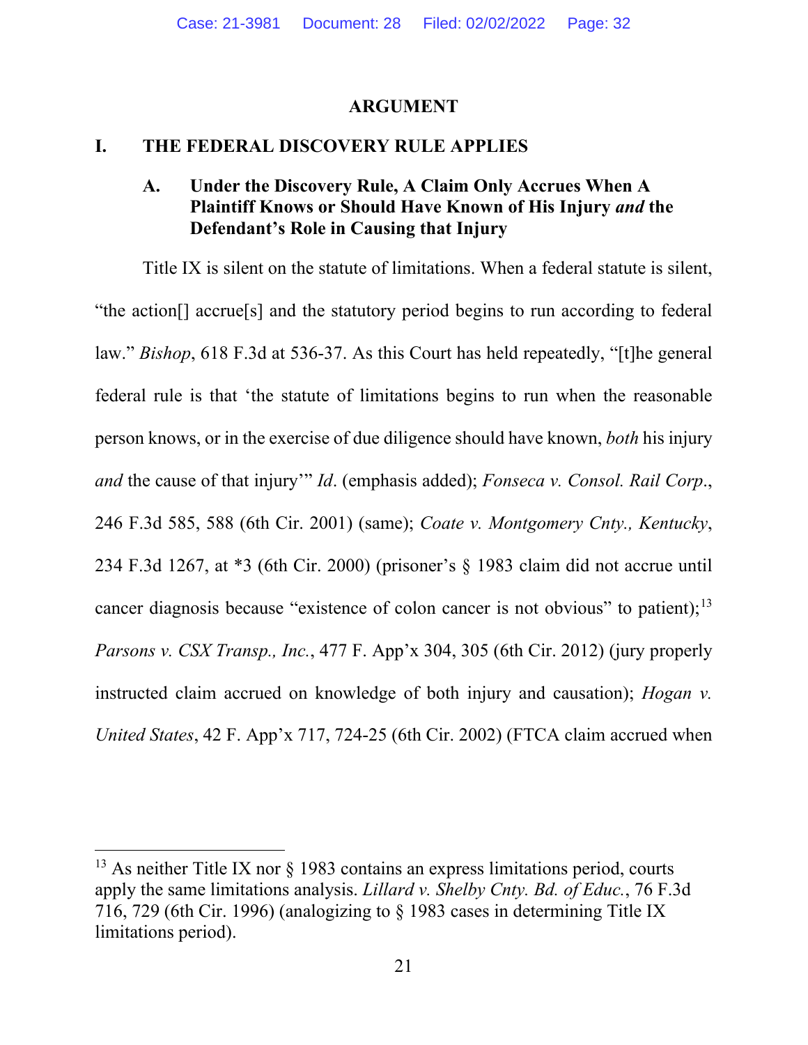# ARGUMENT

## I. THE FEDERAL DISCOVERY RULE APPLIES

### A. Under the Discovery Rule, A Claim Only Accrues When A Plaintiff Knows or Should Have Known of His Injury *and* the Defendant's Role in Causing that Injury

Title IX is silent on the statute of limitations. When a federal statute is silent, "the action[] accrue[s] and the statutory period begins to run according to federal law." *Bishop*, 618 F.3d at 536-37. As this Court has held repeatedly, "[t]he general federal rule is that 'the statute of limitations begins to run when the reasonable person knows, or in the exercise of due diligence should have known, *both* his injury *and* the cause of that injury'" *Id*. (emphasis added); *Fonseca v. Consol. Rail Corp*., 246 F.3d 585, 588 (6th Cir. 2001) (same); *Coate v. Montgomery Cnty., Kentucky*, 234 F.3d 1267, at *3 (6th Cir. 2000) (prisoner's § 1983 claim did not accrue until cancer diagnosis because "existence of colon cancer is not obvious" to patient);[13] *Parsons v. CSX Transp., Inc.*, 477 F. App'x 304, 305 (6th Cir. 2012) (jury properly instructed claim accrued on knowledge of both injury and causation); *Hogan v. United States*, 42 F. App'x 717, 724-25 (6th Cir. 2002) (FTCA claim accrued when

[13] As neither Title IX nor § 1983 contains an express limitations period, courts apply the same limitations analysis. *Lillard v. Shelby Cnty. Bd. of Educ.*, 76 F.3d 716, 729 (6th Cir. 1996) (analogizing to § 1983 cases in determining Title IX limitations period).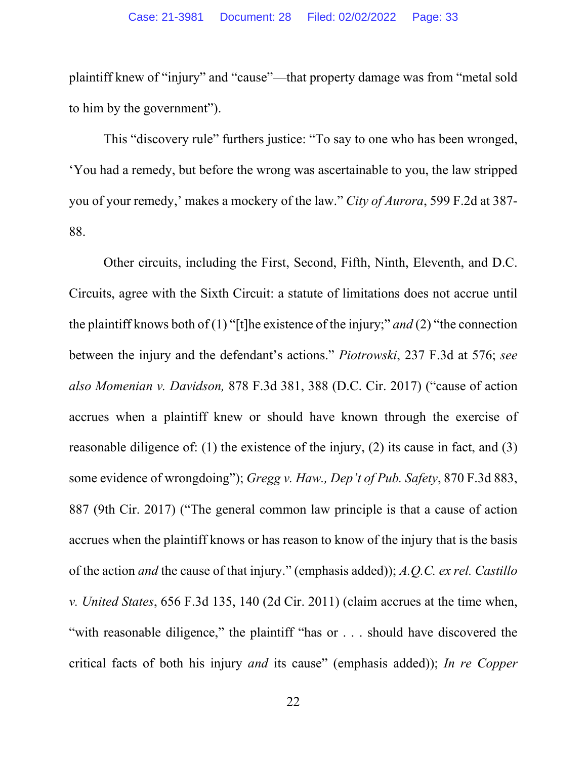plaintiff knew of "injury" and "cause"—that property damage was from "metal sold to him by the government").

This "discovery rule" furthers justice: "To say to one who has been wronged, 'You had a remedy, but before the wrong was ascertainable to you, the law stripped you of your remedy,' makes a mockery of the law." *City of Aurora*, 599 F.2d at 387-88.

Other circuits, including the First, Second, Fifth, Ninth, Eleventh, and D.C. Circuits, agree with the Sixth Circuit: a statute of limitations does not accrue until the plaintiff knows both of (1) "[t]he existence of the injury;" *and* (2) "the connection between the injury and the defendant's actions." *Piotrowski*, 237 F.3d at 576; *see also Momenian v. Davidson,* 878 F.3d 381, 388 (D.C. Cir. 2017) ("cause of action accrues when a plaintiff knew or should have known through the exercise of reasonable diligence of: (1) the existence of the injury, (2) its cause in fact, and (3) some evidence of wrongdoing"); *Gregg v. Haw., Dep't of Pub. Safety*, 870 F.3d 883, 887 (9th Cir. 2017) ("The general common law principle is that a cause of action accrues when the plaintiff knows or has reason to know of the injury that is the basis of the action *and* the cause of that injury." (emphasis added)); *A.Q.C. ex rel. Castillo v. United States*, 656 F.3d 135, 140 (2d Cir. 2011) (claim accrues at the time when, "with reasonable diligence," the plaintiff "has or . . . should have discovered the critical facts of both his injury *and* its cause" (emphasis added)); *In re Copper*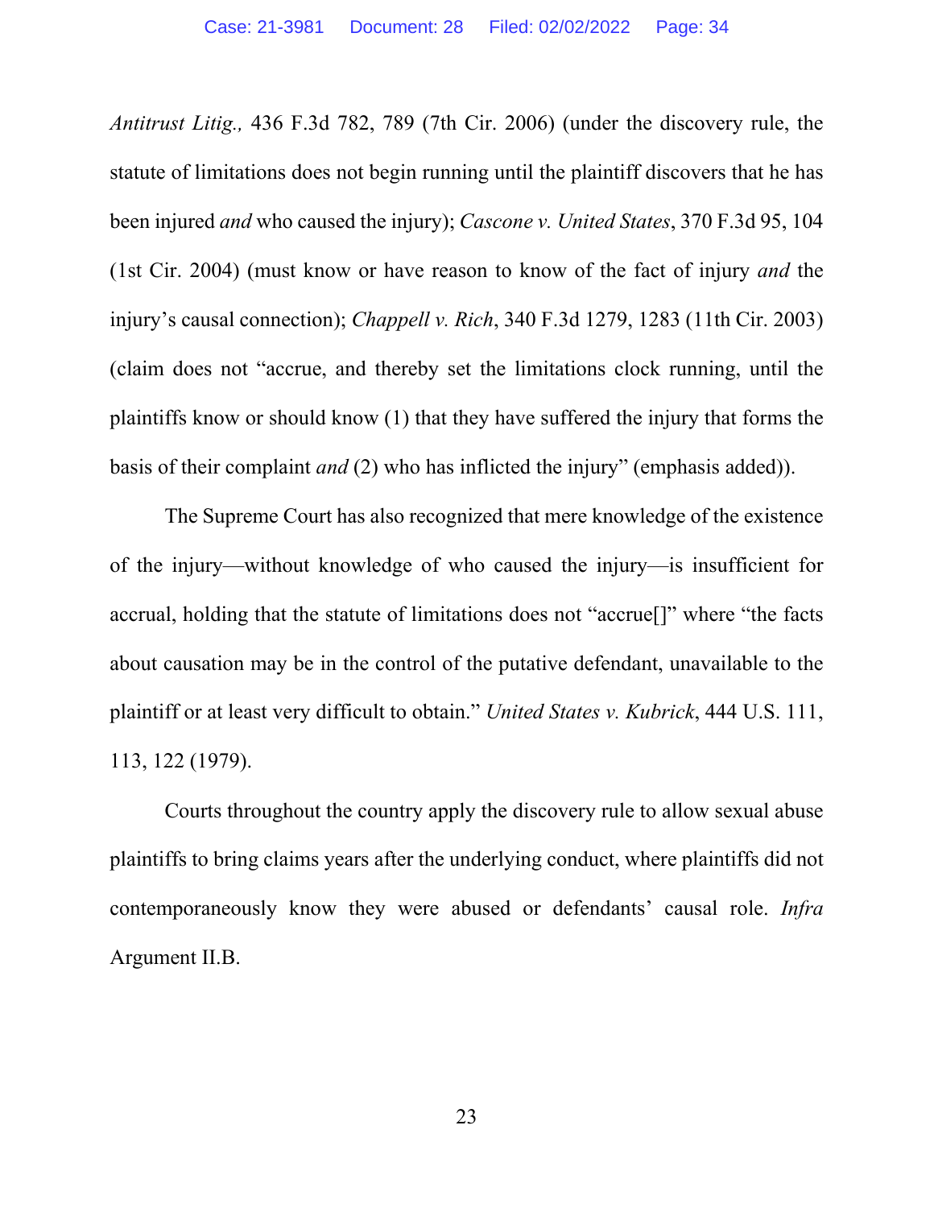*Antitrust Litig.,* 436 F.3d 782, 789 (7th Cir. 2006) (under the discovery rule, the statute of limitations does not begin running until the plaintiff discovers that he has been injured *and* who caused the injury); *Cascone v. United States*, 370 F.3d 95, 104 (1st Cir. 2004) (must know or have reason to know of the fact of injury *and* the injury's causal connection); *Chappell v. Rich*, 340 F.3d 1279, 1283 (11th Cir. 2003) (claim does not "accrue, and thereby set the limitations clock running, until the plaintiffs know or should know (1) that they have suffered the injury that forms the basis of their complaint *and* (2) who has inflicted the injury" (emphasis added)).

The Supreme Court has also recognized that mere knowledge of the existence of the injury—without knowledge of who caused the injury—is insufficient for accrual, holding that the statute of limitations does not "accrue[]" where "the facts about causation may be in the control of the putative defendant, unavailable to the plaintiff or at least very difficult to obtain." *United States v. Kubrick*, 444 U.S. 111, 113, 122 (1979).

Courts throughout the country apply the discovery rule to allow sexual abuse plaintiffs to bring claims years after the underlying conduct, where plaintiffs did not contemporaneously know they were abused or defendants' causal role. *Infra* Argument II.B.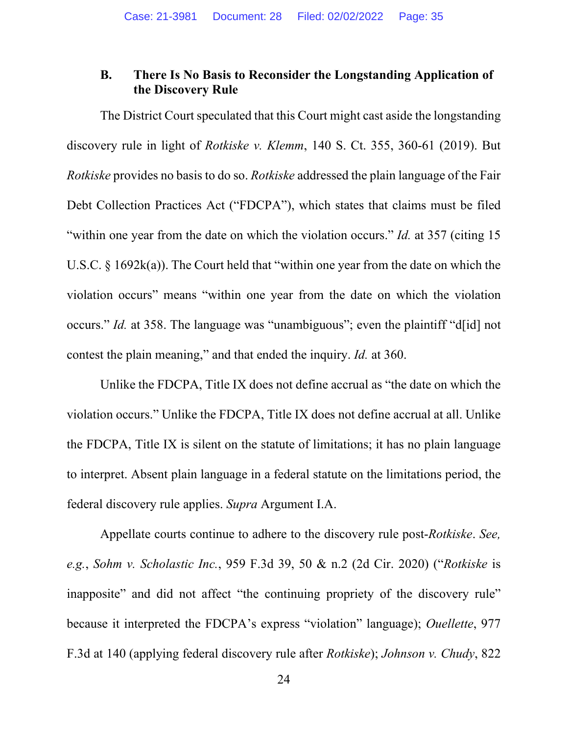### B. There Is No Basis to Reconsider the Longstanding Application of the Discovery Rule

The District Court speculated that this Court might cast aside the longstanding discovery rule in light of *Rotkiske v. Klemm*, 140 S. Ct. 355, 360-61 (2019). But *Rotkiske* provides no basis to do so. *Rotkiske* addressed the plain language of the Fair Debt Collection Practices Act ("FDCPA"), which states that claims must be filed "within one year from the date on which the violation occurs." *Id.* at 357 (citing 15 U.S.C. § 1692k(a)). The Court held that "within one year from the date on which the violation occurs" means "within one year from the date on which the violation occurs." *Id.* at 358. The language was "unambiguous"; even the plaintiff "d[id] not contest the plain meaning," and that ended the inquiry. *Id.* at 360.

Unlike the FDCPA, Title IX does not define accrual as "the date on which the violation occurs." Unlike the FDCPA, Title IX does not define accrual at all. Unlike the FDCPA, Title IX is silent on the statute of limitations; it has no plain language to interpret. Absent plain language in a federal statute on the limitations period, the federal discovery rule applies. *Supra* Argument I.A.

Appellate courts continue to adhere to the discovery rule post-*Rotkiske*. *See, e.g.*, *Sohm v. Scholastic Inc.*, 959 F.3d 39, 50 & n.2 (2d Cir. 2020) ("*Rotkiske* is inapposite" and did not affect "the continuing propriety of the discovery rule" because it interpreted the FDCPA's express "violation" language); *Ouellette*, 977 F.3d at 140 (applying federal discovery rule after *Rotkiske*); *Johnson v. Chudy*, 822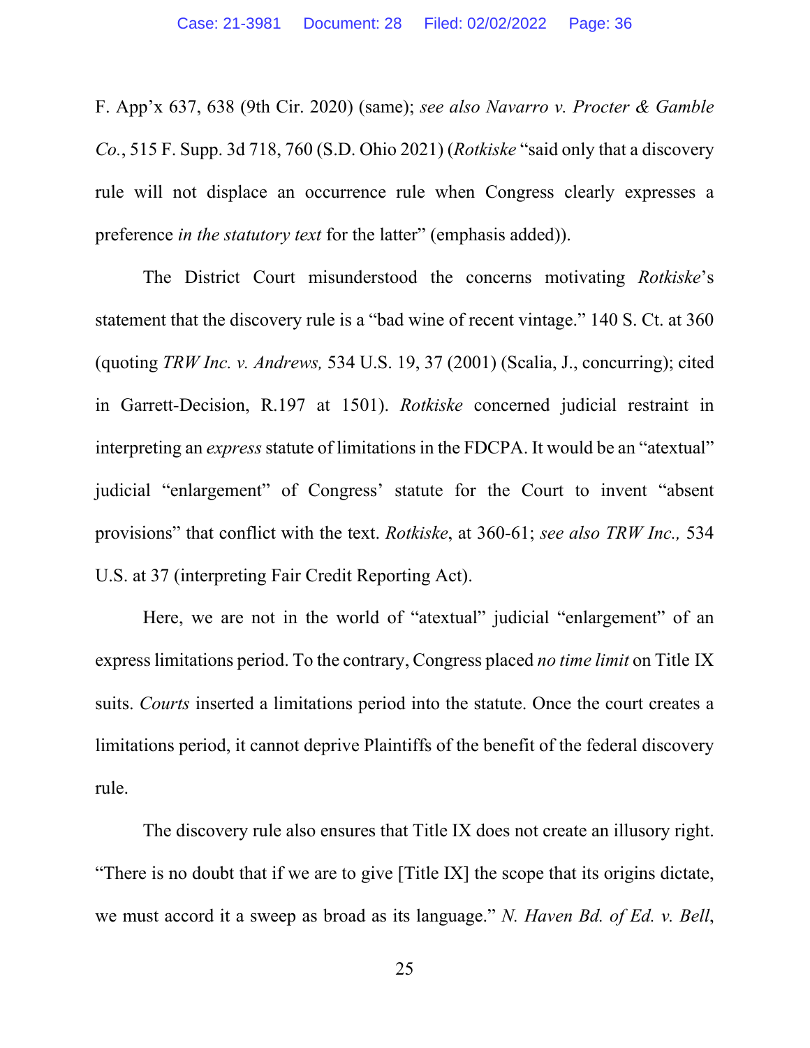F. App'x 637, 638 (9th Cir. 2020) (same); *see also Navarro v. Procter & Gamble Co.*, 515 F. Supp. 3d 718, 760 (S.D. Ohio 2021) (*Rotkiske* "said only that a discovery rule will not displace an occurrence rule when Congress clearly expresses a preference *in the statutory text* for the latter" (emphasis added)).

The District Court misunderstood the concerns motivating *Rotkiske*'s statement that the discovery rule is a "bad wine of recent vintage." 140 S. Ct. at 360 (quoting *TRW Inc. v. Andrews,* 534 U.S. 19, 37 (2001) (Scalia, J., concurring); cited in Garrett-Decision, R.197 at 1501). *Rotkiske* concerned judicial restraint in interpreting an *express* statute of limitations in the FDCPA. It would be an "atextual" judicial "enlargement" of Congress' statute for the Court to invent "absent provisions" that conflict with the text. *Rotkiske*, at 360-61; *see also TRW Inc.,* 534 U.S. at 37 (interpreting Fair Credit Reporting Act).

Here, we are not in the world of "atextual" judicial "enlargement" of an express limitations period. To the contrary, Congress placed *no time limit* on Title IX suits. *Courts* inserted a limitations period into the statute. Once the court creates a limitations period, it cannot deprive Plaintiffs of the benefit of the federal discovery rule.

The discovery rule also ensures that Title IX does not create an illusory right. "There is no doubt that if we are to give [Title IX] the scope that its origins dictate, we must accord it a sweep as broad as its language." *N. Haven Bd. of Ed. v. Bell*,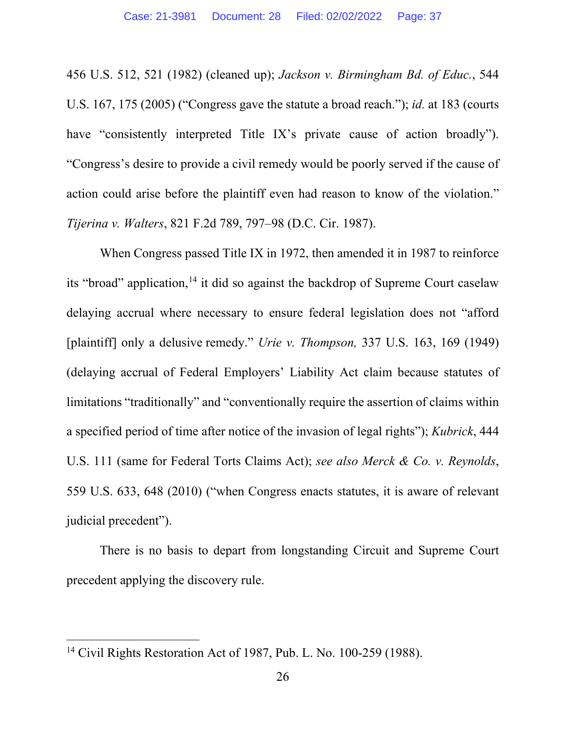456 U.S. 512, 521 (1982) (cleaned up); *Jackson v. Birmingham Bd. of Educ.*, 544 U.S. 167, 175 (2005) ("Congress gave the statute a broad reach."); *id.* at 183 (courts have "consistently interpreted Title IX's private cause of action broadly"). "Congress's desire to provide a civil remedy would be poorly served if the cause of action could arise before the plaintiff even had reason to know of the violation." *Tijerina v. Walters*, 821 F.2d 789, 797–98 (D.C. Cir. 1987).

When Congress passed Title IX in 1972, then amended it in 1987 to reinforce its "broad" application,[14] it did so against the backdrop of Supreme Court caselaw delaying accrual where necessary to ensure federal legislation does not "afford [plaintiff] only a delusive remedy." *Urie v. Thompson,* 337 U.S. 163, 169 (1949) (delaying accrual of Federal Employers' Liability Act claim because statutes of limitations "traditionally" and "conventionally require the assertion of claims within a specified period of time after notice of the invasion of legal rights"); *Kubrick*, 444 U.S. 111 (same for Federal Torts Claims Act); *see also Merck & Co. v. Reynolds*, 559 U.S. 633, 648 (2010) ("when Congress enacts statutes, it is aware of relevant judicial precedent").

There is no basis to depart from longstanding Circuit and Supreme Court precedent applying the discovery rule.

---

[14] Civil Rights Restoration Act of 1987, Pub. L. No. 100-259 (1988).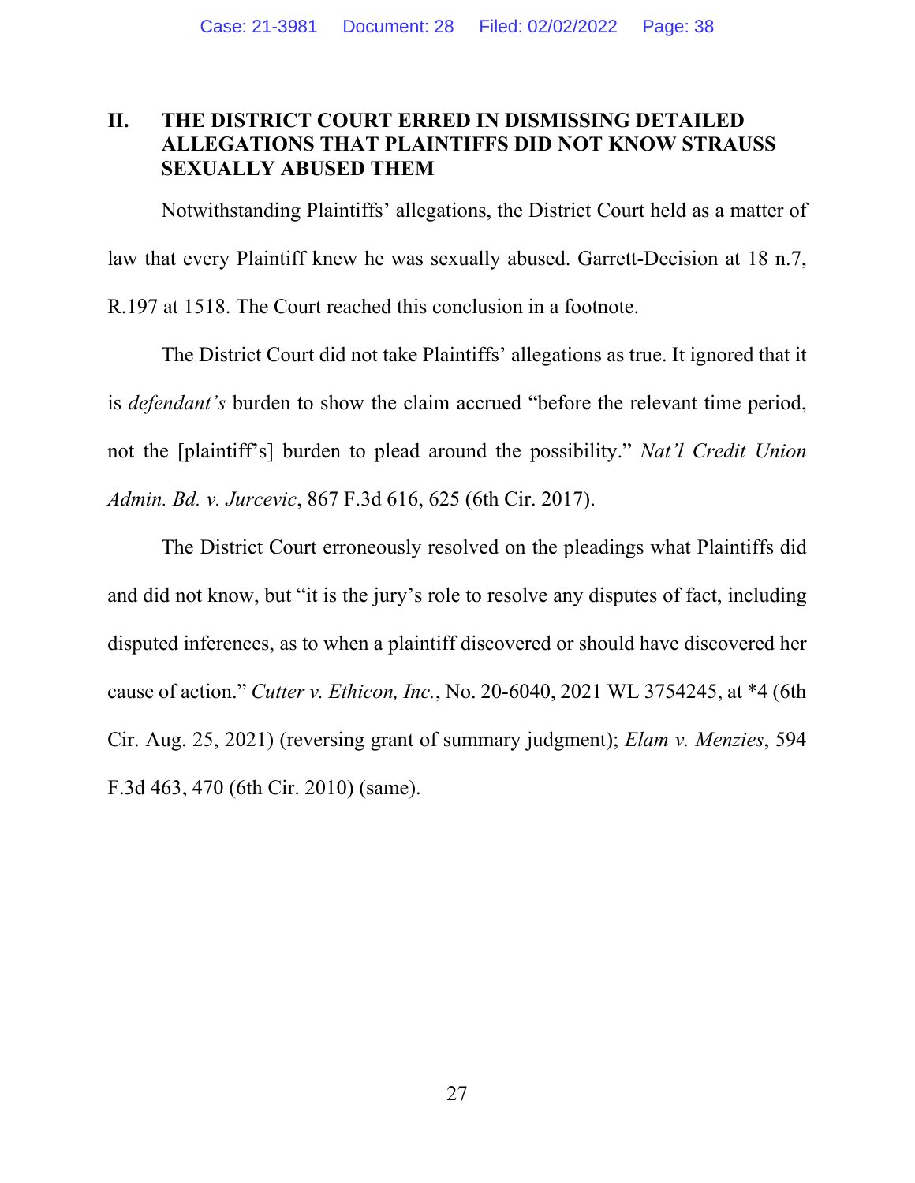## II. THE DISTRICT COURT ERRED IN DISMISSING DETAILED ALLEGATIONS THAT PLAINTIFFS DID NOT KNOW STRAUSS SEXUALLY ABUSED THEM

Notwithstanding Plaintiffs' allegations, the District Court held as a matter of law that every Plaintiff knew he was sexually abused. Garrett-Decision at 18 n.7, R.197 at 1518. The Court reached this conclusion in a footnote.

The District Court did not take Plaintiffs' allegations as true. It ignored that it is *defendant's* burden to show the claim accrued "before the relevant time period, not the [plaintiff's] burden to plead around the possibility." *Nat'l Credit Union Admin. Bd. v. Jurcevic*, 867 F.3d 616, 625 (6th Cir. 2017).

The District Court erroneously resolved on the pleadings what Plaintiffs did and did not know, but "it is the jury's role to resolve any disputes of fact, including disputed inferences, as to when a plaintiff discovered or should have discovered her cause of action." *Cutter v. Ethicon, Inc.*, No. 20-6040, 2021 WL 3754245, at *4 (6th Cir. Aug. 25, 2021) (reversing grant of summary judgment); *Elam v. Menzies*, 594 F.3d 463, 470 (6th Cir. 2010) (same).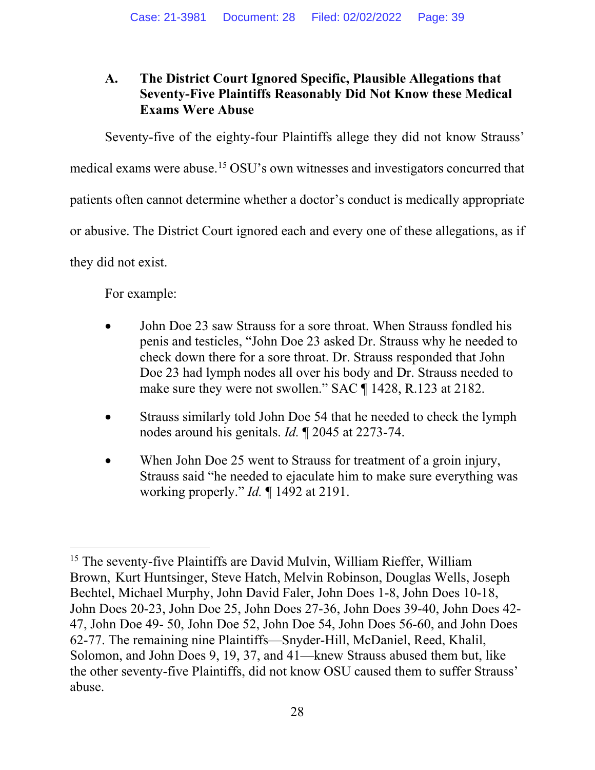### A. The District Court Ignored Specific, Plausible Allegations that Seventy-Five Plaintiffs Reasonably Did Not Know these Medical Exams Were Abuse

Seventy-five of the eighty-four Plaintiffs allege they did not know Strauss' medical exams were abuse.[15] OSU's own witnesses and investigators concurred that patients often cannot determine whether a doctor's conduct is medically appropriate or abusive. The District Court ignored each and every one of these allegations, as if they did not exist.

For example:

- John Doe 23 saw Strauss for a sore throat. When Strauss fondled his penis and testicles, "John Doe 23 asked Dr. Strauss why he needed to check down there for a sore throat. Dr. Strauss responded that John Doe 23 had lymph nodes all over his body and Dr. Strauss needed to make sure they were not swollen." SAC ¶ 1428, R.123 at 2182.
- Strauss similarly told John Doe 54 that he needed to check the lymph nodes around his genitals. *Id.* ¶ 2045 at 2273-74.
- When John Doe 25 went to Strauss for treatment of a groin injury, Strauss said "he needed to ejaculate him to make sure everything was working properly." *Id.* ¶ 1492 at 2191.

---

[15] The seventy-five Plaintiffs are David Mulvin, William Rieffer, William Brown, Kurt Huntsinger, Steve Hatch, Melvin Robinson, Douglas Wells, Joseph Bechtel, Michael Murphy, John David Faler, John Does 1-8, John Does 10-18, John Does 20-23, John Doe 25, John Does 27-36, John Does 39-40, John Does 42-47, John Doe 49- 50, John Doe 52, John Doe 54, John Does 56-60, and John Does 62-77. The remaining nine Plaintiffs—Snyder-Hill, McDaniel, Reed, Khalil, Solomon, and John Does 9, 19, 37, and 41—knew Strauss abused them but, like the other seventy-five Plaintiffs, did not know OSU caused them to suffer Strauss' abuse.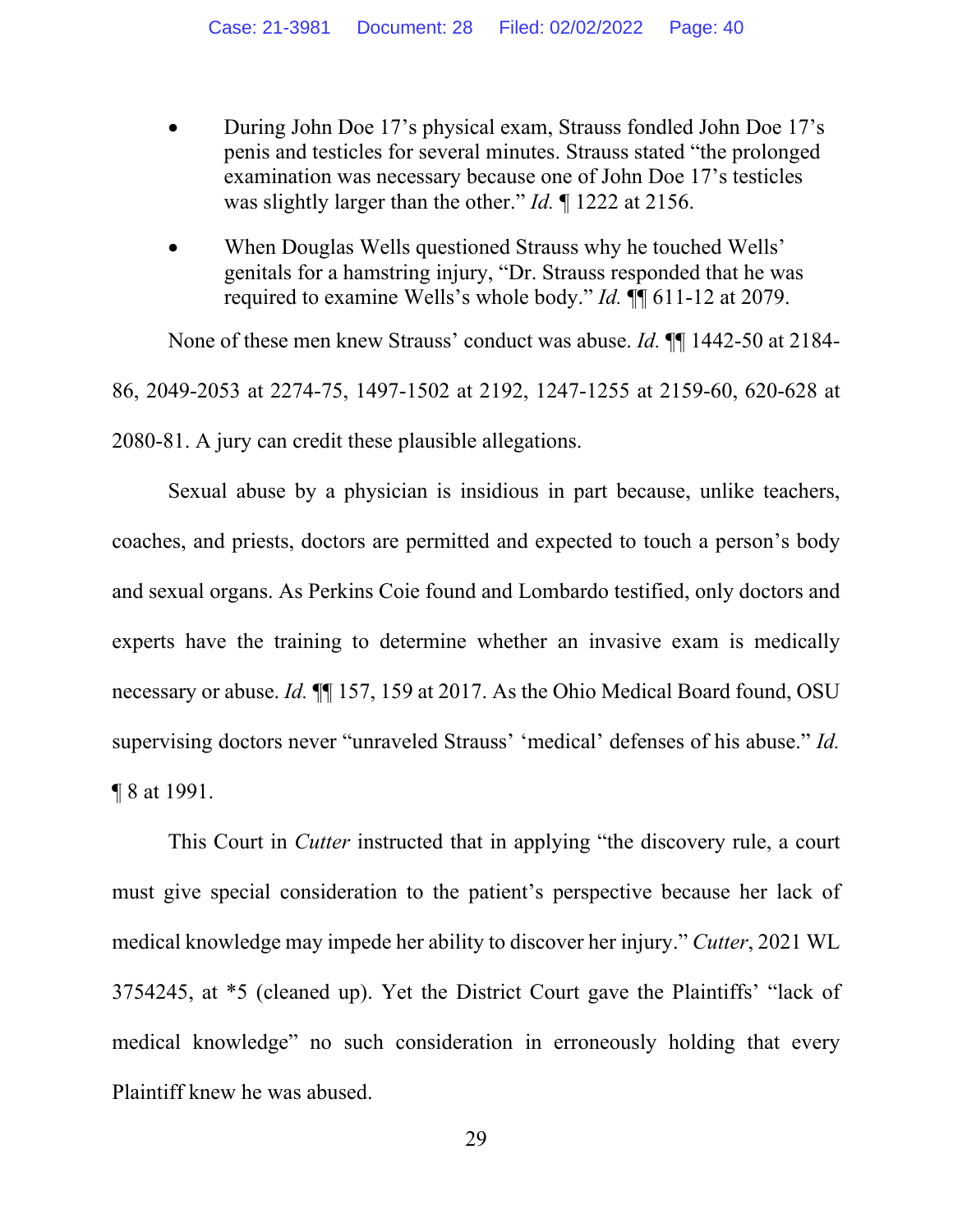- During John Doe 17's physical exam, Strauss fondled John Doe 17's penis and testicles for several minutes. Strauss stated "the prolonged examination was necessary because one of John Doe 17's testicles was slightly larger than the other." *Id.* ¶ 1222 at 2156.

- When Douglas Wells questioned Strauss why he touched Wells' genitals for a hamstring injury, "Dr. Strauss responded that he was required to examine Wells's whole body." *Id.* ¶¶ 611-12 at 2079.

None of these men knew Strauss' conduct was abuse. *Id.* ¶¶ 1442-50 at 2184-86, 2049-2053 at 2274-75, 1497-1502 at 2192, 1247-1255 at 2159-60, 620-628 at 2080-81. A jury can credit these plausible allegations.

Sexual abuse by a physician is insidious in part because, unlike teachers, coaches, and priests, doctors are permitted and expected to touch a person's body and sexual organs. As Perkins Coie found and Lombardo testified, only doctors and experts have the training to determine whether an invasive exam is medically necessary or abuse. *Id.* ¶¶ 157, 159 at 2017. As the Ohio Medical Board found, OSU supervising doctors never "unraveled Strauss' 'medical' defenses of his abuse." *Id.* ¶ 8 at 1991.

This Court in *Cutter* instructed that in applying "the discovery rule, a court must give special consideration to the patient's perspective because her lack of medical knowledge may impede her ability to discover her injury." *Cutter*, 2021 WL 3754245, at *5 (cleaned up). Yet the District Court gave the Plaintiffs' "lack of medical knowledge" no such consideration in erroneously holding that every Plaintiff knew he was abused.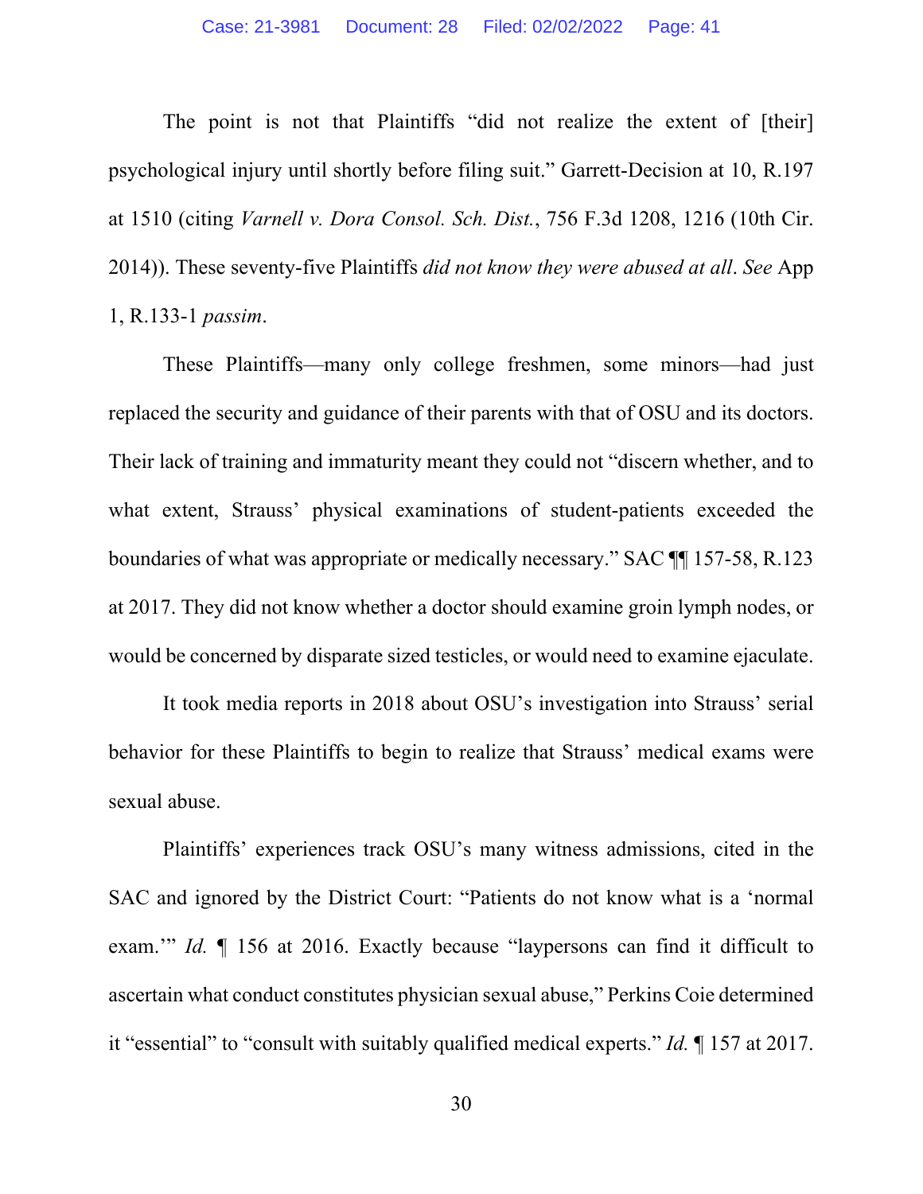The point is not that Plaintiffs "did not realize the extent of [their] psychological injury until shortly before filing suit." Garrett-Decision at 10, R.197 at 1510 (citing *Varnell v. Dora Consol. Sch. Dist.*, 756 F.3d 1208, 1216 (10th Cir. 2014)). These seventy-five Plaintiffs *did not know they were abused at all*. *See* App 1, R.133-1 *passim*.

These Plaintiffs—many only college freshmen, some minors—had just replaced the security and guidance of their parents with that of OSU and its doctors. Their lack of training and immaturity meant they could not "discern whether, and to what extent, Strauss' physical examinations of student-patients exceeded the boundaries of what was appropriate or medically necessary." SAC ¶¶ 157-58, R.123 at 2017. They did not know whether a doctor should examine groin lymph nodes, or would be concerned by disparate sized testicles, or would need to examine ejaculate.

It took media reports in 2018 about OSU's investigation into Strauss' serial behavior for these Plaintiffs to begin to realize that Strauss' medical exams were sexual abuse.

Plaintiffs' experiences track OSU's many witness admissions, cited in the SAC and ignored by the District Court: "Patients do not know what is a 'normal exam.'" *Id.* ¶ 156 at 2016. Exactly because "laypersons can find it difficult to ascertain what conduct constitutes physician sexual abuse," Perkins Coie determined it "essential" to "consult with suitably qualified medical experts." *Id.* ¶ 157 at 2017.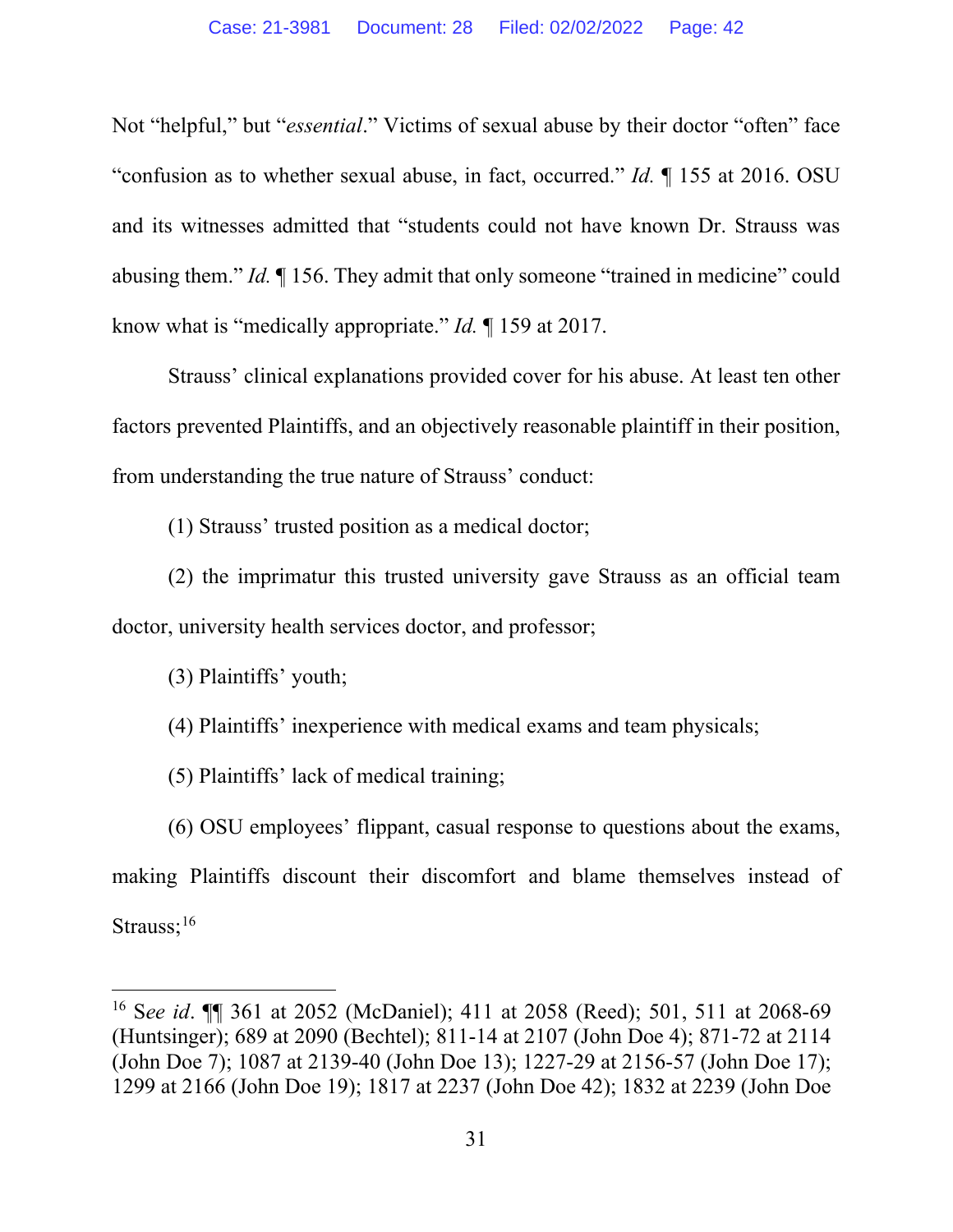Not "helpful," but "*essential*." Victims of sexual abuse by their doctor "often" face "confusion as to whether sexual abuse, in fact, occurred." *Id.* ¶ 155 at 2016. OSU and its witnesses admitted that "students could not have known Dr. Strauss was abusing them." *Id.* ¶ 156. They admit that only someone "trained in medicine" could know what is "medically appropriate." *Id.* ¶ 159 at 2017.

Strauss' clinical explanations provided cover for his abuse. At least ten other factors prevented Plaintiffs, and an objectively reasonable plaintiff in their position, from understanding the true nature of Strauss' conduct:

(1) Strauss' trusted position as a medical doctor;

(2) the imprimatur this trusted university gave Strauss as an official team doctor, university health services doctor, and professor;

(3) Plaintiffs' youth;

(4) Plaintiffs' inexperience with medical exams and team physicals;

(5) Plaintiffs' lack of medical training;

(6) OSU employees' flippant, casual response to questions about the exams, making Plaintiffs discount their discomfort and blame themselves instead of Strauss;[16]

---

[16] *See id*. ¶¶ 361 at 2052 (McDaniel); 411 at 2058 (Reed); 501, 511 at 2068-69 (Huntsinger); 689 at 2090 (Bechtel); 811-14 at 2107 (John Doe 4); 871-72 at 2114 (John Doe 7); 1087 at 2139-40 (John Doe 13); 1227-29 at 2156-57 (John Doe 17); 1299 at 2166 (John Doe 19); 1817 at 2237 (John Doe 42); 1832 at 2239 (John Doe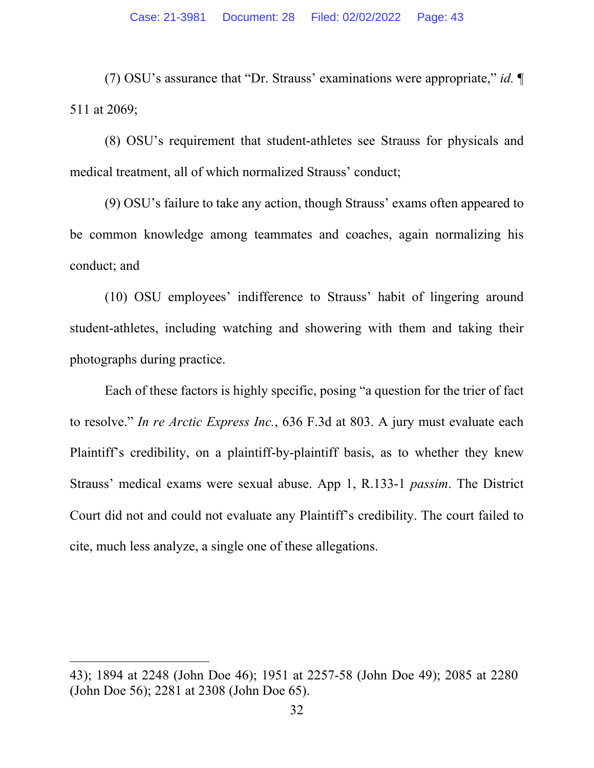(7) OSU's assurance that "Dr. Strauss' examinations were appropriate," *id.* ¶ 511 at 2069;

(8) OSU's requirement that student-athletes see Strauss for physicals and medical treatment, all of which normalized Strauss' conduct;

(9) OSU's failure to take any action, though Strauss' exams often appeared to be common knowledge among teammates and coaches, again normalizing his conduct; and

(10) OSU employees' indifference to Strauss' habit of lingering around student-athletes, including watching and showering with them and taking their photographs during practice.

Each of these factors is highly specific, posing "a question for the trier of fact to resolve." *In re Arctic Express Inc.*, 636 F.3d at 803. A jury must evaluate each Plaintiff's credibility, on a plaintiff-by-plaintiff basis, as to whether they knew Strauss' medical exams were sexual abuse. App 1, R.133-1 *passim*. The District Court did not and could not evaluate any Plaintiff's credibility. The court failed to cite, much less analyze, a single one of these allegations.

---

43); 1894 at 2248 (John Doe 46); 1951 at 2257-58 (John Doe 49); 2085 at 2280 (John Doe 56); 2281 at 2308 (John Doe 65).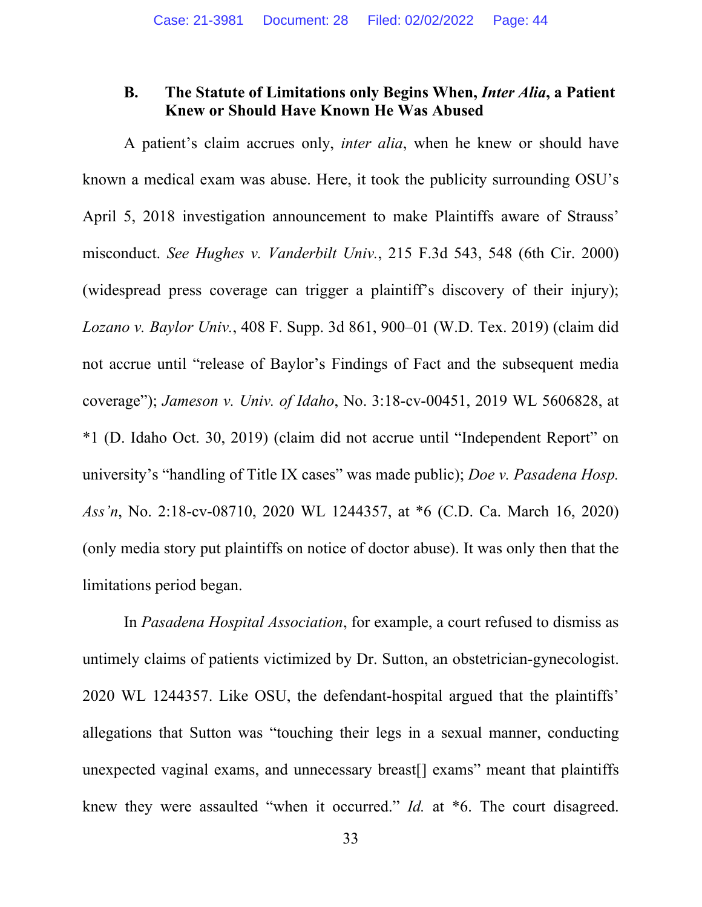### B. The Statute of Limitations only Begins When, *Inter Alia*, a Patient Knew or Should Have Known He Was Abused

A patient's claim accrues only, *inter alia*, when he knew or should have known a medical exam was abuse. Here, it took the publicity surrounding OSU's April 5, 2018 investigation announcement to make Plaintiffs aware of Strauss' misconduct. *See Hughes v. Vanderbilt Univ.*, 215 F.3d 543, 548 (6th Cir. 2000) (widespread press coverage can trigger a plaintiff's discovery of their injury); *Lozano v. Baylor Univ.*, 408 F. Supp. 3d 861, 900–01 (W.D. Tex. 2019) (claim did not accrue until "release of Baylor's Findings of Fact and the subsequent media coverage"); *Jameson v. Univ. of Idaho*, No. 3:18-cv-00451, 2019 WL 5606828, at *1 (D. Idaho Oct. 30, 2019) (claim did not accrue until "Independent Report" on university's "handling of Title IX cases" was made public); *Doe v. Pasadena Hosp. Ass'n*, No. 2:18-cv-08710, 2020 WL 1244357, at *6 (C.D. Ca. March 16, 2020) (only media story put plaintiffs on notice of doctor abuse). It was only then that the limitations period began.

In *Pasadena Hospital Association*, for example, a court refused to dismiss as untimely claims of patients victimized by Dr. Sutton, an obstetrician-gynecologist. 2020 WL 1244357. Like OSU, the defendant-hospital argued that the plaintiffs' allegations that Sutton was "touching their legs in a sexual manner, conducting unexpected vaginal exams, and unnecessary breast[] exams" meant that plaintiffs knew they were assaulted "when it occurred." *Id.* at *6. The court disagreed.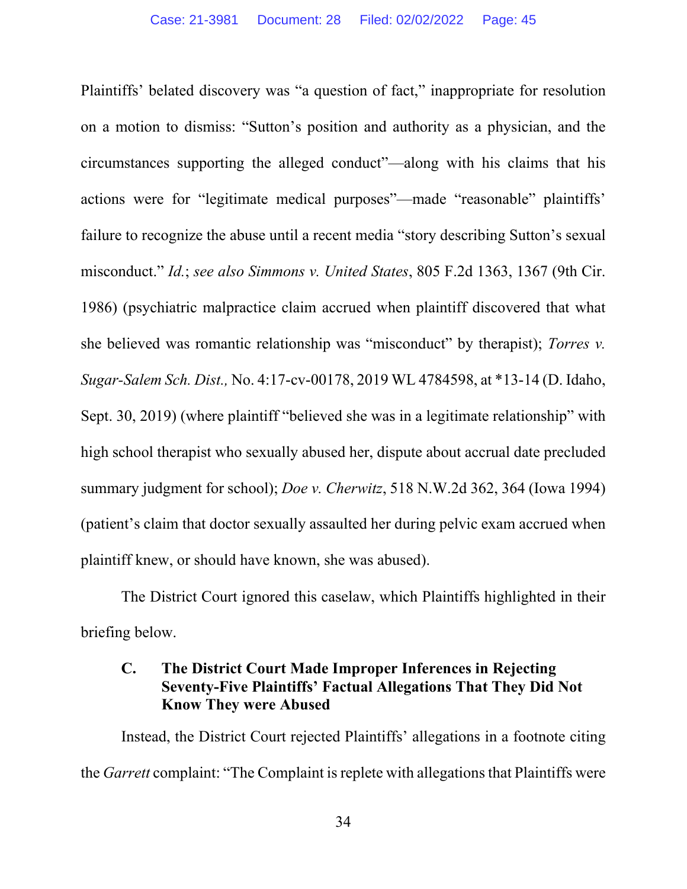Plaintiffs' belated discovery was "a question of fact," inappropriate for resolution on a motion to dismiss: "Sutton's position and authority as a physician, and the circumstances supporting the alleged conduct"—along with his claims that his actions were for "legitimate medical purposes"—made "reasonable" plaintiffs' failure to recognize the abuse until a recent media "story describing Sutton's sexual misconduct." *Id.*; *see also Simmons v. United States*, 805 F.2d 1363, 1367 (9th Cir. 1986) (psychiatric malpractice claim accrued when plaintiff discovered that what she believed was romantic relationship was "misconduct" by therapist); *Torres v. Sugar-Salem Sch. Dist.,* No. 4:17-cv-00178, 2019 WL 4784598, at *13-14 (D. Idaho, Sept. 30, 2019) (where plaintiff "believed she was in a legitimate relationship" with high school therapist who sexually abused her, dispute about accrual date precluded summary judgment for school); *Doe v. Cherwitz*, 518 N.W.2d 362, 364 (Iowa 1994) (patient's claim that doctor sexually assaulted her during pelvic exam accrued when plaintiff knew, or should have known, she was abused).

The District Court ignored this caselaw, which Plaintiffs highlighted in their briefing below.

### C. The District Court Made Improper Inferences in Rejecting Seventy-Five Plaintiffs' Factual Allegations That They Did Not Know They were Abused

Instead, the District Court rejected Plaintiffs' allegations in a footnote citing the *Garrett* complaint: "The Complaint is replete with allegations that Plaintiffs were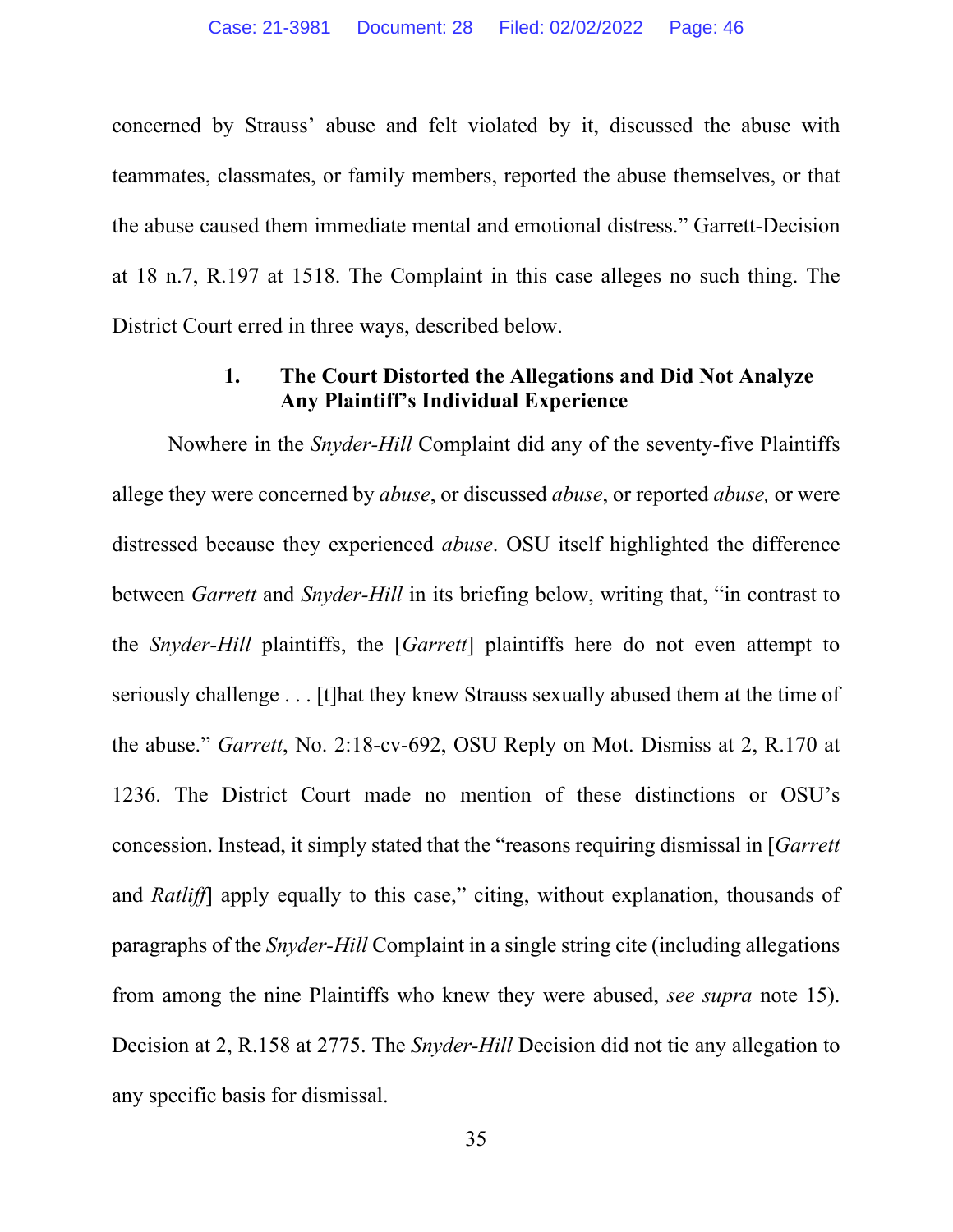concerned by Strauss' abuse and felt violated by it, discussed the abuse with teammates, classmates, or family members, reported the abuse themselves, or that the abuse caused them immediate mental and emotional distress." Garrett-Decision at 18 n.7, R.197 at 1518. The Complaint in this case alleges no such thing. The District Court erred in three ways, described below.

### 1. The Court Distorted the Allegations and Did Not Analyze Any Plaintiff's Individual Experience

Nowhere in the *Snyder-Hill* Complaint did any of the seventy-five Plaintiffs allege they were concerned by *abuse*, or discussed *abuse*, or reported *abuse,* or were distressed because they experienced *abuse*. OSU itself highlighted the difference between *Garrett* and *Snyder-Hill* in its briefing below, writing that, "in contrast to the *Snyder-Hill* plaintiffs, the [*Garrett*] plaintiffs here do not even attempt to seriously challenge . . . [t]hat they knew Strauss sexually abused them at the time of the abuse." *Garrett*, No. 2:18-cv-692, OSU Reply on Mot. Dismiss at 2, R.170 at 1236. The District Court made no mention of these distinctions or OSU's concession. Instead, it simply stated that the "reasons requiring dismissal in [*Garrett* and *Ratliff*] apply equally to this case," citing, without explanation, thousands of paragraphs of the *Snyder-Hill* Complaint in a single string cite (including allegations from among the nine Plaintiffs who knew they were abused, *see supra* note 15). Decision at 2, R.158 at 2775. The *Snyder-Hill* Decision did not tie any allegation to any specific basis for dismissal.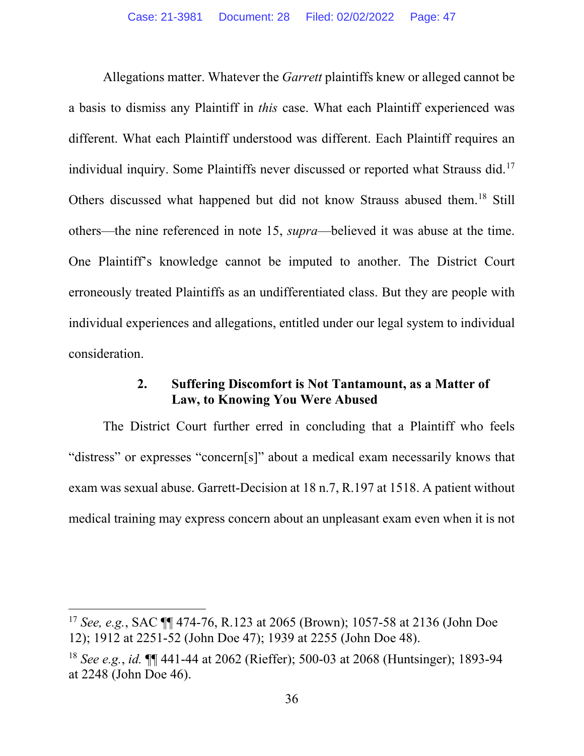Allegations matter. Whatever the *Garrett* plaintiffs knew or alleged cannot be a basis to dismiss any Plaintiff in *this* case. What each Plaintiff experienced was different. What each Plaintiff understood was different. Each Plaintiff requires an individual inquiry. Some Plaintiffs never discussed or reported what Strauss did.[17] Others discussed what happened but did not know Strauss abused them.[18] Still others—the nine referenced in note 15, *supra*—believed it was abuse at the time. One Plaintiff's knowledge cannot be imputed to another. The District Court erroneously treated Plaintiffs as an undifferentiated class. But they are people with individual experiences and allegations, entitled under our legal system to individual consideration.

### 2. Suffering Discomfort is Not Tantamount, as a Matter of Law, to Knowing You Were Abused

The District Court further erred in concluding that a Plaintiff who feels "distress" or expresses "concern[s]" about a medical exam necessarily knows that exam was sexual abuse. Garrett-Decision at 18 n.7, R.197 at 1518. A patient without medical training may express concern about an unpleasant exam even when it is not

---

[17] *See, e.g.*, SAC ¶¶ 474-76, R.123 at 2065 (Brown); 1057-58 at 2136 (John Doe 12); 1912 at 2251-52 (John Doe 47); 1939 at 2255 (John Doe 48).

[18] *See e.g.*, *id.* ¶¶ 441-44 at 2062 (Rieffer); 500-03 at 2068 (Huntsinger); 1893-94 at 2248 (John Doe 46).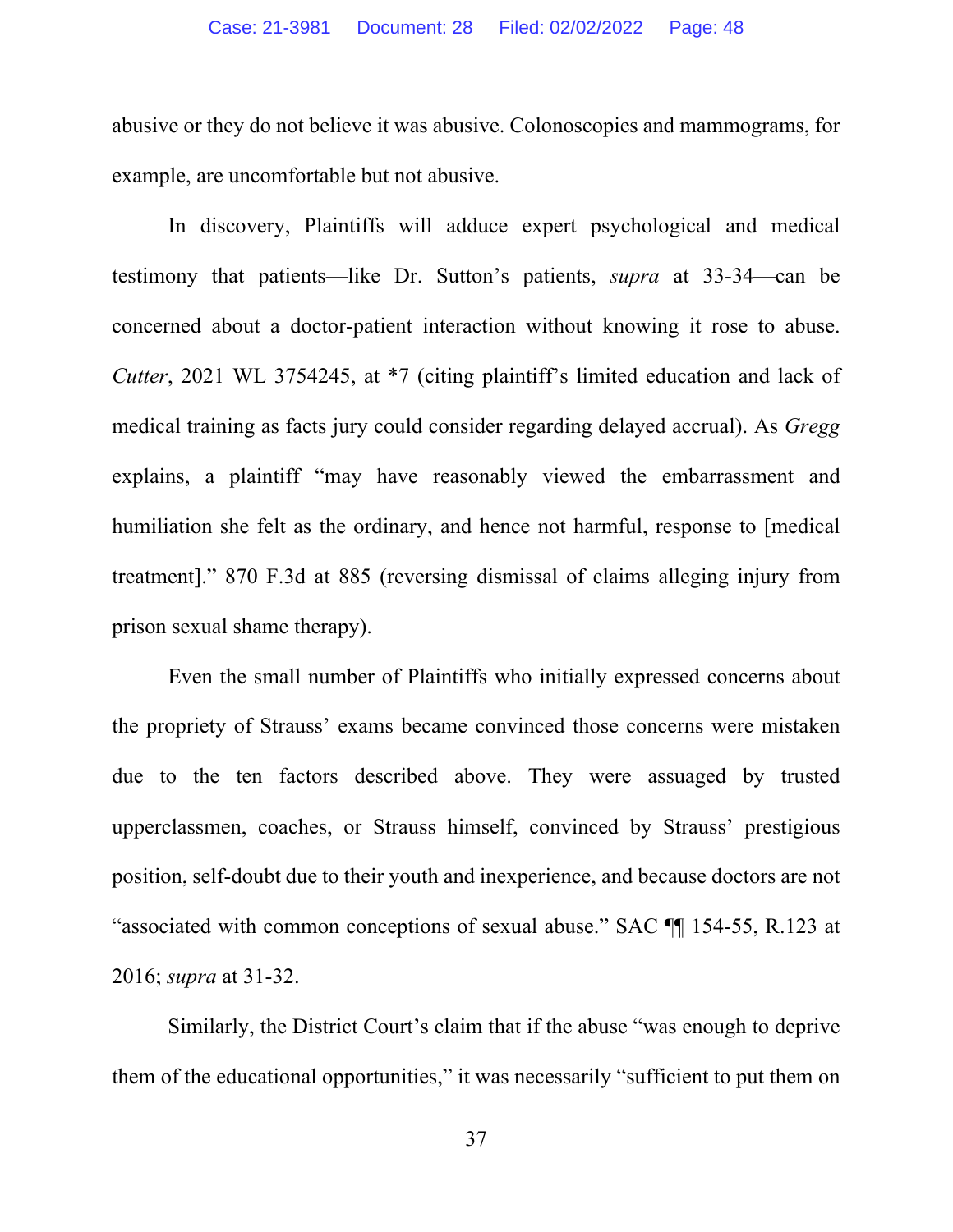abusive or they do not believe it was abusive. Colonoscopies and mammograms, for example, are uncomfortable but not abusive.

In discovery, Plaintiffs will adduce expert psychological and medical testimony that patients—like Dr. Sutton's patients, *supra* at 33-34—can be concerned about a doctor-patient interaction without knowing it rose to abuse. *Cutter*, 2021 WL 3754245, at *7 (citing plaintiff's limited education and lack of medical training as facts jury could consider regarding delayed accrual). As *Gregg* explains, a plaintiff "may have reasonably viewed the embarrassment and humiliation she felt as the ordinary, and hence not harmful, response to [medical treatment]." 870 F.3d at 885 (reversing dismissal of claims alleging injury from prison sexual shame therapy).

Even the small number of Plaintiffs who initially expressed concerns about the propriety of Strauss' exams became convinced those concerns were mistaken due to the ten factors described above. They were assuaged by trusted upperclassmen, coaches, or Strauss himself, convinced by Strauss' prestigious position, self-doubt due to their youth and inexperience, and because doctors are not "associated with common conceptions of sexual abuse." SAC ¶¶ 154-55, R.123 at 2016; *supra* at 31-32.

Similarly, the District Court's claim that if the abuse "was enough to deprive them of the educational opportunities," it was necessarily "sufficient to put them on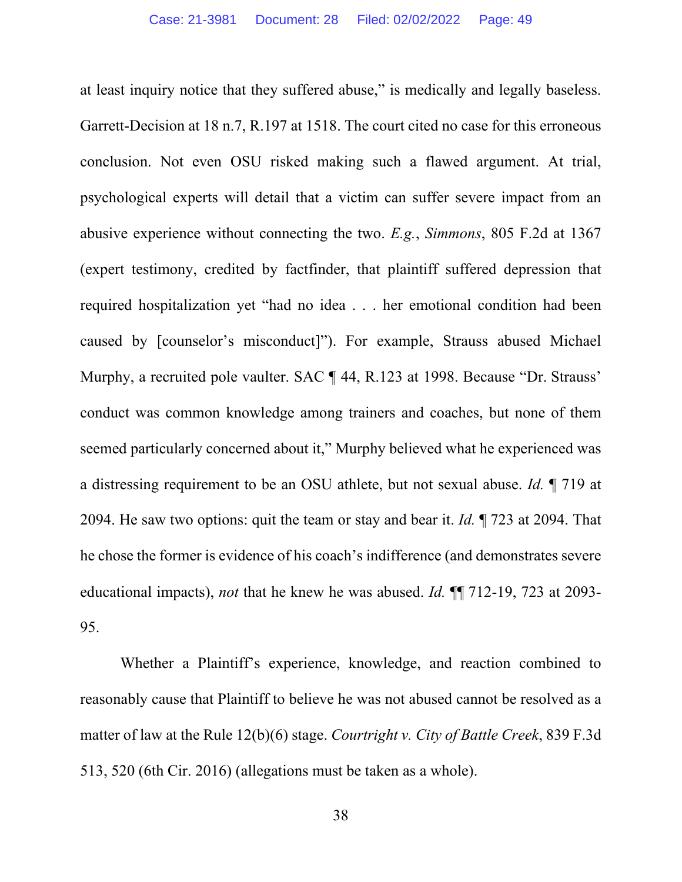at least inquiry notice that they suffered abuse," is medically and legally baseless. Garrett-Decision at 18 n.7, R.197 at 1518. The court cited no case for this erroneous conclusion. Not even OSU risked making such a flawed argument. At trial, psychological experts will detail that a victim can suffer severe impact from an abusive experience without connecting the two. *E.g.*, *Simmons*, 805 F.2d at 1367 (expert testimony, credited by factfinder, that plaintiff suffered depression that required hospitalization yet "had no idea . . . her emotional condition had been caused by [counselor's misconduct]"). For example, Strauss abused Michael Murphy, a recruited pole vaulter. SAC ¶ 44, R.123 at 1998. Because "Dr. Strauss' conduct was common knowledge among trainers and coaches, but none of them seemed particularly concerned about it," Murphy believed what he experienced was a distressing requirement to be an OSU athlete, but not sexual abuse. *Id.* ¶ 719 at 2094. He saw two options: quit the team or stay and bear it. *Id.* ¶ 723 at 2094. That he chose the former is evidence of his coach's indifference (and demonstrates severe educational impacts), *not* that he knew he was abused. *Id.* ¶¶ 712-19, 723 at 2093-95.

Whether a Plaintiff's experience, knowledge, and reaction combined to reasonably cause that Plaintiff to believe he was not abused cannot be resolved as a matter of law at the Rule 12(b)(6) stage. *Courtright v. City of Battle Creek*, 839 F.3d 513, 520 (6th Cir. 2016) (allegations must be taken as a whole).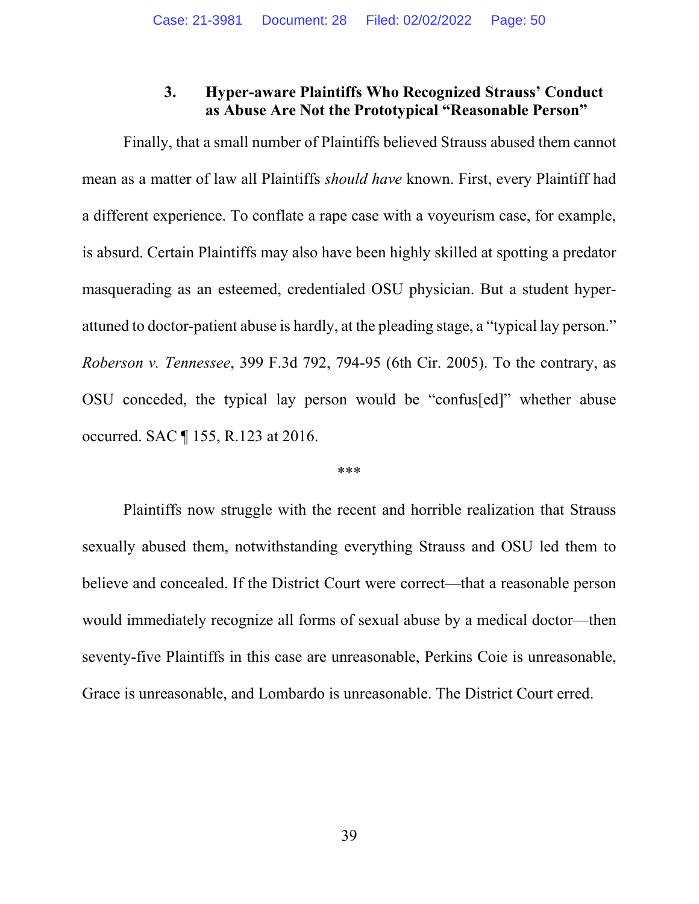### 3. Hyper-aware Plaintiffs Who Recognized Strauss' Conduct as Abuse Are Not the Prototypical "Reasonable Person"

Finally, that a small number of Plaintiffs believed Strauss abused them cannot mean as a matter of law all Plaintiffs *should have* known. First, every Plaintiff had a different experience. To conflate a rape case with a voyeurism case, for example, is absurd. Certain Plaintiffs may also have been highly skilled at spotting a predator masquerading as an esteemed, credentialed OSU physician. But a student hyper-attuned to doctor-patient abuse is hardly, at the pleading stage, a "typical lay person." *Roberson v. Tennessee*, 399 F.3d 792, 794-95 (6th Cir. 2005). To the contrary, as OSU conceded, the typical lay person would be "confus[ed]" whether abuse occurred. SAC ¶ 155, R.123 at 2016.

\*\*\*

Plaintiffs now struggle with the recent and horrible realization that Strauss sexually abused them, notwithstanding everything Strauss and OSU led them to believe and concealed. If the District Court were correct—that a reasonable person would immediately recognize all forms of sexual abuse by a medical doctor—then seventy-five Plaintiffs in this case are unreasonable, Perkins Coie is unreasonable, Grace is unreasonable, and Lombardo is unreasonable. The District Court erred.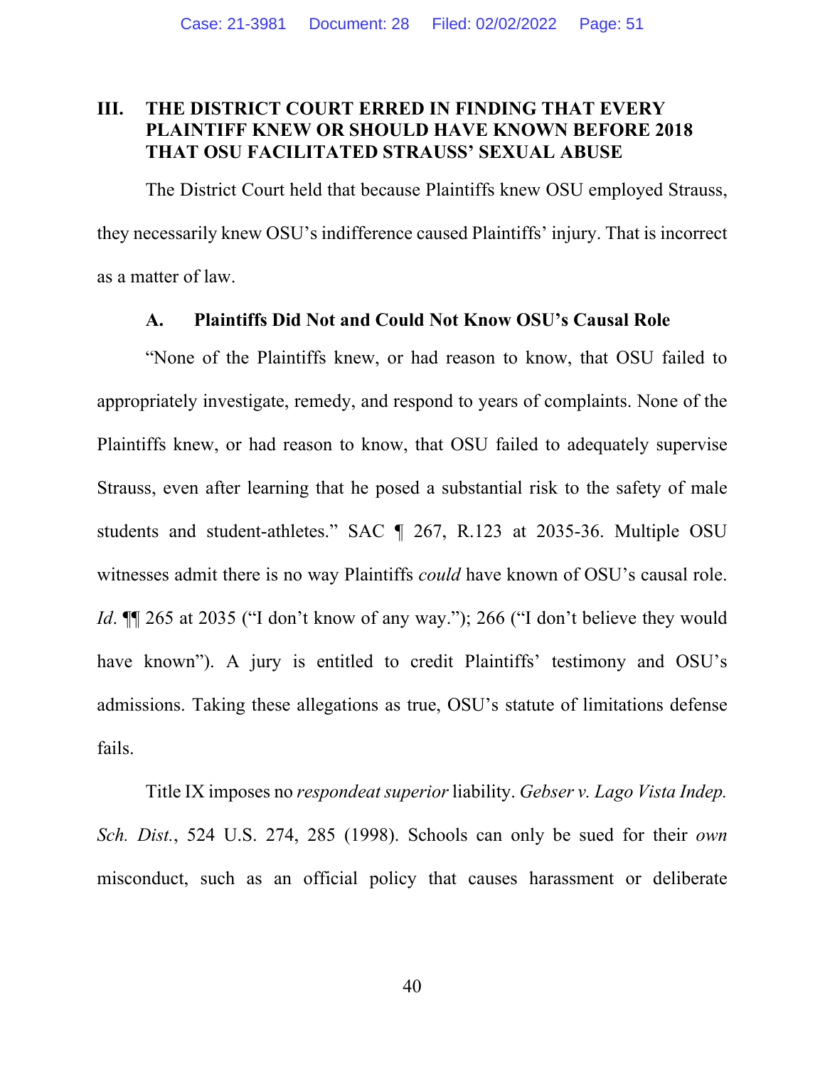## III. THE DISTRICT COURT ERRED IN FINDING THAT EVERY PLAINTIFF KNEW OR SHOULD HAVE KNOWN BEFORE 2018 THAT OSU FACILITATED STRAUSS' SEXUAL ABUSE

The District Court held that because Plaintiffs knew OSU employed Strauss, they necessarily knew OSU's indifference caused Plaintiffs' injury. That is incorrect as a matter of law.

### A. Plaintiffs Did Not and Could Not Know OSU's Causal Role

"None of the Plaintiffs knew, or had reason to know, that OSU failed to appropriately investigate, remedy, and respond to years of complaints. None of the Plaintiffs knew, or had reason to know, that OSU failed to adequately supervise Strauss, even after learning that he posed a substantial risk to the safety of male students and student-athletes." SAC ¶ 267, R.123 at 2035-36. Multiple OSU witnesses admit there is no way Plaintiffs *could* have known of OSU's causal role. *Id*. ¶¶ 265 at 2035 ("I don't know of any way."); 266 ("I don't believe they would have known"). A jury is entitled to credit Plaintiffs' testimony and OSU's admissions. Taking these allegations as true, OSU's statute of limitations defense fails.

Title IX imposes no *respondeat superior* liability. *Gebser v. Lago Vista Indep. Sch. Dist.*, 524 U.S. 274, 285 (1998). Schools can only be sued for their *own* misconduct, such as an official policy that causes harassment or deliberate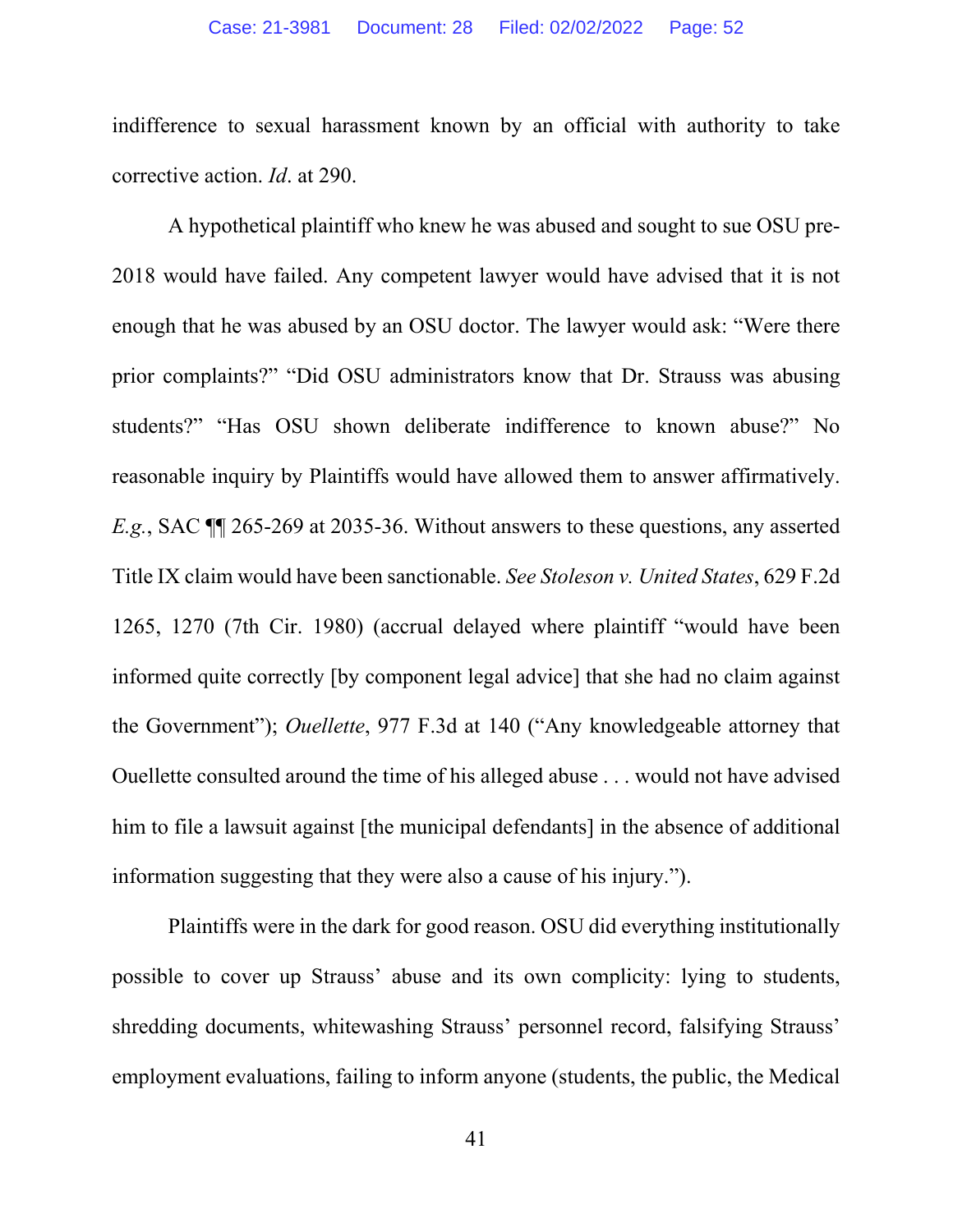indifference to sexual harassment known by an official with authority to take corrective action. *Id*. at 290.

A hypothetical plaintiff who knew he was abused and sought to sue OSU pre-2018 would have failed. Any competent lawyer would have advised that it is not enough that he was abused by an OSU doctor. The lawyer would ask: "Were there prior complaints?" "Did OSU administrators know that Dr. Strauss was abusing students?" "Has OSU shown deliberate indifference to known abuse?" No reasonable inquiry by Plaintiffs would have allowed them to answer affirmatively. *E.g.*, SAC ¶¶ 265-269 at 2035-36. Without answers to these questions, any asserted Title IX claim would have been sanctionable. *See Stoleson v. United States*, 629 F.2d 1265, 1270 (7th Cir. 1980) (accrual delayed where plaintiff "would have been informed quite correctly [by component legal advice] that she had no claim against the Government"); *Ouellette*, 977 F.3d at 140 ("Any knowledgeable attorney that Ouellette consulted around the time of his alleged abuse . . . would not have advised him to file a lawsuit against [the municipal defendants] in the absence of additional information suggesting that they were also a cause of his injury.").

Plaintiffs were in the dark for good reason. OSU did everything institutionally possible to cover up Strauss' abuse and its own complicity: lying to students, shredding documents, whitewashing Strauss' personnel record, falsifying Strauss' employment evaluations, failing to inform anyone (students, the public, the Medical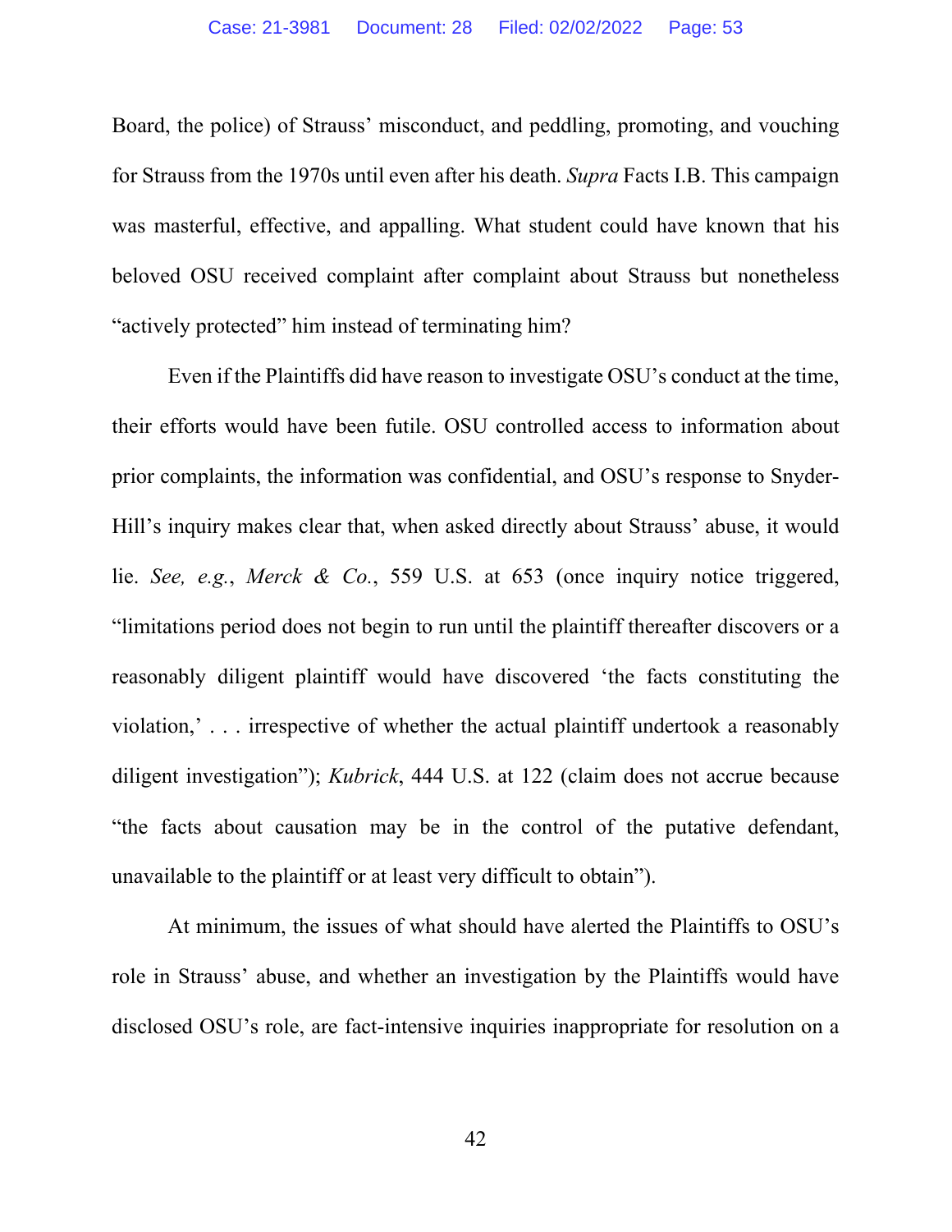Board, the police) of Strauss' misconduct, and peddling, promoting, and vouching for Strauss from the 1970s until even after his death. *Supra* Facts I.B. This campaign was masterful, effective, and appalling. What student could have known that his beloved OSU received complaint after complaint about Strauss but nonetheless "actively protected" him instead of terminating him?

Even if the Plaintiffs did have reason to investigate OSU's conduct at the time, their efforts would have been futile. OSU controlled access to information about prior complaints, the information was confidential, and OSU's response to Snyder-Hill's inquiry makes clear that, when asked directly about Strauss' abuse, it would lie. *See, e.g.*, *Merck & Co.*, 559 U.S. at 653 (once inquiry notice triggered, "limitations period does not begin to run until the plaintiff thereafter discovers or a reasonably diligent plaintiff would have discovered 'the facts constituting the violation,' . . . irrespective of whether the actual plaintiff undertook a reasonably diligent investigation"); *Kubrick*, 444 U.S. at 122 (claim does not accrue because "the facts about causation may be in the control of the putative defendant, unavailable to the plaintiff or at least very difficult to obtain").

At minimum, the issues of what should have alerted the Plaintiffs to OSU's role in Strauss' abuse, and whether an investigation by the Plaintiffs would have disclosed OSU's role, are fact-intensive inquiries inappropriate for resolution on a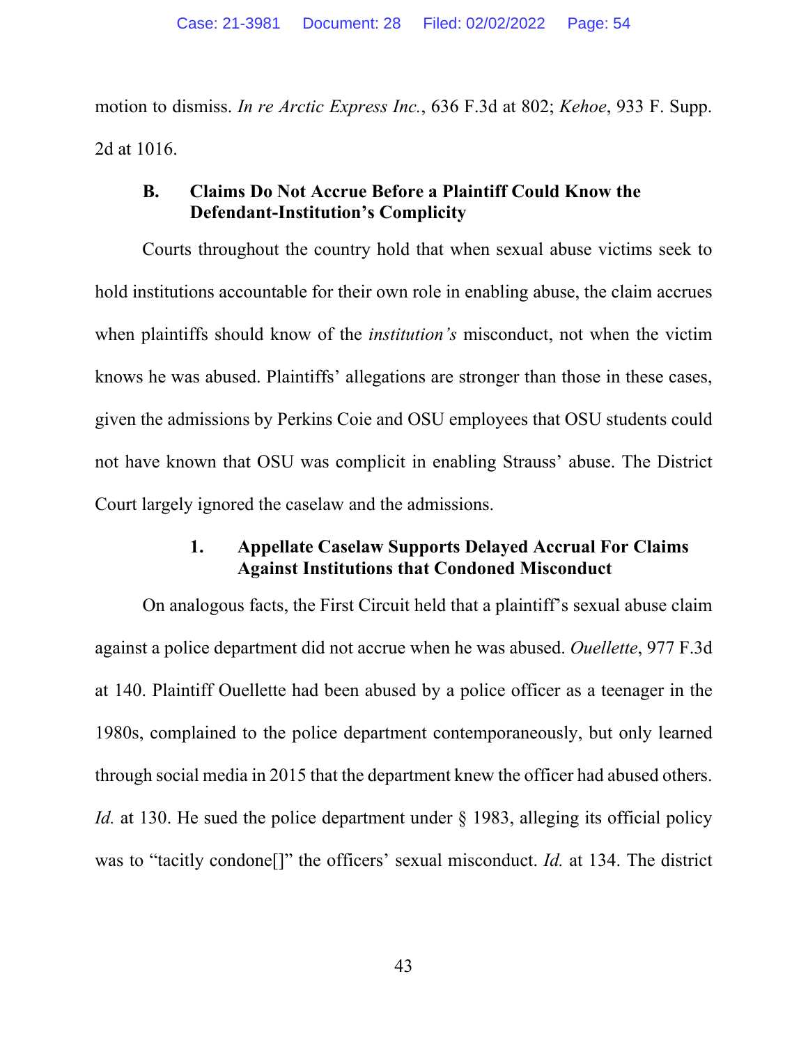motion to dismiss. *In re Arctic Express Inc.*, 636 F.3d at 802; *Kehoe*, 933 F. Supp. 2d at 1016.

### B. Claims Do Not Accrue Before a Plaintiff Could Know the Defendant-Institution's Complicity

Courts throughout the country hold that when sexual abuse victims seek to hold institutions accountable for their own role in enabling abuse, the claim accrues when plaintiffs should know of the *institution's* misconduct, not when the victim knows he was abused. Plaintiffs' allegations are stronger than those in these cases, given the admissions by Perkins Coie and OSU employees that OSU students could not have known that OSU was complicit in enabling Strauss' abuse. The District Court largely ignored the caselaw and the admissions.

#### 1. Appellate Caselaw Supports Delayed Accrual For Claims Against Institutions that Condoned Misconduct

On analogous facts, the First Circuit held that a plaintiff's sexual abuse claim against a police department did not accrue when he was abused. *Ouellette*, 977 F.3d at 140. Plaintiff Ouellette had been abused by a police officer as a teenager in the 1980s, complained to the police department contemporaneously, but only learned through social media in 2015 that the department knew the officer had abused others. *Id.* at 130. He sued the police department under § 1983, alleging its official policy was to "tacitly condone[]" the officers' sexual misconduct. *Id.* at 134. The district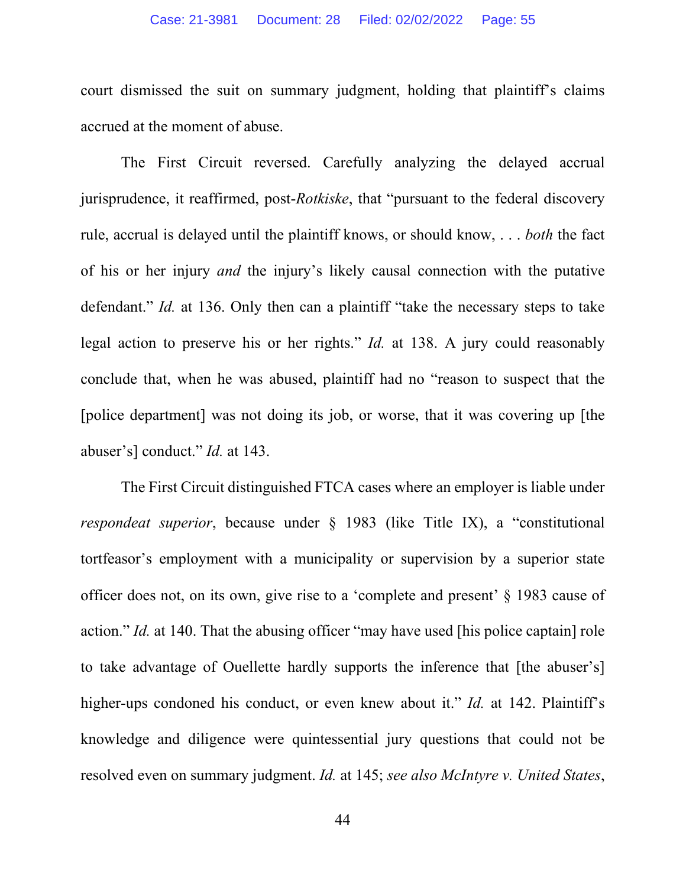court dismissed the suit on summary judgment, holding that plaintiff's claims accrued at the moment of abuse.

The First Circuit reversed. Carefully analyzing the delayed accrual jurisprudence, it reaffirmed, post-*Rotkiske*, that "pursuant to the federal discovery rule, accrual is delayed until the plaintiff knows, or should know, . . . *both* the fact of his or her injury *and* the injury's likely causal connection with the putative defendant." *Id.* at 136. Only then can a plaintiff "take the necessary steps to take legal action to preserve his or her rights." *Id.* at 138. A jury could reasonably conclude that, when he was abused, plaintiff had no "reason to suspect that the [police department] was not doing its job, or worse, that it was covering up [the abuser's] conduct." *Id.* at 143.

The First Circuit distinguished FTCA cases where an employer is liable under *respondeat superior*, because under § 1983 (like Title IX), a "constitutional tortfeasor's employment with a municipality or supervision by a superior state officer does not, on its own, give rise to a 'complete and present' § 1983 cause of action." *Id.* at 140. That the abusing officer "may have used [his police captain] role to take advantage of Ouellette hardly supports the inference that [the abuser's] higher-ups condoned his conduct, or even knew about it." *Id.* at 142. Plaintiff's knowledge and diligence were quintessential jury questions that could not be resolved even on summary judgment. *Id.* at 145; *see also McIntyre v. United States*,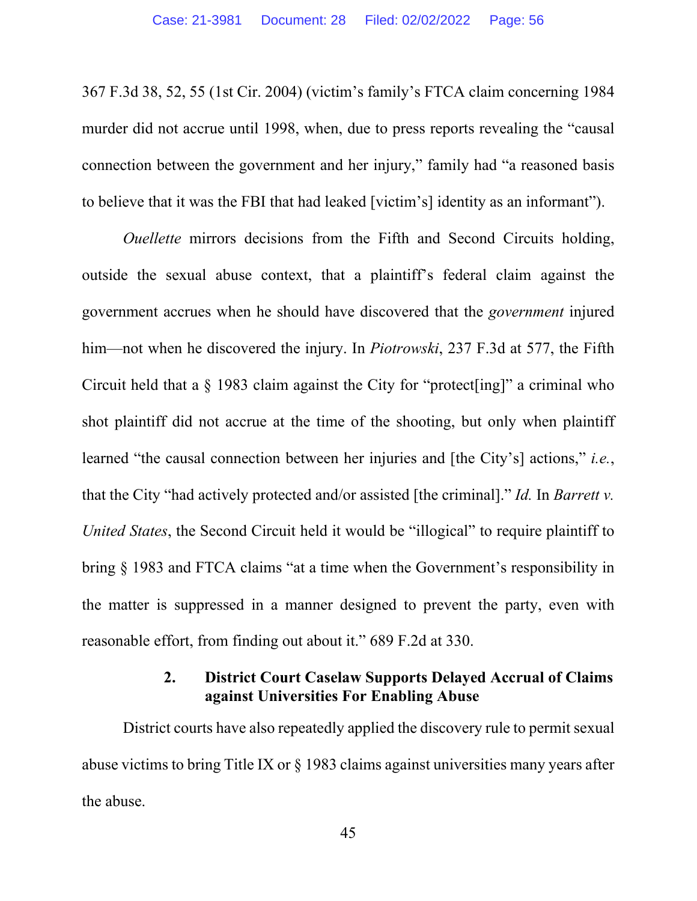367 F.3d 38, 52, 55 (1st Cir. 2004) (victim's family's FTCA claim concerning 1984 murder did not accrue until 1998, when, due to press reports revealing the "causal connection between the government and her injury," family had "a reasoned basis to believe that it was the FBI that had leaked [victim's] identity as an informant").

*Ouellette* mirrors decisions from the Fifth and Second Circuits holding, outside the sexual abuse context, that a plaintiff's federal claim against the government accrues when he should have discovered that the *government* injured him—not when he discovered the injury. In *Piotrowski*, 237 F.3d at 577, the Fifth Circuit held that a § 1983 claim against the City for "protect[ing]" a criminal who shot plaintiff did not accrue at the time of the shooting, but only when plaintiff learned "the causal connection between her injuries and [the City's] actions," *i.e.*, that the City "had actively protected and/or assisted [the criminal]." *Id.* In *Barrett v. United States*, the Second Circuit held it would be "illogical" to require plaintiff to bring § 1983 and FTCA claims "at a time when the Government's responsibility in the matter is suppressed in a manner designed to prevent the party, even with reasonable effort, from finding out about it." 689 F.2d at 330.

### 2. District Court Caselaw Supports Delayed Accrual of Claims against Universities For Enabling Abuse

District courts have also repeatedly applied the discovery rule to permit sexual abuse victims to bring Title IX or § 1983 claims against universities many years after the abuse.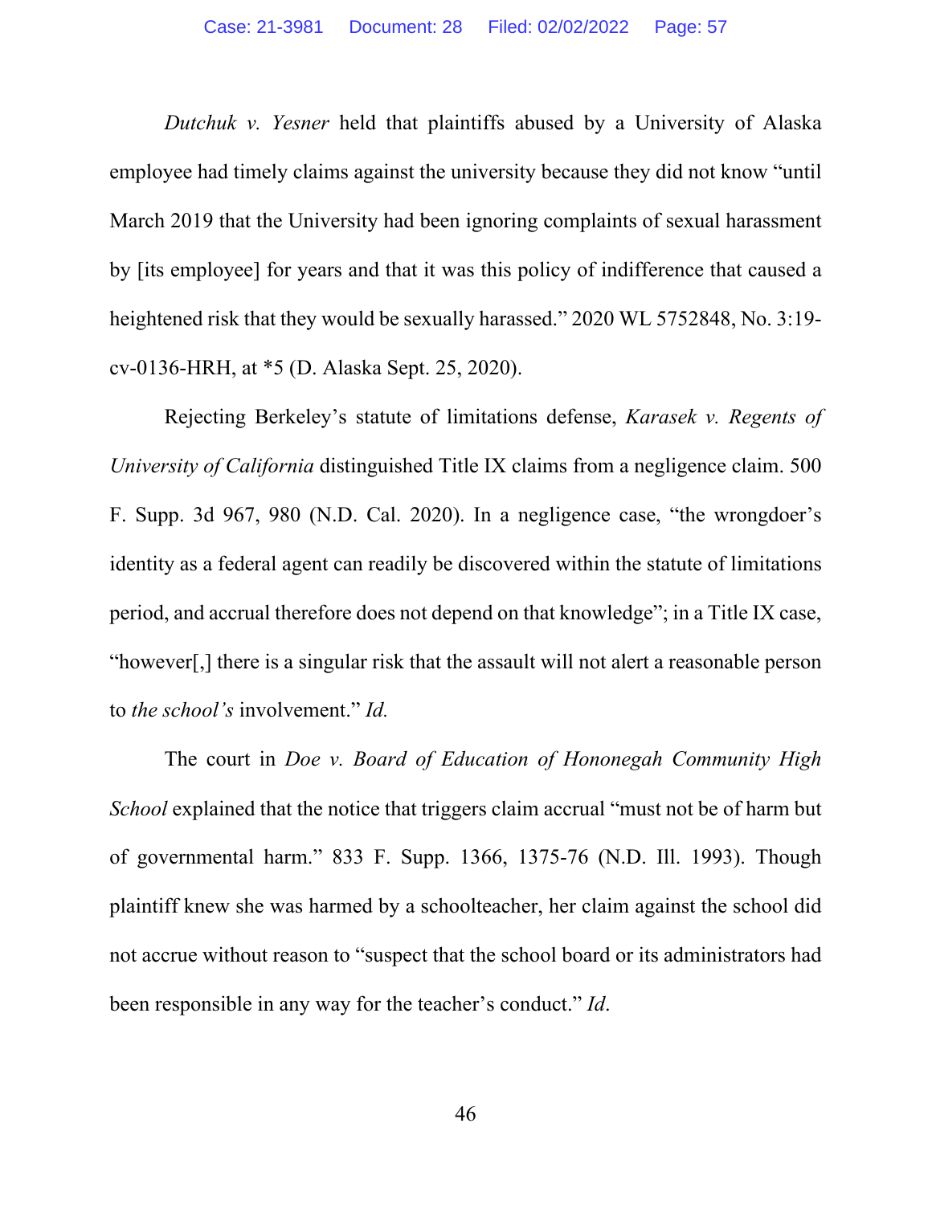*Dutchuk v. Yesner* held that plaintiffs abused by a University of Alaska employee had timely claims against the university because they did not know "until March 2019 that the University had been ignoring complaints of sexual harassment by [its employee] for years and that it was this policy of indifference that caused a heightened risk that they would be sexually harassed." 2020 WL 5752848, No. 3:19-cv-0136-HRH, at *5 (D. Alaska Sept. 25, 2020).

Rejecting Berkeley's statute of limitations defense, *Karasek v. Regents of University of California* distinguished Title IX claims from a negligence claim. 500 F. Supp. 3d 967, 980 (N.D. Cal. 2020). In a negligence case, "the wrongdoer's identity as a federal agent can readily be discovered within the statute of limitations period, and accrual therefore does not depend on that knowledge"; in a Title IX case, "however[,] there is a singular risk that the assault will not alert a reasonable person to *the school's* involvement." *Id.*

The court in *Doe v. Board of Education of Hononegah Community High School* explained that the notice that triggers claim accrual "must not be of harm but of governmental harm." 833 F. Supp. 1366, 1375-76 (N.D. Ill. 1993). Though plaintiff knew she was harmed by a schoolteacher, her claim against the school did not accrue without reason to "suspect that the school board or its administrators had been responsible in any way for the teacher's conduct." *Id*.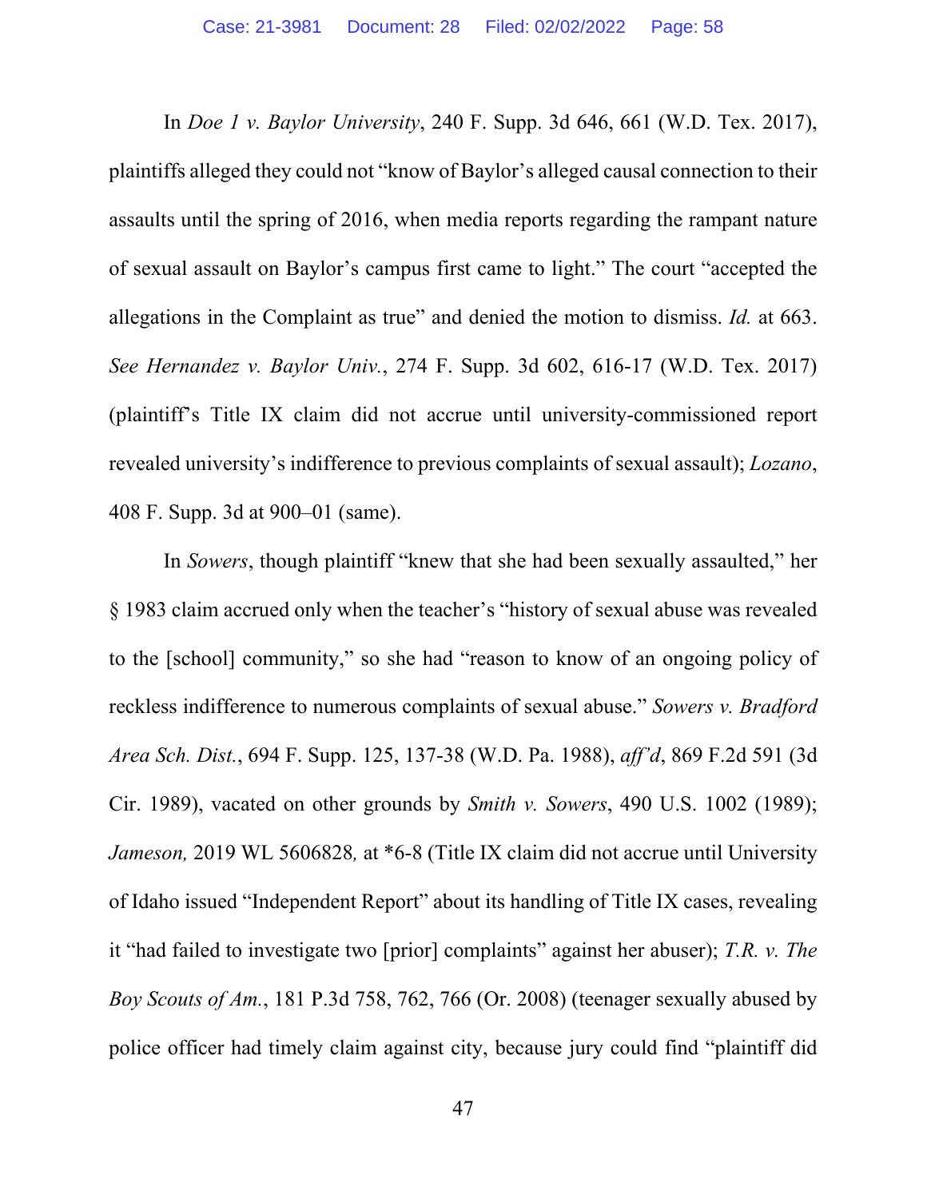In *Doe 1 v. Baylor University*, 240 F. Supp. 3d 646, 661 (W.D. Tex. 2017), plaintiffs alleged they could not "know of Baylor's alleged causal connection to their assaults until the spring of 2016, when media reports regarding the rampant nature of sexual assault on Baylor's campus first came to light." The court "accepted the allegations in the Complaint as true" and denied the motion to dismiss. *Id.* at 663. *See Hernandez v. Baylor Univ.*, 274 F. Supp. 3d 602, 616-17 (W.D. Tex. 2017) (plaintiff's Title IX claim did not accrue until university-commissioned report revealed university's indifference to previous complaints of sexual assault); *Lozano*, 408 F. Supp. 3d at 900–01 (same).

In *Sowers*, though plaintiff "knew that she had been sexually assaulted," her § 1983 claim accrued only when the teacher's "history of sexual abuse was revealed to the [school] community," so she had "reason to know of an ongoing policy of reckless indifference to numerous complaints of sexual abuse." *Sowers v. Bradford Area Sch. Dist.*, 694 F. Supp. 125, 137-38 (W.D. Pa. 1988), *aff'd*, 869 F.2d 591 (3d Cir. 1989), vacated on other grounds by *Smith v. Sowers*, 490 U.S. 1002 (1989); *Jameson,* 2019 WL 5606828*,* at *6-8 (Title IX claim did not accrue until University of Idaho issued "Independent Report" about its handling of Title IX cases, revealing it "had failed to investigate two [prior] complaints" against her abuser); *T.R. v. The Boy Scouts of Am.*, 181 P.3d 758, 762, 766 (Or. 2008) (teenager sexually abused by police officer had timely claim against city, because jury could find "plaintiff did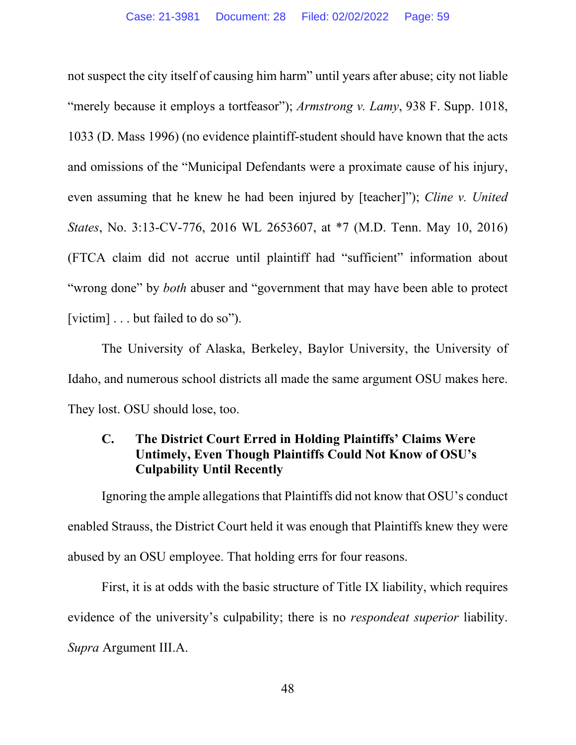not suspect the city itself of causing him harm" until years after abuse; city not liable "merely because it employs a tortfeasor"); *Armstrong v. Lamy*, 938 F. Supp. 1018, 1033 (D. Mass 1996) (no evidence plaintiff-student should have known that the acts and omissions of the "Municipal Defendants were a proximate cause of his injury, even assuming that he knew he had been injured by [teacher]"); *Cline v. United States*, No. 3:13-CV-776, 2016 WL 2653607, at *7 (M.D. Tenn. May 10, 2016) (FTCA claim did not accrue until plaintiff had "sufficient" information about "wrong done" by *both* abuser and "government that may have been able to protect [victim] . . . but failed to do so").

The University of Alaska, Berkeley, Baylor University, the University of Idaho, and numerous school districts all made the same argument OSU makes here. They lost. OSU should lose, too.

### C. The District Court Erred in Holding Plaintiffs' Claims Were Untimely, Even Though Plaintiffs Could Not Know of OSU's Culpability Until Recently

Ignoring the ample allegations that Plaintiffs did not know that OSU's conduct enabled Strauss, the District Court held it was enough that Plaintiffs knew they were abused by an OSU employee. That holding errs for four reasons.

First, it is at odds with the basic structure of Title IX liability, which requires evidence of the university's culpability; there is no *respondeat superior* liability. *Supra* Argument III.A.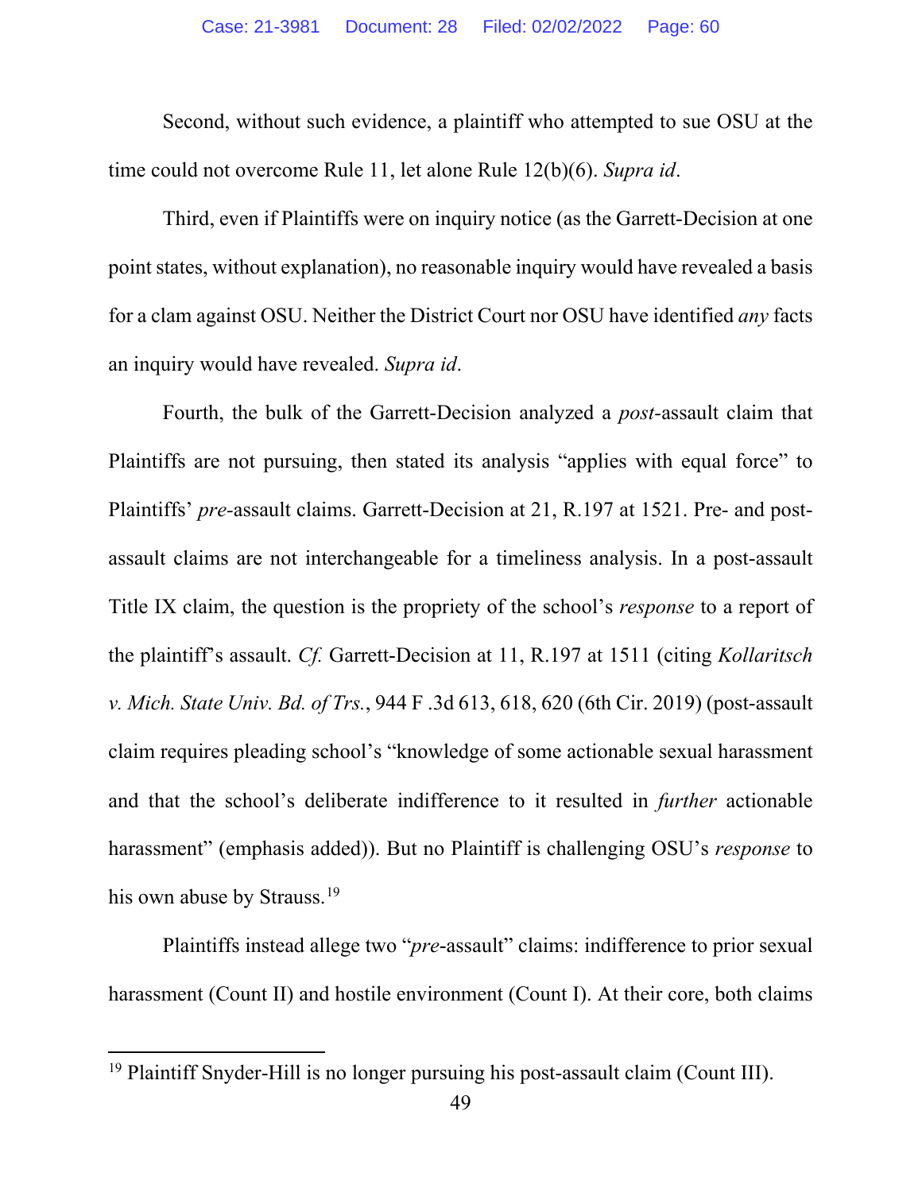Second, without such evidence, a plaintiff who attempted to sue OSU at the time could not overcome Rule 11, let alone Rule 12(b)(6). *Supra id*.

Third, even if Plaintiffs were on inquiry notice (as the Garrett-Decision at one point states, without explanation), no reasonable inquiry would have revealed a basis for a clam against OSU. Neither the District Court nor OSU have identified *any* facts an inquiry would have revealed. *Supra id*.

Fourth, the bulk of the Garrett-Decision analyzed a *post*-assault claim that Plaintiffs are not pursuing, then stated its analysis "applies with equal force" to Plaintiffs' *pre*-assault claims. Garrett-Decision at 21, R.197 at 1521. Pre- and post-assault claims are not interchangeable for a timeliness analysis. In a post-assault Title IX claim, the question is the propriety of the school's *response* to a report of the plaintiff's assault. *Cf.* Garrett-Decision at 11, R.197 at 1511 (citing *Kollaritsch v. Mich. State Univ. Bd. of Trs.*, 944 F .3d 613, 618, 620 (6th Cir. 2019) (post-assault claim requires pleading school's "knowledge of some actionable sexual harassment and that the school's deliberate indifference to it resulted in *further* actionable harassment" (emphasis added)). But no Plaintiff is challenging OSU's *response* to his own abuse by Strauss.[19]

Plaintiffs instead allege two "*pre*-assault" claims: indifference to prior sexual harassment (Count II) and hostile environment (Count I). At their core, both claims

[19] Plaintiff Snyder-Hill is no longer pursuing his post-assault claim (Count III).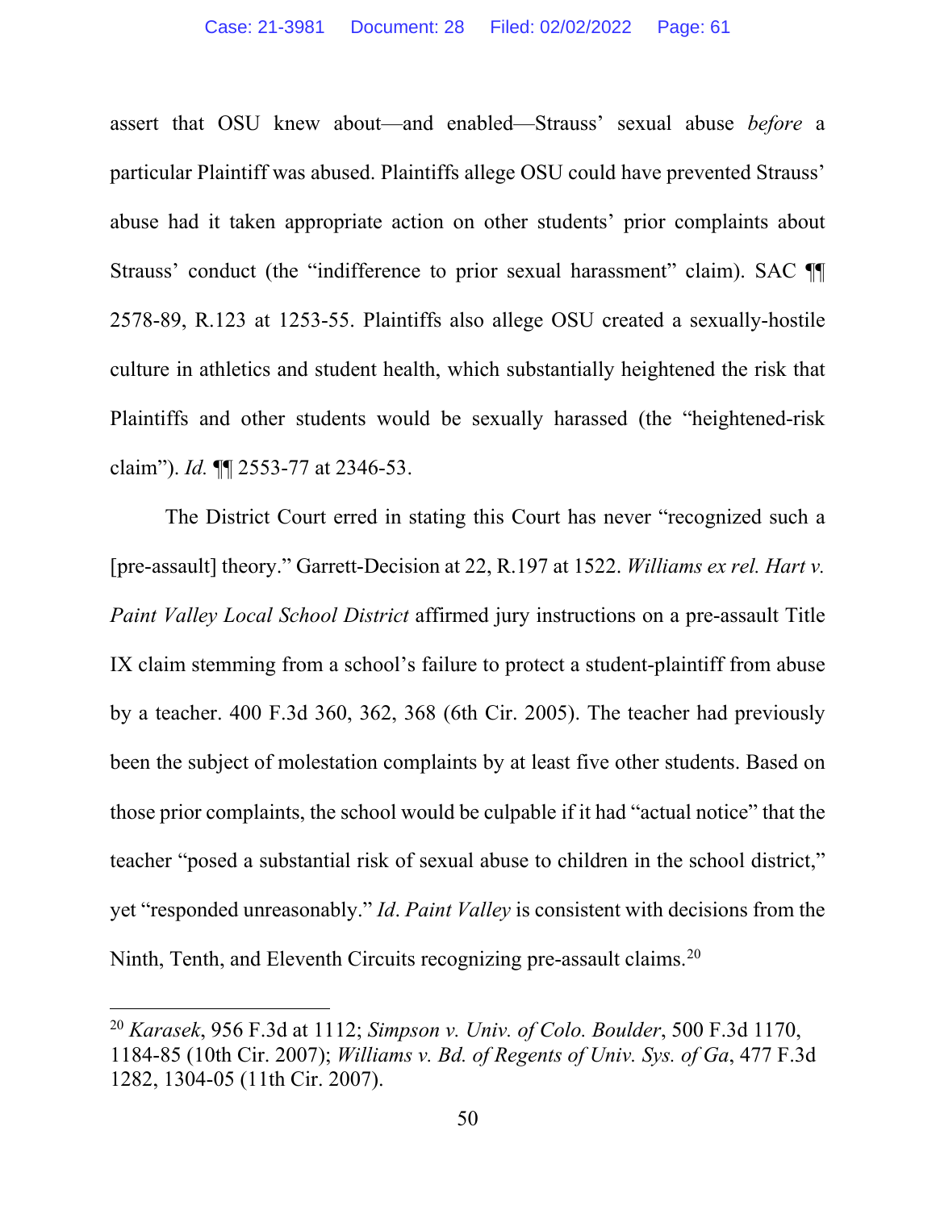assert that OSU knew about—and enabled—Strauss' sexual abuse *before* a particular Plaintiff was abused. Plaintiffs allege OSU could have prevented Strauss' abuse had it taken appropriate action on other students' prior complaints about Strauss' conduct (the "indifference to prior sexual harassment" claim). SAC ¶¶ 2578-89, R.123 at 1253-55. Plaintiffs also allege OSU created a sexually-hostile culture in athletics and student health, which substantially heightened the risk that Plaintiffs and other students would be sexually harassed (the "heightened-risk claim"). *Id.* ¶¶ 2553-77 at 2346-53.

The District Court erred in stating this Court has never "recognized such a [pre-assault] theory." Garrett-Decision at 22, R.197 at 1522. *Williams ex rel. Hart v. Paint Valley Local School District* affirmed jury instructions on a pre-assault Title IX claim stemming from a school's failure to protect a student-plaintiff from abuse by a teacher. 400 F.3d 360, 362, 368 (6th Cir. 2005). The teacher had previously been the subject of molestation complaints by at least five other students. Based on those prior complaints, the school would be culpable if it had "actual notice" that the teacher "posed a substantial risk of sexual abuse to children in the school district," yet "responded unreasonably." *Id*. *Paint Valley* is consistent with decisions from the Ninth, Tenth, and Eleventh Circuits recognizing pre-assault claims.[20]

---

[20] *Karasek*, 956 F.3d at 1112; *Simpson v. Univ. of Colo. Boulder*, 500 F.3d 1170, 1184-85 (10th Cir. 2007); *Williams v. Bd. of Regents of Univ. Sys. of Ga*, 477 F.3d 1282, 1304-05 (11th Cir. 2007).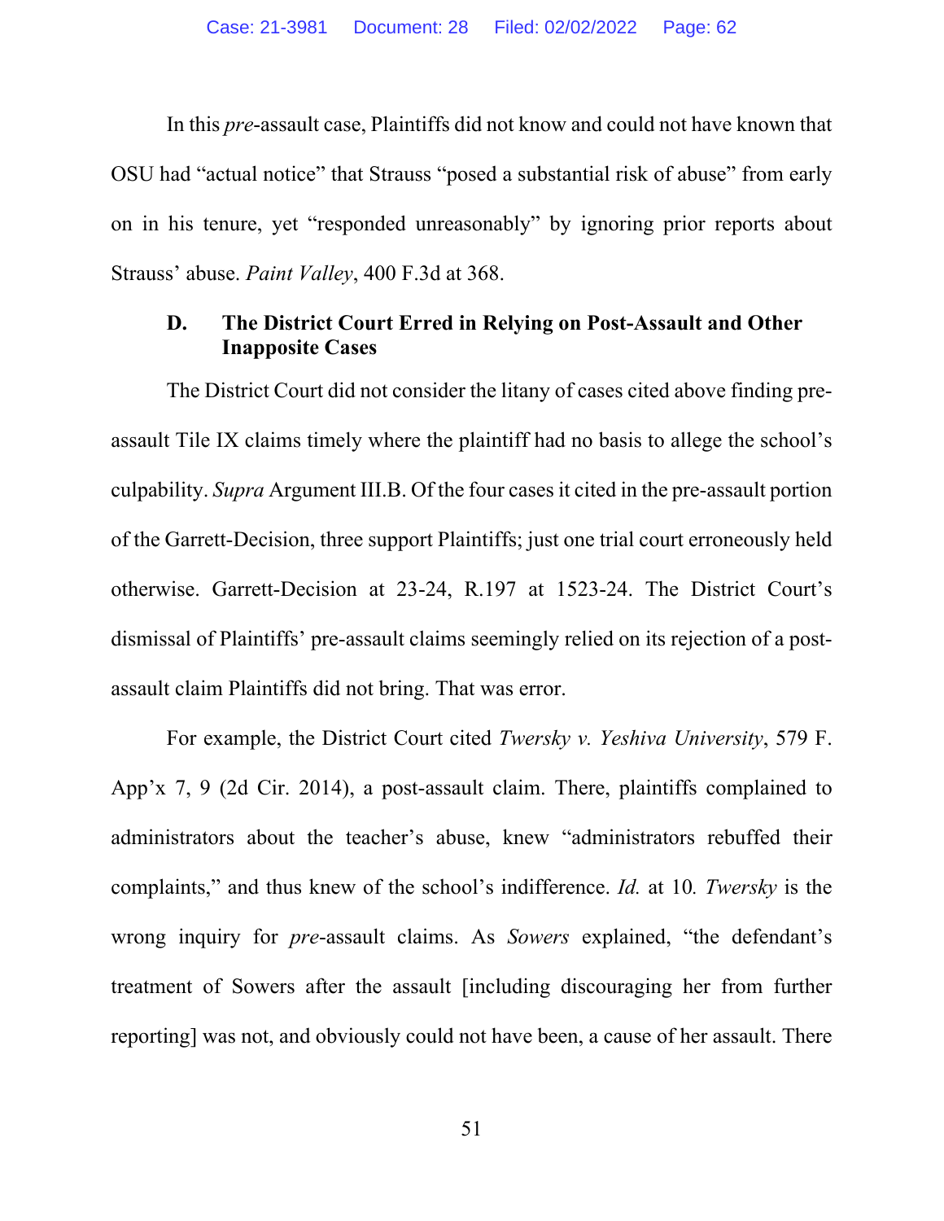In this *pre*-assault case, Plaintiffs did not know and could not have known that OSU had "actual notice" that Strauss "posed a substantial risk of abuse" from early on in his tenure, yet "responded unreasonably" by ignoring prior reports about Strauss' abuse. *Paint Valley*, 400 F.3d at 368.

### D. The District Court Erred in Relying on Post-Assault and Other Inapposite Cases

The District Court did not consider the litany of cases cited above finding pre-assault Tile IX claims timely where the plaintiff had no basis to allege the school's culpability. *Supra* Argument III.B. Of the four cases it cited in the pre-assault portion of the Garrett-Decision, three support Plaintiffs; just one trial court erroneously held otherwise. Garrett-Decision at 23-24, R.197 at 1523-24. The District Court's dismissal of Plaintiffs' pre-assault claims seemingly relied on its rejection of a post-assault claim Plaintiffs did not bring. That was error.

For example, the District Court cited *Twersky v. Yeshiva University*, 579 F. App'x 7, 9 (2d Cir. 2014), a post-assault claim. There, plaintiffs complained to administrators about the teacher's abuse, knew "administrators rebuffed their complaints," and thus knew of the school's indifference. *Id.* at 10. *Twersky* is the wrong inquiry for *pre*-assault claims. As *Sowers* explained, "the defendant's treatment of Sowers after the assault [including discouraging her from further reporting] was not, and obviously could not have been, a cause of her assault. There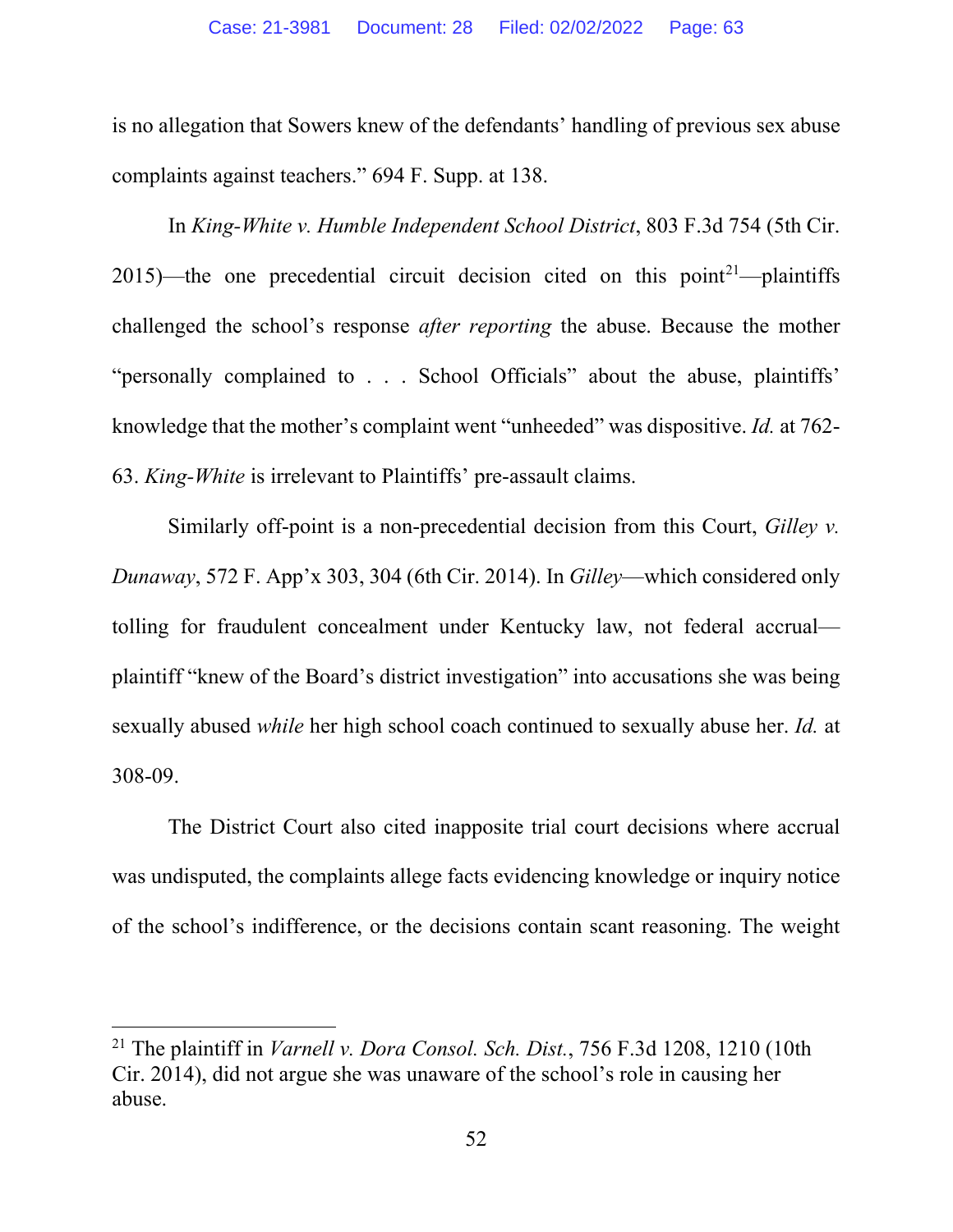is no allegation that Sowers knew of the defendants' handling of previous sex abuse complaints against teachers." 694 F. Supp. at 138.

In *King-White v. Humble Independent School District*, 803 F.3d 754 (5th Cir. 2015)—the one precedential circuit decision cited on this point[21]—plaintiffs challenged the school's response *after reporting* the abuse. Because the mother "personally complained to . . . School Officials" about the abuse, plaintiffs' knowledge that the mother's complaint went "unheeded" was dispositive. *Id.* at 762-63. *King-White* is irrelevant to Plaintiffs' pre-assault claims.

Similarly off-point is a non-precedential decision from this Court, *Gilley v. Dunaway*, 572 F. App'x 303, 304 (6th Cir. 2014). In *Gilley*—which considered only tolling for fraudulent concealment under Kentucky law, not federal accrual—plaintiff "knew of the Board's district investigation" into accusations she was being sexually abused *while* her high school coach continued to sexually abuse her. *Id.* at 308-09.

The District Court also cited inapposite trial court decisions where accrual was undisputed, the complaints allege facts evidencing knowledge or inquiry notice of the school's indifference, or the decisions contain scant reasoning. The weight

[21] The plaintiff in *Varnell v. Dora Consol. Sch. Dist.*, 756 F.3d 1208, 1210 (10th Cir. 2014), did not argue she was unaware of the school's role in causing her abuse.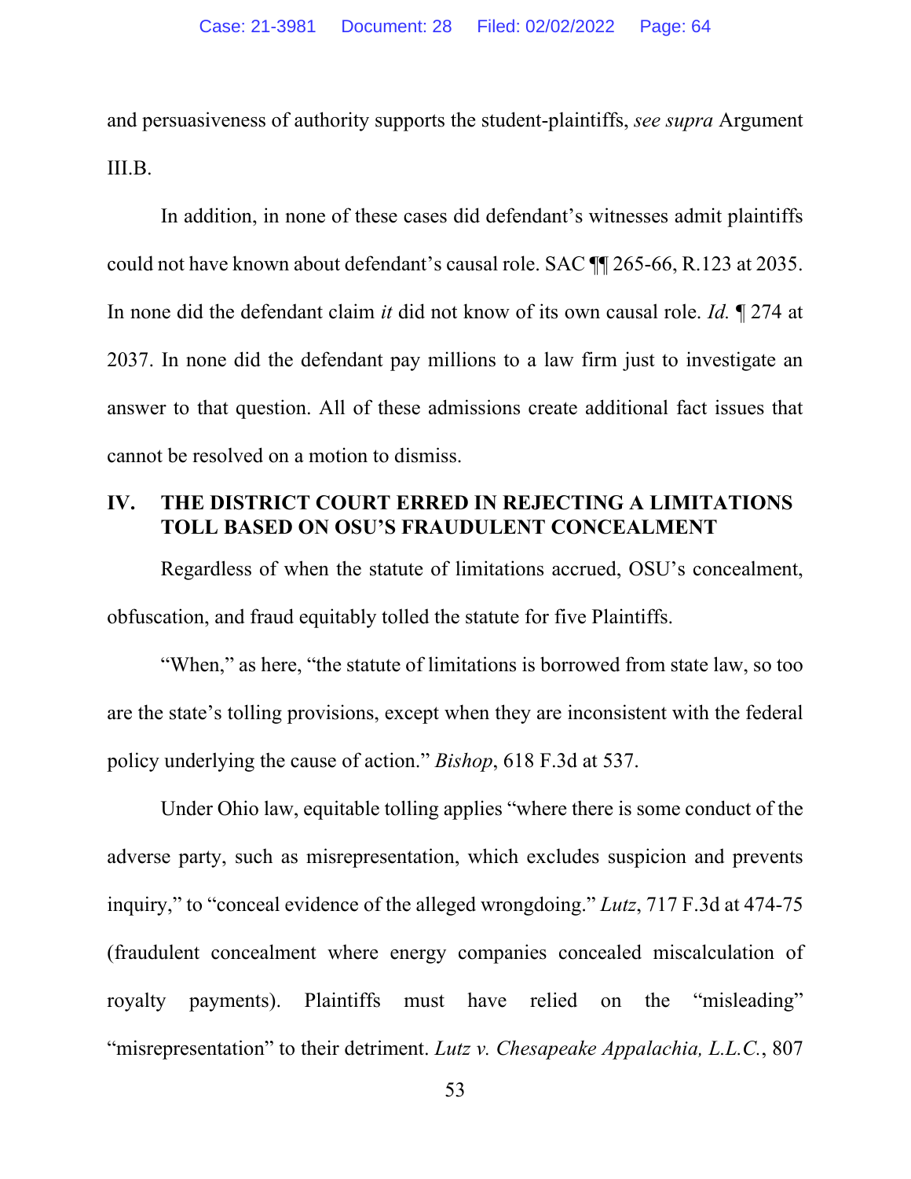and persuasiveness of authority supports the student-plaintiffs, *see supra* Argument III.B.

In addition, in none of these cases did defendant's witnesses admit plaintiffs could not have known about defendant's causal role. SAC ¶¶ 265-66, R.123 at 2035. In none did the defendant claim *it* did not know of its own causal role. *Id.* ¶ 274 at 2037. In none did the defendant pay millions to a law firm just to investigate an answer to that question. All of these admissions create additional fact issues that cannot be resolved on a motion to dismiss.

## IV. THE DISTRICT COURT ERRED IN REJECTING A LIMITATIONS TOLL BASED ON OSU'S FRAUDULENT CONCEALMENT

Regardless of when the statute of limitations accrued, OSU's concealment, obfuscation, and fraud equitably tolled the statute for five Plaintiffs.

"When," as here, "the statute of limitations is borrowed from state law, so too are the state's tolling provisions, except when they are inconsistent with the federal policy underlying the cause of action." *Bishop*, 618 F.3d at 537.

Under Ohio law, equitable tolling applies "where there is some conduct of the adverse party, such as misrepresentation, which excludes suspicion and prevents inquiry," to "conceal evidence of the alleged wrongdoing." *Lutz*, 717 F.3d at 474-75 (fraudulent concealment where energy companies concealed miscalculation of royalty payments). Plaintiffs must have relied on the "misleading" "misrepresentation" to their detriment. *Lutz v. Chesapeake Appalachia, L.L.C.*, 807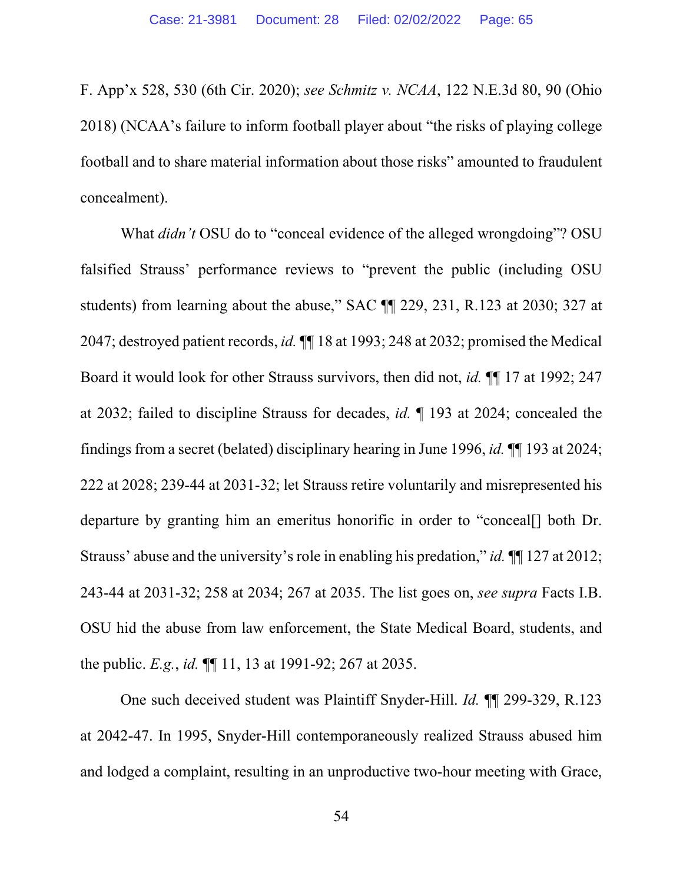F. App'x 528, 530 (6th Cir. 2020); *see Schmitz v. NCAA*, 122 N.E.3d 80, 90 (Ohio 2018) (NCAA's failure to inform football player about "the risks of playing college football and to share material information about those risks" amounted to fraudulent concealment).

What *didn't* OSU do to "conceal evidence of the alleged wrongdoing"? OSU falsified Strauss' performance reviews to "prevent the public (including OSU students) from learning about the abuse," SAC ¶¶ 229, 231, R.123 at 2030; 327 at 2047; destroyed patient records, *id.* ¶¶ 18 at 1993; 248 at 2032; promised the Medical Board it would look for other Strauss survivors, then did not, *id.* ¶¶ 17 at 1992; 247 at 2032; failed to discipline Strauss for decades, *id.* ¶ 193 at 2024; concealed the findings from a secret (belated) disciplinary hearing in June 1996, *id.* ¶¶ 193 at 2024; 222 at 2028; 239-44 at 2031-32; let Strauss retire voluntarily and misrepresented his departure by granting him an emeritus honorific in order to "conceal[] both Dr. Strauss' abuse and the university's role in enabling his predation," *id.* ¶¶ 127 at 2012; 243-44 at 2031-32; 258 at 2034; 267 at 2035. The list goes on, *see supra* Facts I.B. OSU hid the abuse from law enforcement, the State Medical Board, students, and the public. *E.g.*, *id.* ¶¶ 11, 13 at 1991-92; 267 at 2035.

One such deceived student was Plaintiff Snyder-Hill. *Id.* ¶¶ 299-329, R.123 at 2042-47. In 1995, Snyder-Hill contemporaneously realized Strauss abused him and lodged a complaint, resulting in an unproductive two-hour meeting with Grace,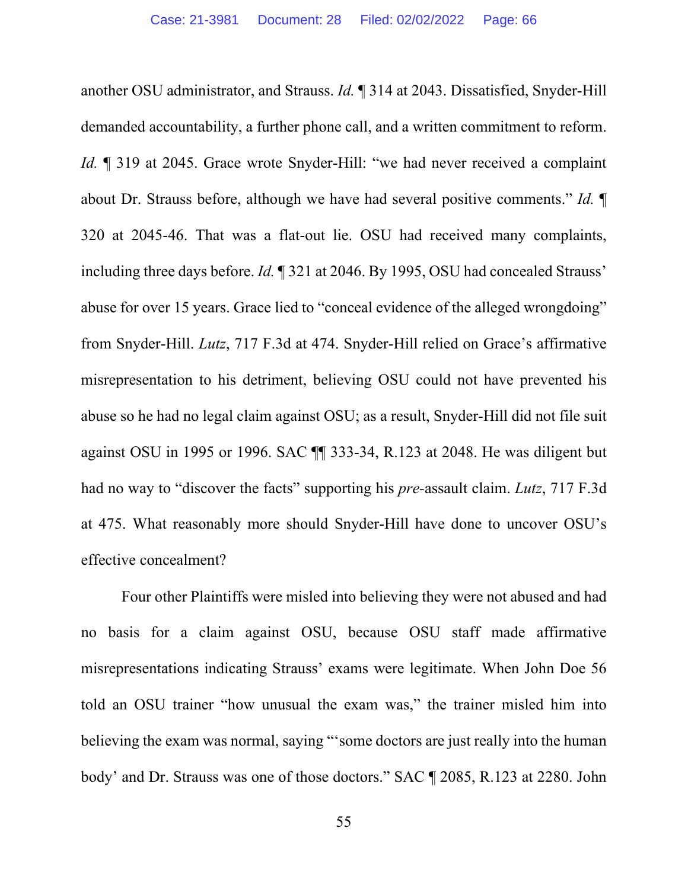another OSU administrator, and Strauss. *Id.* ¶ 314 at 2043. Dissatisfied, Snyder-Hill demanded accountability, a further phone call, and a written commitment to reform. *Id.* ¶ 319 at 2045. Grace wrote Snyder-Hill: "we had never received a complaint about Dr. Strauss before, although we have had several positive comments." *Id.* ¶ 320 at 2045-46. That was a flat-out lie. OSU had received many complaints, including three days before. *Id.* ¶ 321 at 2046. By 1995, OSU had concealed Strauss' abuse for over 15 years. Grace lied to "conceal evidence of the alleged wrongdoing" from Snyder-Hill. *Lutz*, 717 F.3d at 474. Snyder-Hill relied on Grace's affirmative misrepresentation to his detriment, believing OSU could not have prevented his abuse so he had no legal claim against OSU; as a result, Snyder-Hill did not file suit against OSU in 1995 or 1996. SAC ¶¶ 333-34, R.123 at 2048. He was diligent but had no way to "discover the facts" supporting his *pre*-assault claim. *Lutz*, 717 F.3d at 475. What reasonably more should Snyder-Hill have done to uncover OSU's effective concealment?

Four other Plaintiffs were misled into believing they were not abused and had no basis for a claim against OSU, because OSU staff made affirmative misrepresentations indicating Strauss' exams were legitimate. When John Doe 56 told an OSU trainer "how unusual the exam was," the trainer misled him into believing the exam was normal, saying "'some doctors are just really into the human body' and Dr. Strauss was one of those doctors." SAC ¶ 2085, R.123 at 2280. John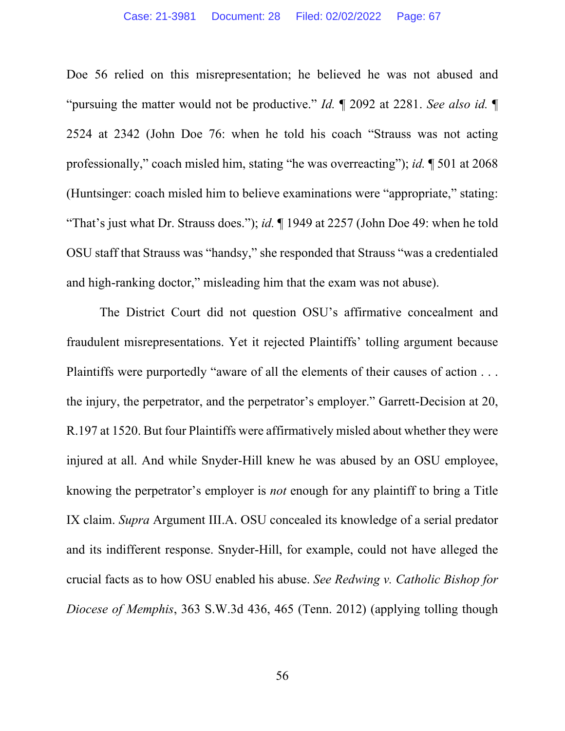Doe 56 relied on this misrepresentation; he believed he was not abused and "pursuing the matter would not be productive." *Id.* ¶ 2092 at 2281. *See also id.* ¶ 2524 at 2342 (John Doe 76: when he told his coach "Strauss was not acting professionally," coach misled him, stating "he was overreacting"); *id.* ¶ 501 at 2068 (Huntsinger: coach misled him to believe examinations were "appropriate," stating: "That's just what Dr. Strauss does."); *id.* ¶ 1949 at 2257 (John Doe 49: when he told OSU staff that Strauss was "handsy," she responded that Strauss "was a credentialed and high-ranking doctor," misleading him that the exam was not abuse).

The District Court did not question OSU's affirmative concealment and fraudulent misrepresentations. Yet it rejected Plaintiffs' tolling argument because Plaintiffs were purportedly "aware of all the elements of their causes of action . . . the injury, the perpetrator, and the perpetrator's employer." Garrett-Decision at 20, R.197 at 1520. But four Plaintiffs were affirmatively misled about whether they were injured at all. And while Snyder-Hill knew he was abused by an OSU employee, knowing the perpetrator's employer is *not* enough for any plaintiff to bring a Title IX claim. *Supra* Argument III.A. OSU concealed its knowledge of a serial predator and its indifferent response. Snyder-Hill, for example, could not have alleged the crucial facts as to how OSU enabled his abuse. *See Redwing v. Catholic Bishop for Diocese of Memphis*, 363 S.W.3d 436, 465 (Tenn. 2012) (applying tolling though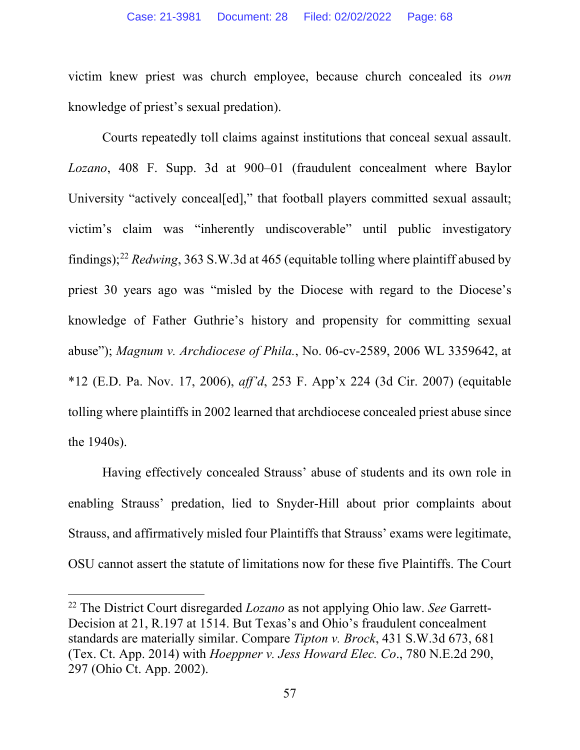victim knew priest was church employee, because church concealed its *own* knowledge of priest's sexual predation).

Courts repeatedly toll claims against institutions that conceal sexual assault. *Lozano*, 408 F. Supp. 3d at 900–01 (fraudulent concealment where Baylor University "actively conceal[ed]," that football players committed sexual assault; victim's claim was "inherently undiscoverable" until public investigatory findings);[22] *Redwing*, 363 S.W.3d at 465 (equitable tolling where plaintiff abused by priest 30 years ago was "misled by the Diocese with regard to the Diocese's knowledge of Father Guthrie's history and propensity for committing sexual abuse"); *Magnum v. Archdiocese of Phila.*, No. 06-cv-2589, 2006 WL 3359642, at *12 (E.D. Pa. Nov. 17, 2006), *aff'd*, 253 F. App'x 224 (3d Cir. 2007) (equitable tolling where plaintiffs in 2002 learned that archdiocese concealed priest abuse since the 1940s).

Having effectively concealed Strauss' abuse of students and its own role in enabling Strauss' predation, lied to Snyder-Hill about prior complaints about Strauss, and affirmatively misled four Plaintiffs that Strauss' exams were legitimate, OSU cannot assert the statute of limitations now for these five Plaintiffs. The Court

---

[22] The District Court disregarded *Lozano* as not applying Ohio law. *See* Garrett-Decision at 21, R.197 at 1514. But Texas's and Ohio's fraudulent concealment standards are materially similar. Compare *Tipton v. Brock*, 431 S.W.3d 673, 681 (Tex. Ct. App. 2014) with *Hoeppner v. Jess Howard Elec. Co*., 780 N.E.2d 290, 297 (Ohio Ct. App. 2002).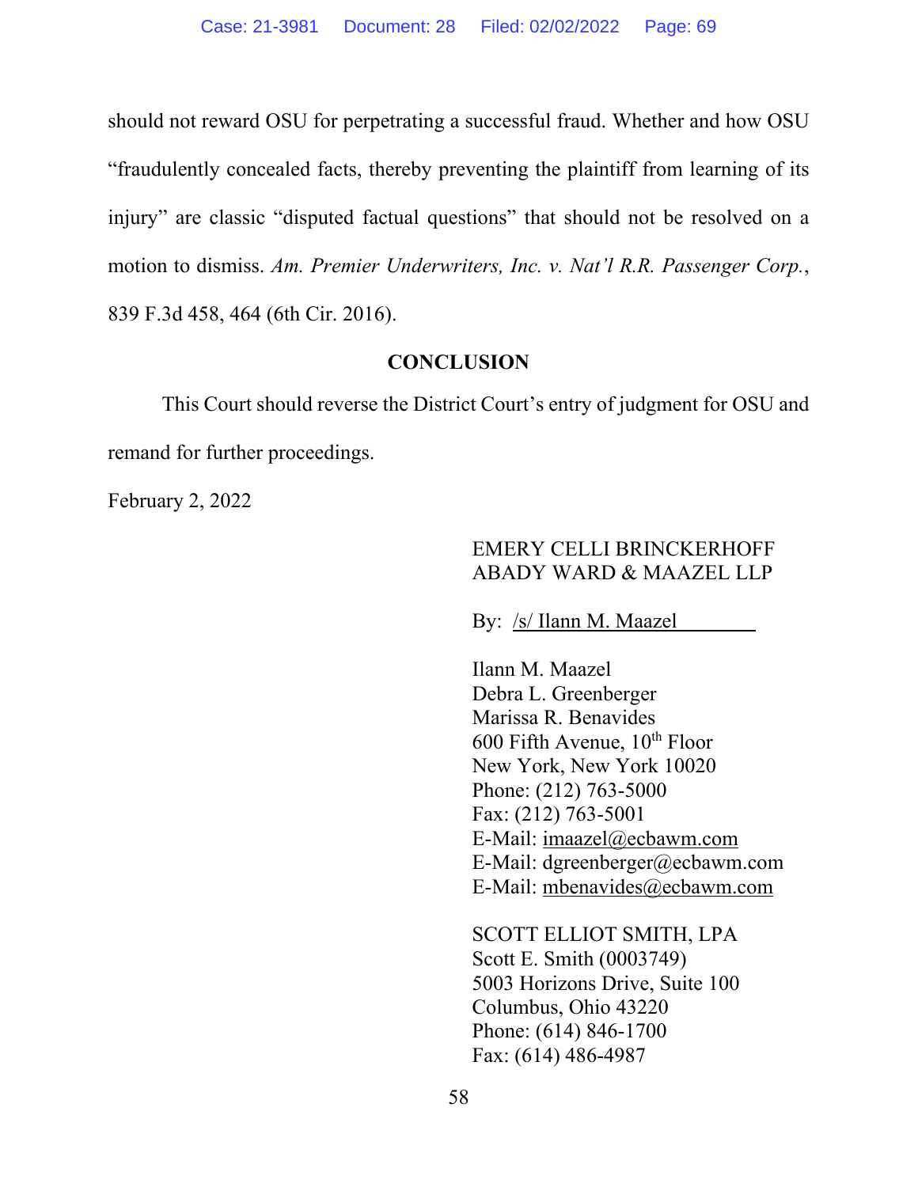should not reward OSU for perpetrating a successful fraud. Whether and how OSU "fraudulently concealed facts, thereby preventing the plaintiff from learning of its injury" are classic "disputed factual questions" that should not be resolved on a motion to dismiss. *Am. Premier Underwriters, Inc. v. Nat'l R.R. Passenger Corp.*, 839 F.3d 458, 464 (6th Cir. 2016).

## CONCLUSION

This Court should reverse the District Court's entry of judgment for OSU and remand for further proceedings.

February 2, 2022

EMERY CELLI BRINCKERHOFF
ABADY WARD & MAAZEL LLP

By: /s/ Ilann M. Maazel

Ilann M. Maazel
Debra L. Greenberger
Marissa R. Benavides
600 Fifth Avenue, 10th Floor
New York, New York 10020
Phone: (212) 763-5000
Fax: (212) 763-5001
E-Mail: imaazel@ecbawm.com
E-Mail: dgreenberger@ecbawm.com
E-Mail: mbenavides@ecbawm.com

SCOTT ELLIOT SMITH, LPA
Scott E. Smith (0003749)
5003 Horizons Drive, Suite 100
Columbus, Ohio 43220
Phone: (614) 846-1700
Fax: (614) 486-4987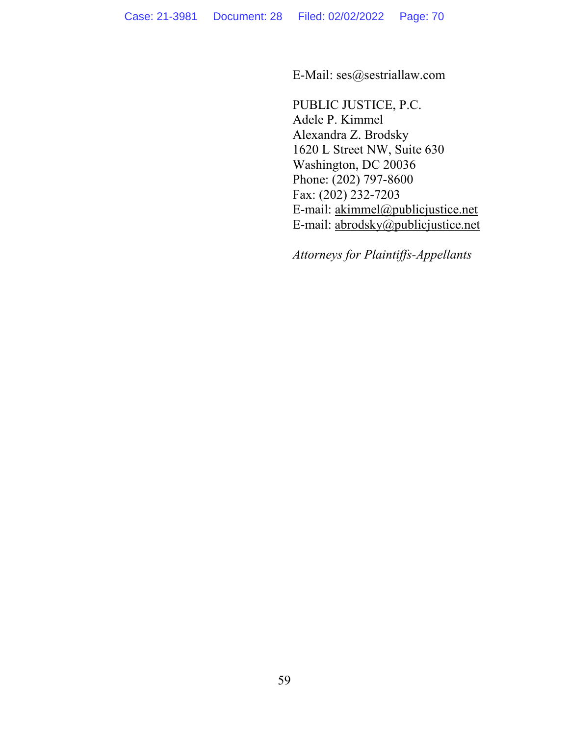E-Mail: ses@sestriallaw.com

PUBLIC JUSTICE, P.C.
Adele P. Kimmel
Alexandra Z. Brodsky
1620 L Street NW, Suite 630
Washington, DC 20036
Phone: (202) 797-8600
Fax: (202) 232-7203
E-mail: akimmel@publicjustice.net
E-mail: abrodsky@publicjustice.net

*Attorneys for Plaintiffs-Appellants*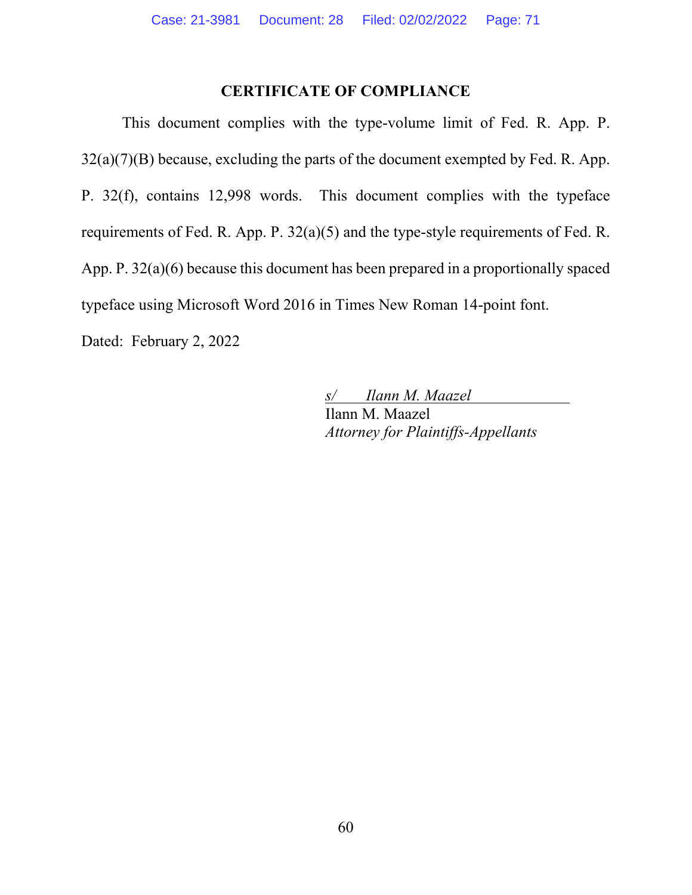## CERTIFICATE OF COMPLIANCE

This document complies with the type-volume limit of Fed. R. App. P. 32(a)(7)(B) because, excluding the parts of the document exempted by Fed. R. App. P. 32(f), contains 12,998 words. This document complies with the typeface requirements of Fed. R. App. P. 32(a)(5) and the type-style requirements of Fed. R. App. P. 32(a)(6) because this document has been prepared in a proportionally spaced typeface using Microsoft Word 2016 in Times New Roman 14-point font.

Dated: February 2, 2022

*s/ Ilann M. Maazel*
Ilann M. Maazel
*Attorney for Plaintiffs-Appellants*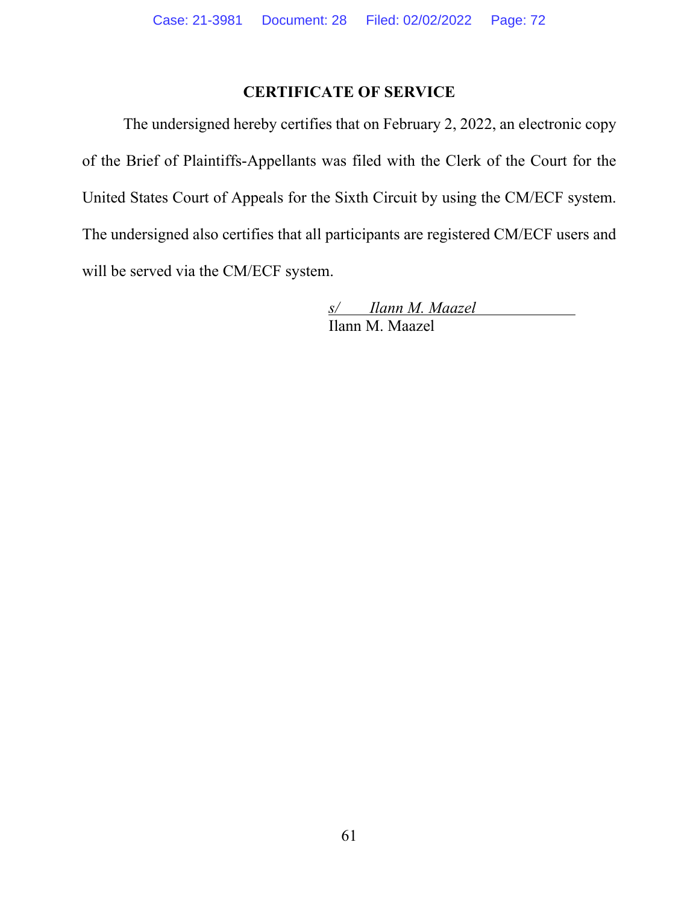## CERTIFICATE OF SERVICE

The undersigned hereby certifies that on February 2, 2022, an electronic copy of the Brief of Plaintiffs-Appellants was filed with the Clerk of the Court for the United States Court of Appeals for the Sixth Circuit by using the CM/ECF system. The undersigned also certifies that all participants are registered CM/ECF users and will be served via the CM/ECF system.

*s/ Ilann M. Maazel*
Ilann M. Maazel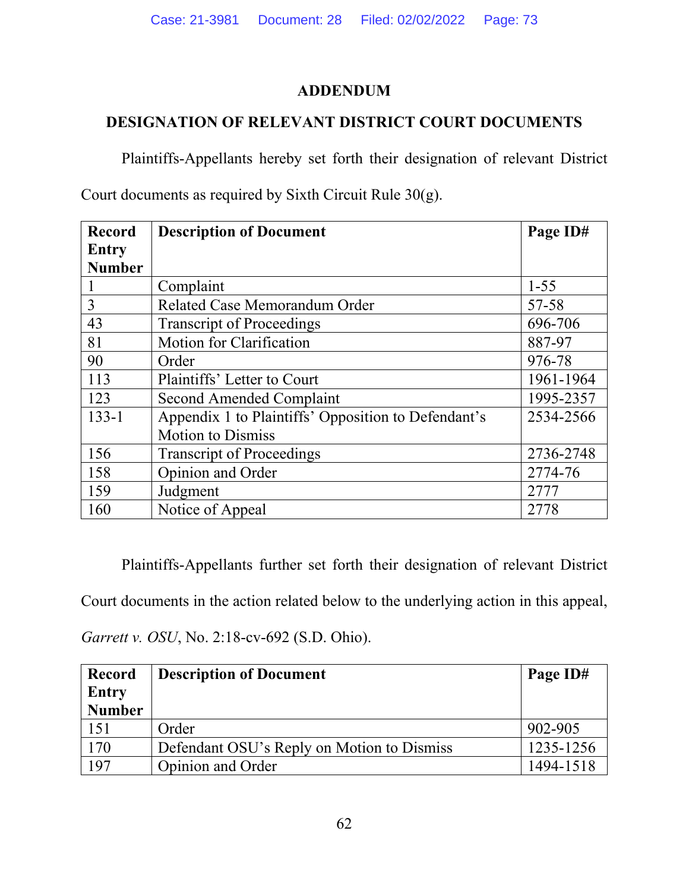## ADDENDUM

## DESIGNATION OF RELEVANT DISTRICT COURT DOCUMENTS

Plaintiffs-Appellants hereby set forth their designation of relevant District Court documents as required by Sixth Circuit Rule 30(g).

| Record Entry Number | Description of Document | Page ID# |
|---|---|---|
| 1 | Complaint | 1-55 |
| 3 | Related Case Memorandum Order | 57-58 |
| 43 | Transcript of Proceedings | 696-706 |
| 81 | Motion for Clarification | 887-97 |
| 90 | Order | 976-78 |
| 113 | Plaintiffs' Letter to Court | 1961-1964 |
| 123 | Second Amended Complaint | 1995-2357 |
| 133-1 | Appendix 1 to Plaintiffs' Opposition to Defendant's Motion to Dismiss | 2534-2566 |
| 156 | Transcript of Proceedings | 2736-2748 |
| 158 | Opinion and Order | 2774-76 |
| 159 | Judgment | 2777 |
| 160 | Notice of Appeal | 2778 |

Plaintiffs-Appellants further set forth their designation of relevant District Court documents in the action related below to the underlying action in this appeal, *Garrett v. OSU*, No. 2:18-cv-692 (S.D. Ohio).

| Record Entry Number | Description of Document | Page ID# |
|---|---|---|
| 151 | Order | 902-905 |
| 170 | Defendant OSU's Reply on Motion to Dismiss | 1235-1256 |
| 197 | Opinion and Order | 1494-1518 |